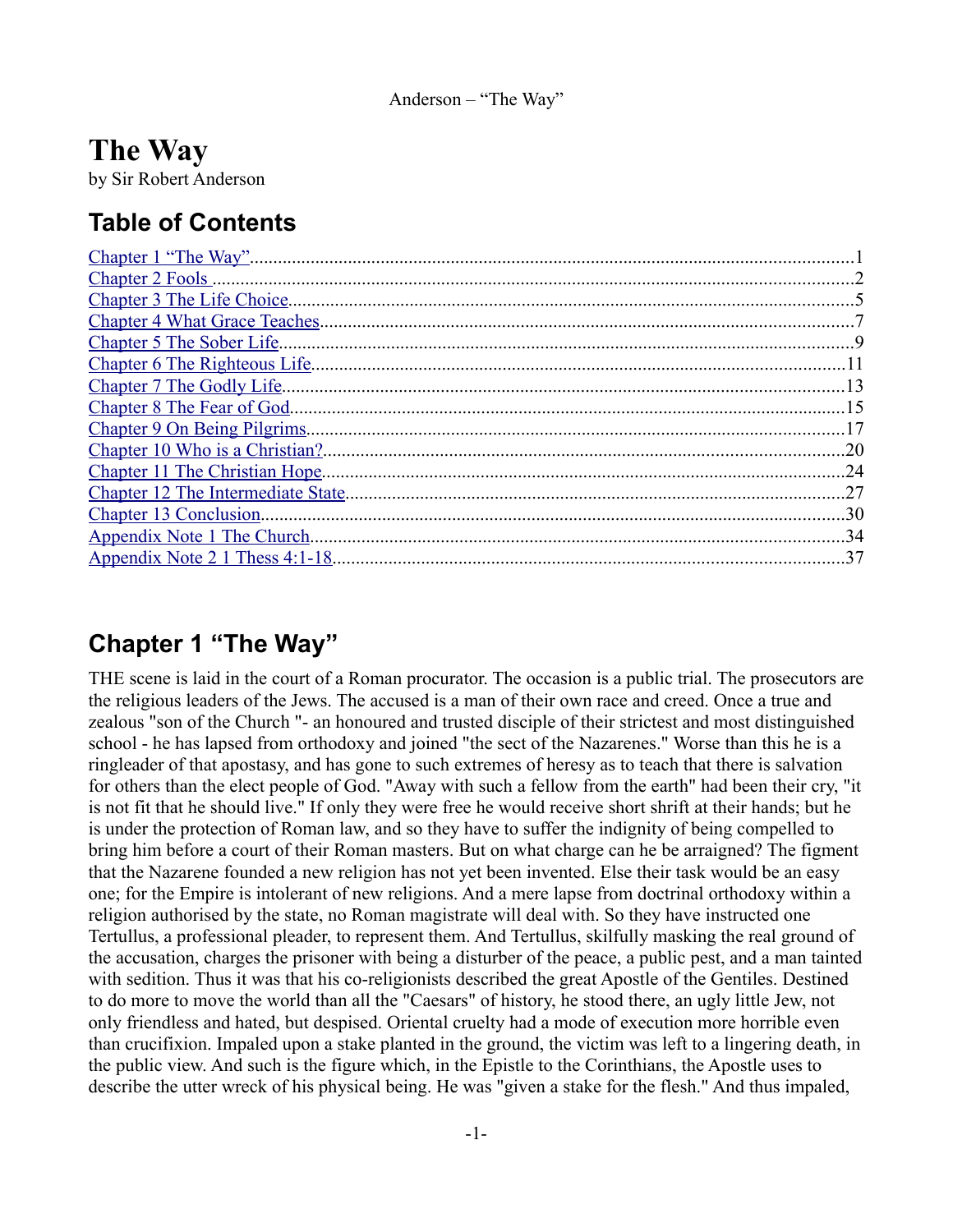# The Way

by Sir Robert Anderson

## Table of Contents

- [Chapter 1 "The Way"](#) ........ 1
- [Chapter 2 Fools](#) ........ 2
- [Chapter 3 The Life Choice](#) ........ 5
- [Chapter 4 What Grace Teaches](#) ........ 7
- [Chapter 5 The Sober Life](#) ........ 9
- [Chapter 6 The Righteous Life](#) ........ 11
- [Chapter 7 The Godly Life](#) ........ 13
- [Chapter 8 The Fear of God](#) ........ 15
- [Chapter 9 On Being Pilgrims](#) ........ 17
- [Chapter 10 Who is a Christian?](#) ........ 20
- [Chapter 11 The Christian Hope](#) ........ 24
- [Chapter 12 The Intermediate State](#) ........ 27
- [Chapter 13 Conclusion](#) ........ 30
- [Appendix Note 1 The Church](#) ........ 34
- [Appendix Note 2 1 Thess 4:1-18](#) ........ 37

## Chapter 1 "The Way"

THE scene is laid in the court of a Roman procurator. The occasion is a public trial. The prosecutors are the religious leaders of the Jews. The accused is a man of their own race and creed. Once a true and zealous "son of the Church "- an honoured and trusted disciple of their strictest and most distinguished school - he has lapsed from orthodoxy and joined "the sect of the Nazarenes." Worse than this he is a ringleader of that apostasy, and has gone to such extremes of heresy as to teach that there is salvation for others than the elect people of God. "Away with such a fellow from the earth" had been their cry, "it is not fit that he should live." If only they were free he would receive short shrift at their hands; but he is under the protection of Roman law, and so they have to suffer the indignity of being compelled to bring him before a court of their Roman masters. But on what charge can he be arraigned? The figment that the Nazarene founded a new religion has not yet been invented. Else their task would be an easy one; for the Empire is intolerant of new religions. And a mere lapse from doctrinal orthodoxy within a religion authorised by the state, no Roman magistrate will deal with. So they have instructed one Tertullus, a professional pleader, to represent them. And Tertullus, skilfully masking the real ground of the accusation, charges the prisoner with being a disturber of the peace, a public pest, and a man tainted with sedition. Thus it was that his co-religionists described the great Apostle of the Gentiles. Destined to do more to move the world than all the "Caesars" of history, he stood there, an ugly little Jew, not only friendless and hated, but despised. Oriental cruelty had a mode of execution more horrible even than crucifixion. Impaled upon a stake planted in the ground, the victim was left to a lingering death, in the public view. And such is the figure which, in the Epistle to the Corinthians, the Apostle uses to describe the utter wreck of his physical being. He was "given a stake for the flesh." And thus impaled,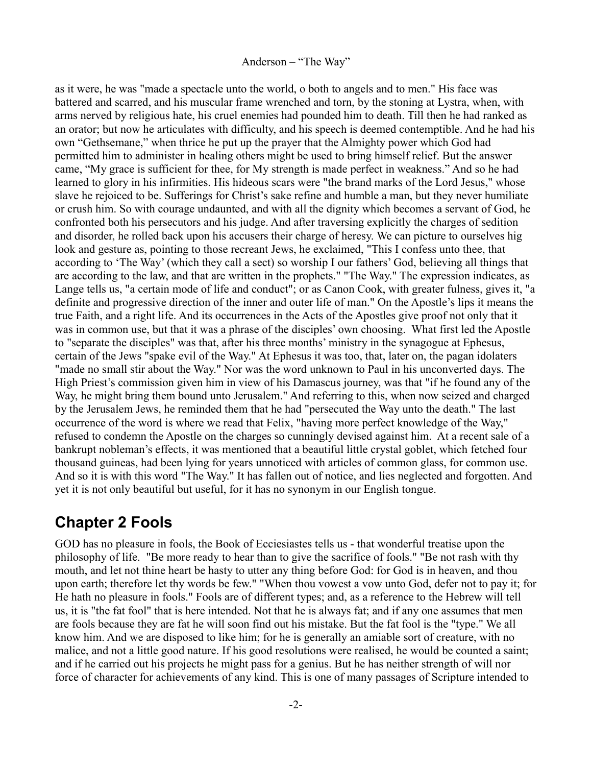as it were, he was "made a spectacle unto the world, o both to angels and to men." His face was battered and scarred, and his muscular frame wrenched and torn, by the stoning at Lystra, when, with arms nerved by religious hate, his cruel enemies had pounded him to death. Till then he had ranked as an orator; but now he articulates with difficulty, and his speech is deemed contemptible. And he had his own "Gethsemane," when thrice he put up the prayer that the Almighty power which God had permitted him to administer in healing others might be used to bring himself relief. But the answer came, "My grace is sufficient for thee, for My strength is made perfect in weakness." And so he had learned to glory in his infirmities. His hideous scars were "the brand marks of the Lord Jesus," whose slave he rejoiced to be. Sufferings for Christ's sake refine and humble a man, but they never humiliate or crush him. So with courage undaunted, and with all the dignity which becomes a servant of God, he confronted both his persecutors and his judge. And after traversing explicitly the charges of sedition and disorder, he rolled back upon his accusers their charge of heresy. We can picture to ourselves hig look and gesture as, pointing to those recreant Jews, he exclaimed, "This I confess unto thee, that according to 'The Way' (which they call a sect) so worship I our fathers' God, believing all things that are according to the law, and that are written in the prophets." "The Way." The expression indicates, as Lange tells us, "a certain mode of life and conduct"; or as Canon Cook, with greater fulness, gives it, "a definite and progressive direction of the inner and outer life of man." On the Apostle's lips it means the true Faith, and a right life. And its occurrences in the Acts of the Apostles give proof not only that it was in common use, but that it was a phrase of the disciples' own choosing. What first led the Apostle to "separate the disciples" was that, after his three months' ministry in the synagogue at Ephesus, certain of the Jews "spake evil of the Way." At Ephesus it was too, that, later on, the pagan idolaters "made no small stir about the Way." Nor was the word unknown to Paul in his unconverted days. The High Priest's commission given him in view of his Damascus journey, was that "if he found any of the Way, he might bring them bound unto Jerusalem." And referring to this, when now seized and charged by the Jerusalem Jews, he reminded them that he had "persecuted the Way unto the death." The last occurrence of the word is where we read that Felix, "having more perfect knowledge of the Way," refused to condemn the Apostle on the charges so cunningly devised against him. At a recent sale of a bankrupt nobleman's effects, it was mentioned that a beautiful little crystal goblet, which fetched four thousand guineas, had been lying for years unnoticed with articles of common glass, for common use. And so it is with this word "The Way." It has fallen out of notice, and lies neglected and forgotten. And yet it is not only beautiful but useful, for it has no synonym in our English tongue.

## Chapter 2 Fools

GOD has no pleasure in fools, the Book of Ecciesiastes tells us - that wonderful treatise upon the philosophy of life. "Be more ready to hear than to give the sacrifice of fools." "Be not rash with thy mouth, and let not thine heart be hasty to utter any thing before God: for God is in heaven, and thou upon earth; therefore let thy words be few." "When thou vowest a vow unto God, defer not to pay it; for He hath no pleasure in fools." Fools are of different types; and, as a reference to the Hebrew will tell us, it is "the fat fool" that is here intended. Not that he is always fat; and if any one assumes that men are fools because they are fat he will soon find out his mistake. But the fat fool is the "type." We all know him. And we are disposed to like him; for he is generally an amiable sort of creature, with no malice, and not a little good nature. If his good resolutions were realised, he would be counted a saint; and if he carried out his projects he might pass for a genius. But he has neither strength of will nor force of character for achievements of any kind. This is one of many passages of Scripture intended to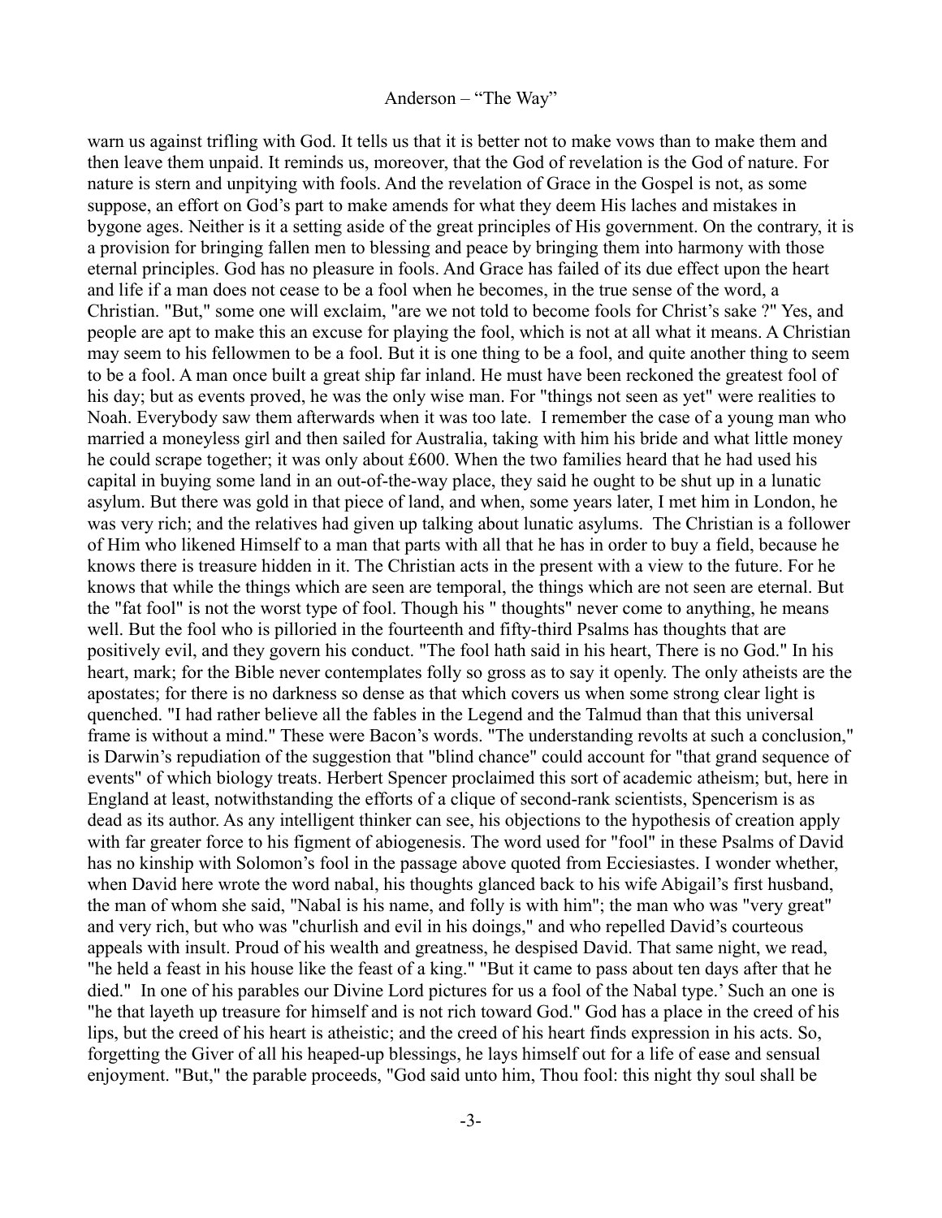warn us against trifling with God. It tells us that it is better not to make vows than to make them and then leave them unpaid. It reminds us, moreover, that the God of revelation is the God of nature. For nature is stern and unpitying with fools. And the revelation of Grace in the Gospel is not, as some suppose, an effort on God's part to make amends for what they deem His laches and mistakes in bygone ages. Neither is it a setting aside of the great principles of His government. On the contrary, it is a provision for bringing fallen men to blessing and peace by bringing them into harmony with those eternal principles. God has no pleasure in fools. And Grace has failed of its due effect upon the heart and life if a man does not cease to be a fool when he becomes, in the true sense of the word, a Christian. "But," some one will exclaim, "are we not told to become fools for Christ's sake ?" Yes, and people are apt to make this an excuse for playing the fool, which is not at all what it means. A Christian may seem to his fellowmen to be a fool. But it is one thing to be a fool, and quite another thing to seem to be a fool. A man once built a great ship far inland. He must have been reckoned the greatest fool of his day; but as events proved, he was the only wise man. For "things not seen as yet" were realities to Noah. Everybody saw them afterwards when it was too late. I remember the case of a young man who married a moneyless girl and then sailed for Australia, taking with him his bride and what little money he could scrape together; it was only about £600. When the two families heard that he had used his capital in buying some land in an out-of-the-way place, they said he ought to be shut up in a lunatic asylum. But there was gold in that piece of land, and when, some years later, I met him in London, he was very rich; and the relatives had given up talking about lunatic asylums. The Christian is a follower of Him who likened Himself to a man that parts with all that he has in order to buy a field, because he knows there is treasure hidden in it. The Christian acts in the present with a view to the future. For he knows that while the things which are seen are temporal, the things which are not seen are eternal. But the "fat fool" is not the worst type of fool. Though his " thoughts" never come to anything, he means well. But the fool who is pilloried in the fourteenth and fifty-third Psalms has thoughts that are positively evil, and they govern his conduct. "The fool hath said in his heart, There is no God." In his heart, mark; for the Bible never contemplates folly so gross as to say it openly. The only atheists are the apostates; for there is no darkness so dense as that which covers us when some strong clear light is quenched. "I had rather believe all the fables in the Legend and the Talmud than that this universal frame is without a mind." These were Bacon's words. "The understanding revolts at such a conclusion," is Darwin's repudiation of the suggestion that "blind chance" could account for "that grand sequence of events" of which biology treats. Herbert Spencer proclaimed this sort of academic atheism; but, here in England at least, notwithstanding the efforts of a clique of second-rank scientists, Spencerism is as dead as its author. As any intelligent thinker can see, his objections to the hypothesis of creation apply with far greater force to his figment of abiogenesis. The word used for "fool" in these Psalms of David has no kinship with Solomon's fool in the passage above quoted from Ecciesiastes. I wonder whether, when David here wrote the word nabal, his thoughts glanced back to his wife Abigail's first husband, the man of whom she said, "Nabal is his name, and folly is with him"; the man who was "very great" and very rich, but who was "churlish and evil in his doings," and who repelled David's courteous appeals with insult. Proud of his wealth and greatness, he despised David. That same night, we read, "he held a feast in his house like the feast of a king." "But it came to pass about ten days after that he died." In one of his parables our Divine Lord pictures for us a fool of the Nabal type.' Such an one is "he that layeth up treasure for himself and is not rich toward God." God has a place in the creed of his lips, but the creed of his heart is atheistic; and the creed of his heart finds expression in his acts. So, forgetting the Giver of all his heaped-up blessings, he lays himself out for a life of ease and sensual enjoyment. "But," the parable proceeds, "God said unto him, Thou fool: this night thy soul shall be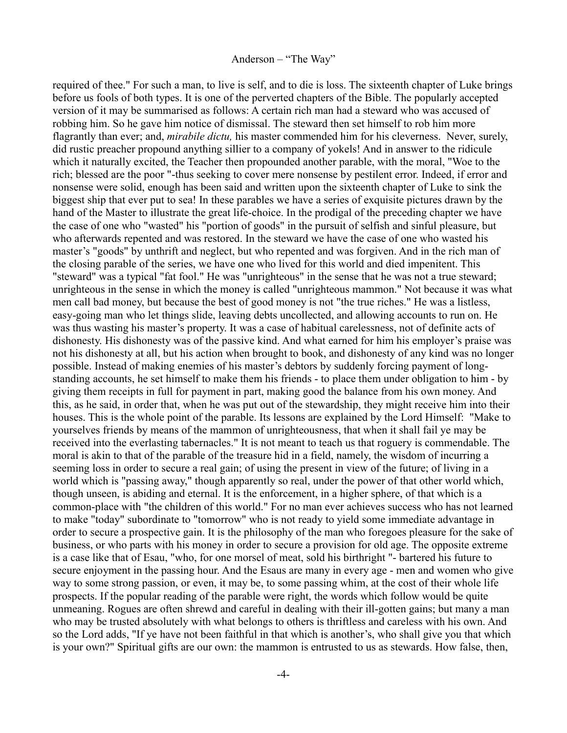required of thee." For such a man, to live is self, and to die is loss. The sixteenth chapter of Luke brings before us fools of both types. It is one of the perverted chapters of the Bible. The popularly accepted version of it may be summarised as follows: A certain rich man had a steward who was accused of robbing him. So he gave him notice of dismissal. The steward then set himself to rob him more flagrantly than ever; and, *mirabile dictu,* his master commended him for his cleverness. Never, surely, did rustic preacher propound anything sillier to a company of yokels! And in answer to the ridicule which it naturally excited, the Teacher then propounded another parable, with the moral, "Woe to the rich; blessed are the poor "-thus seeking to cover mere nonsense by pestilent error. Indeed, if error and nonsense were solid, enough has been said and written upon the sixteenth chapter of Luke to sink the biggest ship that ever put to sea! In these parables we have a series of exquisite pictures drawn by the hand of the Master to illustrate the great life-choice. In the prodigal of the preceding chapter we have the case of one who "wasted" his "portion of goods" in the pursuit of selfish and sinful pleasure, but who afterwards repented and was restored. In the steward we have the case of one who wasted his master's "goods" by unthrift and neglect, but who repented and was forgiven. And in the rich man of the closing parable of the series, we have one who lived for this world and died impenitent. This "steward" was a typical "fat fool." He was "unrighteous" in the sense that he was not a true steward; unrighteous in the sense in which the money is called "unrighteous mammon." Not because it was what men call bad money, but because the best of good money is not "the true riches." He was a listless, easy-going man who let things slide, leaving debts uncollected, and allowing accounts to run on. He was thus wasting his master's property. It was a case of habitual carelessness, not of definite acts of dishonesty. His dishonesty was of the passive kind. And what earned for him his employer's praise was not his dishonesty at all, but his action when brought to book, and dishonesty of any kind was no longer possible. Instead of making enemies of his master's debtors by suddenly forcing payment of long-standing accounts, he set himself to make them his friends - to place them under obligation to him - by giving them receipts in full for payment in part, making good the balance from his own money. And this, as he said, in order that, when he was put out of the stewardship, they might receive him into their houses. This is the whole point of the parable. Its lessons are explained by the Lord Himself: "Make to yourselves friends by means of the mammon of unrighteousness, that when it shall fail ye may be received into the everlasting tabernacles." It is not meant to teach us that roguery is commendable. The moral is akin to that of the parable of the treasure hid in a field, namely, the wisdom of incurring a seeming loss in order to secure a real gain; of using the present in view of the future; of living in a world which is "passing away," though apparently so real, under the power of that other world which, though unseen, is abiding and eternal. It is the enforcement, in a higher sphere, of that which is a common-place with "the children of this world." For no man ever achieves success who has not learned to make "today" subordinate to "tomorrow" who is not ready to yield some immediate advantage in order to secure a prospective gain. It is the philosophy of the man who foregoes pleasure for the sake of business, or who parts with his money in order to secure a provision for old age. The opposite extreme is a case like that of Esau, "who, for one morsel of meat, sold his birthright "- bartered his future to secure enjoyment in the passing hour. And the Esaus are many in every age - men and women who give way to some strong passion, or even, it may be, to some passing whim, at the cost of their whole life prospects. If the popular reading of the parable were right, the words which follow would be quite unmeaning. Rogues are often shrewd and careful in dealing with their ill-gotten gains; but many a man who may be trusted absolutely with what belongs to others is thriftless and careless with his own. And so the Lord adds, "If ye have not been faithful in that which is another's, who shall give you that which is your own?" Spiritual gifts are our own: the mammon is entrusted to us as stewards. How false, then,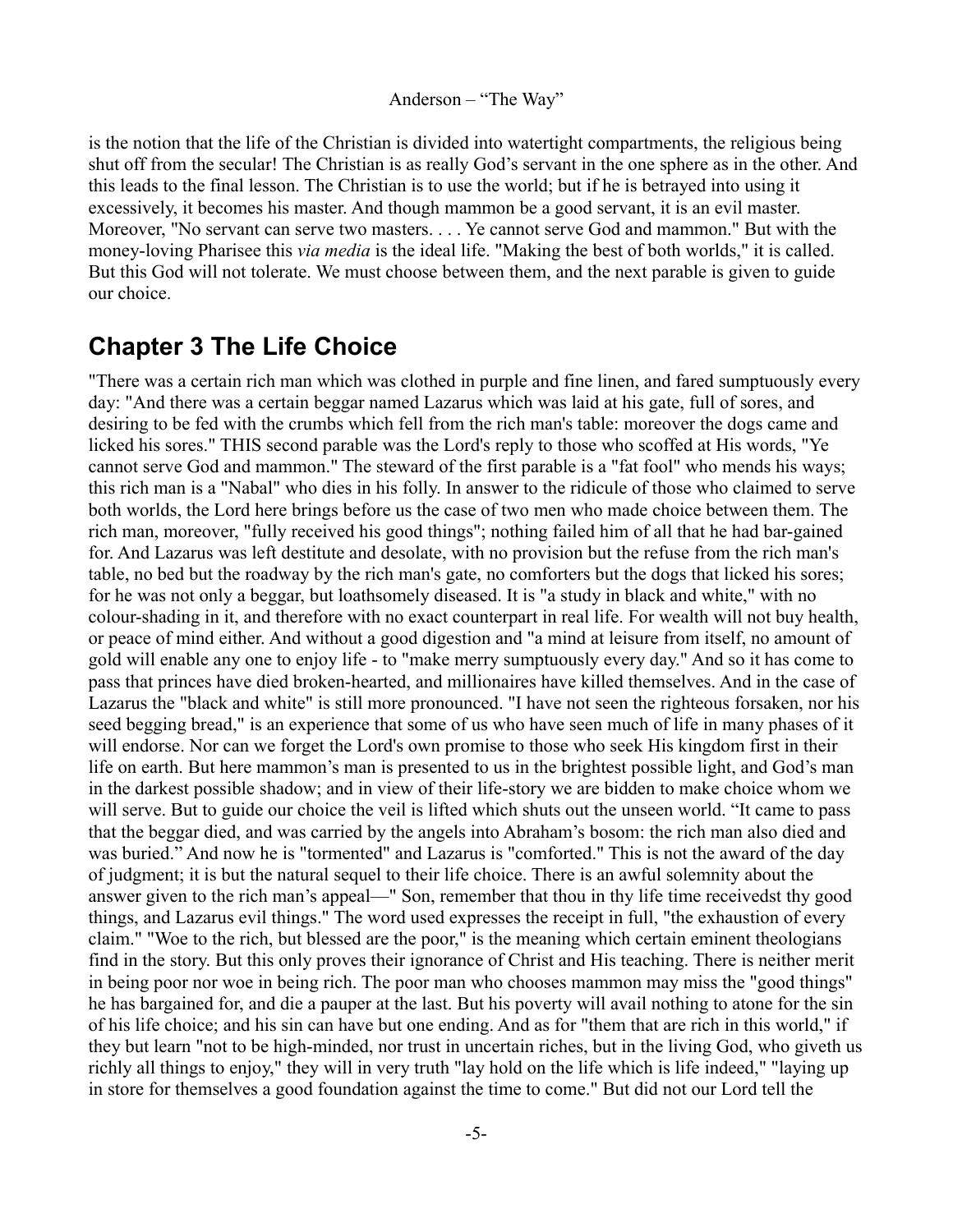is the notion that the life of the Christian is divided into watertight compartments, the religious being shut off from the secular! The Christian is as really God's servant in the one sphere as in the other. And this leads to the final lesson. The Christian is to use the world; but if he is betrayed into using it excessively, it becomes his master. And though mammon be a good servant, it is an evil master. Moreover, "No servant can serve two masters. . . . Ye cannot serve God and mammon." But with the money-loving Pharisee this *via media* is the ideal life. "Making the best of both worlds," it is called. But this God will not tolerate. We must choose between them, and the next parable is given to guide our choice.

## Chapter 3 The Life Choice

"There was a certain rich man which was clothed in purple and fine linen, and fared sumptuously every day: "And there was a certain beggar named Lazarus which was laid at his gate, full of sores, and desiring to be fed with the crumbs which fell from the rich man's table: moreover the dogs came and licked his sores." THIS second parable was the Lord's reply to those who scoffed at His words, "Ye cannot serve God and mammon." The steward of the first parable is a "fat fool" who mends his ways; this rich man is a "Nabal" who dies in his folly. In answer to the ridicule of those who claimed to serve both worlds, the Lord here brings before us the case of two men who made choice between them. The rich man, moreover, "fully received his good things"; nothing failed him of all that he had bar-gained for. And Lazarus was left destitute and desolate, with no provision but the refuse from the rich man's table, no bed but the roadway by the rich man's gate, no comforters but the dogs that licked his sores; for he was not only a beggar, but loathsomely diseased. It is "a study in black and white," with no colour-shading in it, and therefore with no exact counterpart in real life. For wealth will not buy health, or peace of mind either. And without a good digestion and "a mind at leisure from itself, no amount of gold will enable any one to enjoy life - to "make merry sumptuously every day." And so it has come to pass that princes have died broken-hearted, and millionaires have killed themselves. And in the case of Lazarus the "black and white" is still more pronounced. "I have not seen the righteous forsaken, nor his seed begging bread," is an experience that some of us who have seen much of life in many phases of it will endorse. Nor can we forget the Lord's own promise to those who seek His kingdom first in their life on earth. But here mammon's man is presented to us in the brightest possible light, and God's man in the darkest possible shadow; and in view of their life-story we are bidden to make choice whom we will serve. But to guide our choice the veil is lifted which shuts out the unseen world. "It came to pass that the beggar died, and was carried by the angels into Abraham's bosom: the rich man also died and was buried." And now he is "tormented" and Lazarus is "comforted." This is not the award of the day of judgment; it is but the natural sequel to their life choice. There is an awful solemnity about the answer given to the rich man's appeal—" Son, remember that thou in thy life time receivedst thy good things, and Lazarus evil things." The word used expresses the receipt in full, "the exhaustion of every claim." "Woe to the rich, but blessed are the poor," is the meaning which certain eminent theologians find in the story. But this only proves their ignorance of Christ and His teaching. There is neither merit in being poor nor woe in being rich. The poor man who chooses mammon may miss the "good things" he has bargained for, and die a pauper at the last. But his poverty will avail nothing to atone for the sin of his life choice; and his sin can have but one ending. And as for "them that are rich in this world," if they but learn "not to be high-minded, nor trust in uncertain riches, but in the living God, who giveth us richly all things to enjoy," they will in very truth "lay hold on the life which is life indeed," "laying up in store for themselves a good foundation against the time to come." But did not our Lord tell the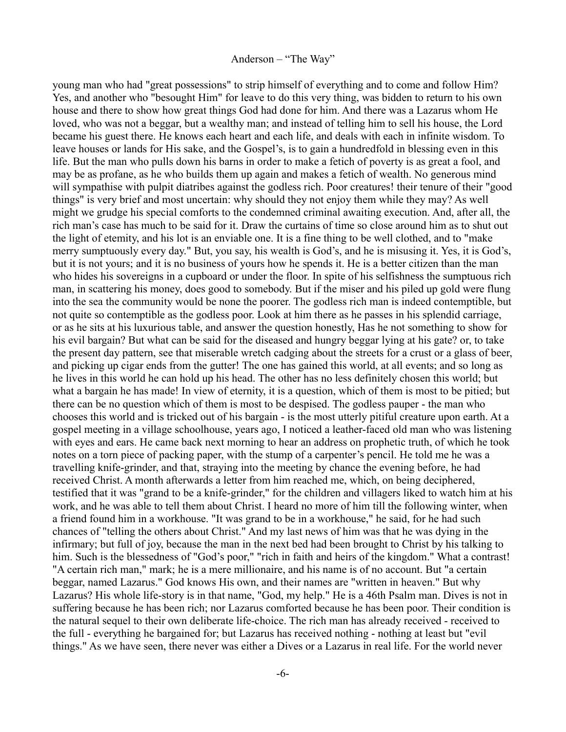young man who had "great possessions" to strip himself of everything and to come and follow Him? Yes, and another who "besought Him" for leave to do this very thing, was bidden to return to his own house and there to show how great things God had done for him. And there was a Lazarus whom He loved, who was not a beggar, but a wealthy man; and instead of telling him to sell his house, the Lord became his guest there. He knows each heart and each life, and deals with each in infinite wisdom. To leave houses or lands for His sake, and the Gospel's, is to gain a hundredfold in blessing even in this life. But the man who pulls down his barns in order to make a fetich of poverty is as great a fool, and may be as profane, as he who builds them up again and makes a fetich of wealth. No generous mind will sympathise with pulpit diatribes against the godless rich. Poor creatures! their tenure of their "good things" is very brief and most uncertain: why should they not enjoy them while they may? As well might we grudge his special comforts to the condemned criminal awaiting execution. And, after all, the rich man's case has much to be said for it. Draw the curtains of time so close around him as to shut out the light of eternity, and his lot is an enviable one. It is a fine thing to be well clothed, and to "make merry sumptuously every day." But, you say, his wealth is God's, and he is misusing it. Yes, it is God's, but it is not yours; and it is no business of yours how he spends it. He is a better citizen than the man who hides his sovereigns in a cupboard or under the floor. In spite of his selfishness the sumptuous rich man, in scattering his money, does good to somebody. But if the miser and his piled up gold were flung into the sea the community would be none the poorer. The godless rich man is indeed contemptible, but not quite so contemptible as the godless poor. Look at him there as he passes in his splendid carriage, or as he sits at his luxurious table, and answer the question honestly, Has he not something to show for his evil bargain? But what can be said for the diseased and hungry beggar lying at his gate? or, to take the present day pattern, see that miserable wretch cadging about the streets for a crust or a glass of beer, and picking up cigar ends from the gutter! The one has gained this world, at all events; and so long as he lives in this world he can hold up his head. The other has no less definitely chosen this world; but what a bargain he has made! In view of eternity, it is a question, which of them is most to be pitied; but there can be no question which of them is most to be despised. The godless pauper - the man who chooses this world and is tricked out of his bargain - is the most utterly pitiful creature upon earth. At a gospel meeting in a village schoolhouse, years ago, I noticed a leather-faced old man who was listening with eyes and ears. He came back next morning to hear an address on prophetic truth, of which he took notes on a torn piece of packing paper, with the stump of a carpenter's pencil. He told me he was a travelling knife-grinder, and that, straying into the meeting by chance the evening before, he had received Christ. A month afterwards a letter from him reached me, which, on being deciphered, testified that it was "grand to be a knife-grinder," for the children and villagers liked to watch him at his work, and he was able to tell them about Christ. I heard no more of him till the following winter, when a friend found him in a workhouse. "It was grand to be in a workhouse," he said, for he had such chances of "telling the others about Christ." And my last news of him was that he was dying in the infirmary; but full of joy, because the man in the next bed had been brought to Christ by his talking to him. Such is the blessedness of "God's poor," "rich in faith and heirs of the kingdom." What a contrast! "A certain rich man," mark; he is a mere millionaire, and his name is of no account. But "a certain beggar, named Lazarus." God knows His own, and their names are "written in heaven." But why Lazarus? His whole life-story is in that name, "God, my help." He is a 46th Psalm man. Dives is not in suffering because he has been rich; nor Lazarus comforted because he has been poor. Their condition is the natural sequel to their own deliberate life-choice. The rich man has already received - received to the full - everything he bargained for; but Lazarus has received nothing - nothing at least but "evil things." As we have seen, there never was either a Dives or a Lazarus in real life. For the world never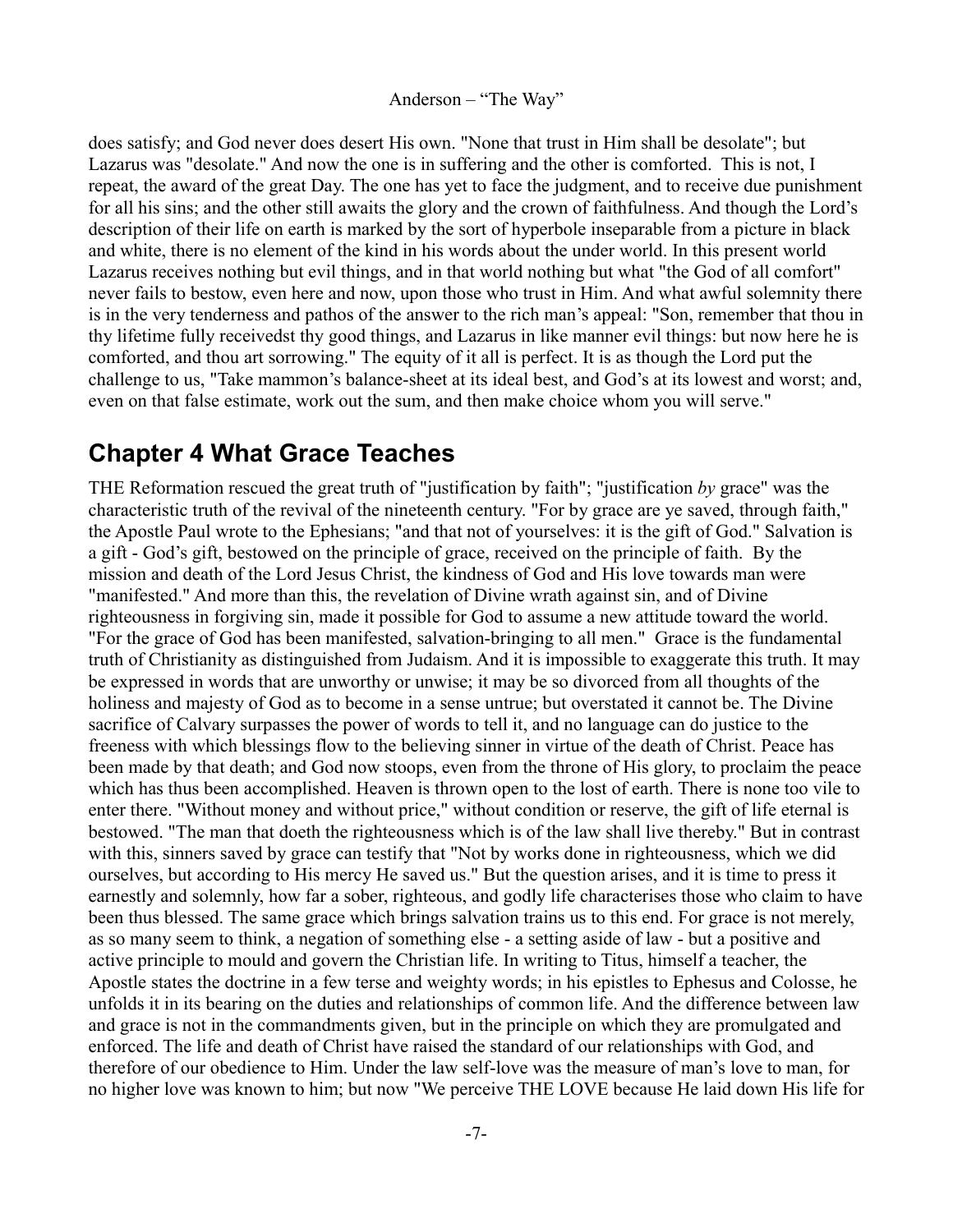does satisfy; and God never does desert His own. "None that trust in Him shall be desolate"; but Lazarus was "desolate." And now the one is in suffering and the other is comforted. This is not, I repeat, the award of the great Day. The one has yet to face the judgment, and to receive due punishment for all his sins; and the other still awaits the glory and the crown of faithfulness. And though the Lord's description of their life on earth is marked by the sort of hyperbole inseparable from a picture in black and white, there is no element of the kind in his words about the under world. In this present world Lazarus receives nothing but evil things, and in that world nothing but what "the God of all comfort" never fails to bestow, even here and now, upon those who trust in Him. And what awful solemnity there is in the very tenderness and pathos of the answer to the rich man's appeal: "Son, remember that thou in thy lifetime fully receivedst thy good things, and Lazarus in like manner evil things: but now here he is comforted, and thou art sorrowing." The equity of it all is perfect. It is as though the Lord put the challenge to us, "Take mammon's balance-sheet at its ideal best, and God's at its lowest and worst; and, even on that false estimate, work out the sum, and then make choice whom you will serve."

## Chapter 4 What Grace Teaches

THE Reformation rescued the great truth of "justification by faith"; "justification *by* grace" was the characteristic truth of the revival of the nineteenth century. "For by grace are ye saved, through faith," the Apostle Paul wrote to the Ephesians; "and that not of yourselves: it is the gift of God." Salvation is a gift - God's gift, bestowed on the principle of grace, received on the principle of faith. By the mission and death of the Lord Jesus Christ, the kindness of God and His love towards man were "manifested." And more than this, the revelation of Divine wrath against sin, and of Divine righteousness in forgiving sin, made it possible for God to assume a new attitude toward the world. "For the grace of God has been manifested, salvation-bringing to all men." Grace is the fundamental truth of Christianity as distinguished from Judaism. And it is impossible to exaggerate this truth. It may be expressed in words that are unworthy or unwise; it may be so divorced from all thoughts of the holiness and majesty of God as to become in a sense untrue; but overstated it cannot be. The Divine sacrifice of Calvary surpasses the power of words to tell it, and no language can do justice to the freeness with which blessings flow to the believing sinner in virtue of the death of Christ. Peace has been made by that death; and God now stoops, even from the throne of His glory, to proclaim the peace which has thus been accomplished. Heaven is thrown open to the lost of earth. There is none too vile to enter there. "Without money and without price," without condition or reserve, the gift of life eternal is bestowed. "The man that doeth the righteousness which is of the law shall live thereby." But in contrast with this, sinners saved by grace can testify that "Not by works done in righteousness, which we did ourselves, but according to His mercy He saved us." But the question arises, and it is time to press it earnestly and solemnly, how far a sober, righteous, and godly life characterises those who claim to have been thus blessed. The same grace which brings salvation trains us to this end. For grace is not merely, as so many seem to think, a negation of something else - a setting aside of law - but a positive and active principle to mould and govern the Christian life. In writing to Titus, himself a teacher, the Apostle states the doctrine in a few terse and weighty words; in his epistles to Ephesus and Colosse, he unfolds it in its bearing on the duties and relationships of common life. And the difference between law and grace is not in the commandments given, but in the principle on which they are promulgated and enforced. The life and death of Christ have raised the standard of our relationships with God, and therefore of our obedience to Him. Under the law self-love was the measure of man's love to man, for no higher love was known to him; but now "We perceive THE LOVE because He laid down His life for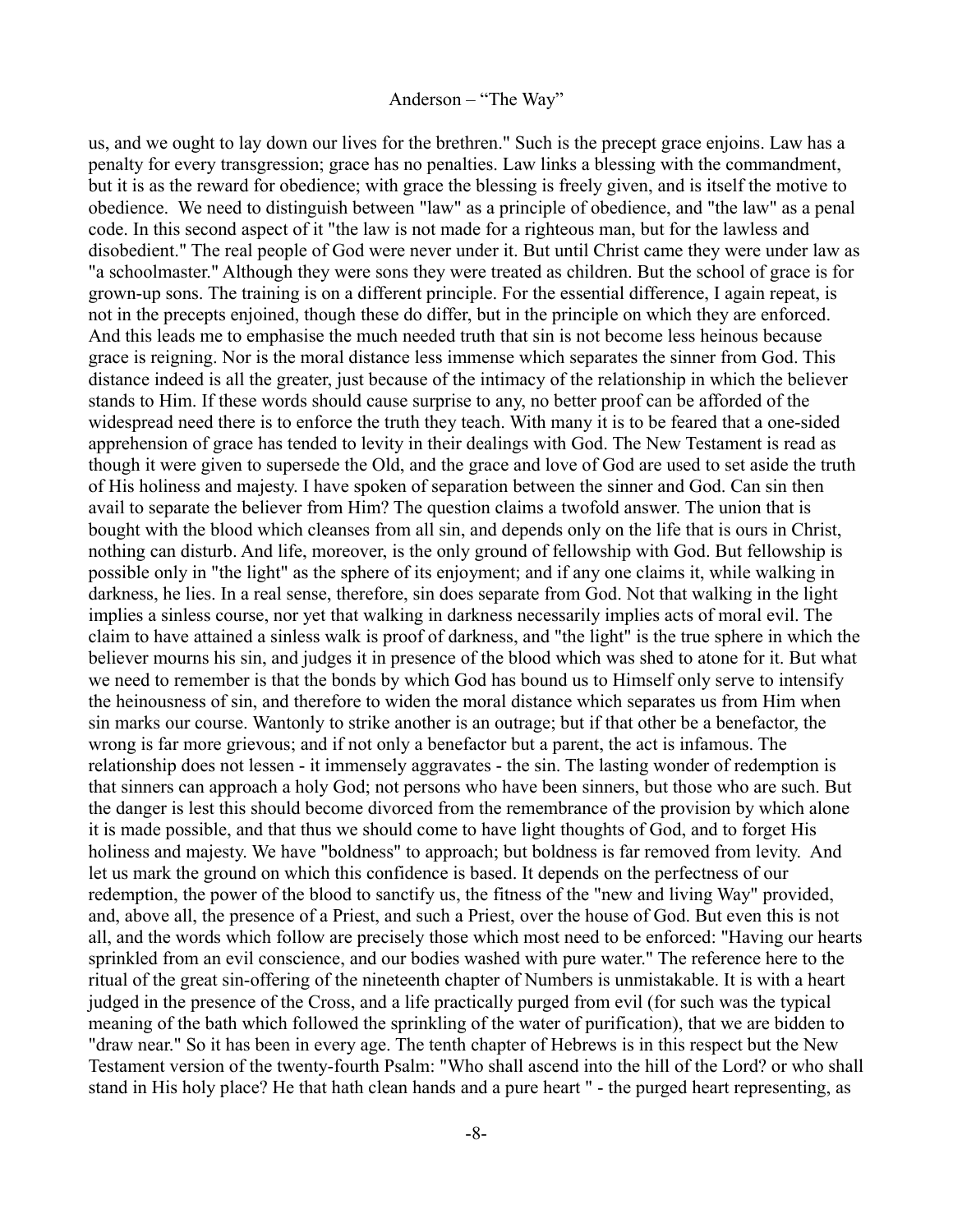us, and we ought to lay down our lives for the brethren." Such is the precept grace enjoins. Law has a penalty for every transgression; grace has no penalties. Law links a blessing with the commandment, but it is as the reward for obedience; with grace the blessing is freely given, and is itself the motive to obedience. We need to distinguish between "law" as a principle of obedience, and "the law" as a penal code. In this second aspect of it "the law is not made for a righteous man, but for the lawless and disobedient." The real people of God were never under it. But until Christ came they were under law as "a schoolmaster." Although they were sons they were treated as children. But the school of grace is for grown-up sons. The training is on a different principle. For the essential difference, I again repeat, is not in the precepts enjoined, though these do differ, but in the principle on which they are enforced. And this leads me to emphasise the much needed truth that sin is not become less heinous because grace is reigning. Nor is the moral distance less immense which separates the sinner from God. This distance indeed is all the greater, just because of the intimacy of the relationship in which the believer stands to Him. If these words should cause surprise to any, no better proof can be afforded of the widespread need there is to enforce the truth they teach. With many it is to be feared that a one-sided apprehension of grace has tended to levity in their dealings with God. The New Testament is read as though it were given to supersede the Old, and the grace and love of God are used to set aside the truth of His holiness and majesty. I have spoken of separation between the sinner and God. Can sin then avail to separate the believer from Him? The question claims a twofold answer. The union that is bought with the blood which cleanses from all sin, and depends only on the life that is ours in Christ, nothing can disturb. And life, moreover, is the only ground of fellowship with God. But fellowship is possible only in "the light" as the sphere of its enjoyment; and if any one claims it, while walking in darkness, he lies. In a real sense, therefore, sin does separate from God. Not that walking in the light implies a sinless course, nor yet that walking in darkness necessarily implies acts of moral evil. The claim to have attained a sinless walk is proof of darkness, and "the light" is the true sphere in which the believer mourns his sin, and judges it in presence of the blood which was shed to atone for it. But what we need to remember is that the bonds by which God has bound us to Himself only serve to intensify the heinousness of sin, and therefore to widen the moral distance which separates us from Him when sin marks our course. Wantonly to strike another is an outrage; but if that other be a benefactor, the wrong is far more grievous; and if not only a benefactor but a parent, the act is infamous. The relationship does not lessen - it immensely aggravates - the sin. The lasting wonder of redemption is that sinners can approach a holy God; not persons who have been sinners, but those who are such. But the danger is lest this should become divorced from the remembrance of the provision by which alone it is made possible, and that thus we should come to have light thoughts of God, and to forget His holiness and majesty. We have "boldness" to approach; but boldness is far removed from levity. And let us mark the ground on which this confidence is based. It depends on the perfectness of our redemption, the power of the blood to sanctify us, the fitness of the "new and living Way" provided, and, above all, the presence of a Priest, and such a Priest, over the house of God. But even this is not all, and the words which follow are precisely those which most need to be enforced: "Having our hearts sprinkled from an evil conscience, and our bodies washed with pure water." The reference here to the ritual of the great sin-offering of the nineteenth chapter of Numbers is unmistakable. It is with a heart judged in the presence of the Cross, and a life practically purged from evil (for such was the typical meaning of the bath which followed the sprinkling of the water of purification), that we are bidden to "draw near." So it has been in every age. The tenth chapter of Hebrews is in this respect but the New Testament version of the twenty-fourth Psalm: "Who shall ascend into the hill of the Lord? or who shall stand in His holy place? He that hath clean hands and a pure heart " - the purged heart representing, as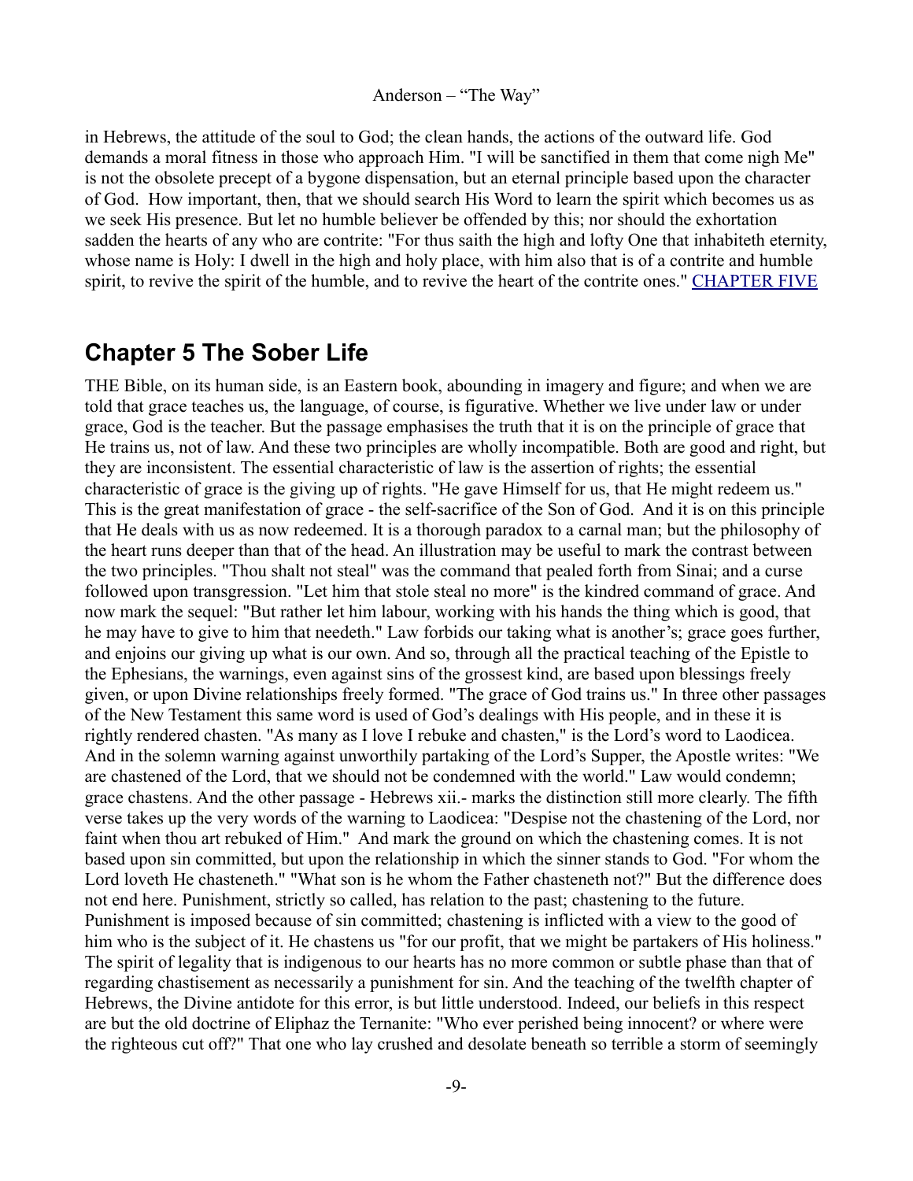in Hebrews, the attitude of the soul to God; the clean hands, the actions of the outward life. God demands a moral fitness in those who approach Him. "I will be sanctified in them that come nigh Me" is not the obsolete precept of a bygone dispensation, but an eternal principle based upon the character of God. How important, then, that we should search His Word to learn the spirit which becomes us as we seek His presence. But let no humble believer be offended by this; nor should the exhortation sadden the hearts of any who are contrite: "For thus saith the high and lofty One that inhabiteth eternity, whose name is Holy: I dwell in the high and holy place, with him also that is of a contrite and humble spirit, to revive the spirit of the humble, and to revive the heart of the contrite ones." CHAPTER FIVE

## Chapter 5 The Sober Life

THE Bible, on its human side, is an Eastern book, abounding in imagery and figure; and when we are told that grace teaches us, the language, of course, is figurative. Whether we live under law or under grace, God is the teacher. But the passage emphasises the truth that it is on the principle of grace that He trains us, not of law. And these two principles are wholly incompatible. Both are good and right, but they are inconsistent. The essential characteristic of law is the assertion of rights; the essential characteristic of grace is the giving up of rights. "He gave Himself for us, that He might redeem us." This is the great manifestation of grace - the self-sacrifice of the Son of God. And it is on this principle that He deals with us as now redeemed. It is a thorough paradox to a carnal man; but the philosophy of the heart runs deeper than that of the head. An illustration may be useful to mark the contrast between the two principles. "Thou shalt not steal" was the command that pealed forth from Sinai; and a curse followed upon transgression. "Let him that stole steal no more" is the kindred command of grace. And now mark the sequel: "But rather let him labour, working with his hands the thing which is good, that he may have to give to him that needeth." Law forbids our taking what is another's; grace goes further, and enjoins our giving up what is our own. And so, through all the practical teaching of the Epistle to the Ephesians, the warnings, even against sins of the grossest kind, are based upon blessings freely given, or upon Divine relationships freely formed. "The grace of God trains us." In three other passages of the New Testament this same word is used of God's dealings with His people, and in these it is rightly rendered chasten. "As many as I love I rebuke and chasten," is the Lord's word to Laodicea. And in the solemn warning against unworthily partaking of the Lord's Supper, the Apostle writes: "We are chastened of the Lord, that we should not be condemned with the world." Law would condemn; grace chastens. And the other passage - Hebrews xii.- marks the distinction still more clearly. The fifth verse takes up the very words of the warning to Laodicea: "Despise not the chastening of the Lord, nor faint when thou art rebuked of Him." And mark the ground on which the chastening comes. It is not based upon sin committed, but upon the relationship in which the sinner stands to God. "For whom the Lord loveth He chasteneth." "What son is he whom the Father chasteneth not?" But the difference does not end here. Punishment, strictly so called, has relation to the past; chastening to the future. Punishment is imposed because of sin committed; chastening is inflicted with a view to the good of him who is the subject of it. He chastens us "for our profit, that we might be partakers of His holiness." The spirit of legality that is indigenous to our hearts has no more common or subtle phase than that of regarding chastisement as necessarily a punishment for sin. And the teaching of the twelfth chapter of Hebrews, the Divine antidote for this error, is but little understood. Indeed, our beliefs in this respect are but the old doctrine of Eliphaz the Ternanite: "Who ever perished being innocent? or where were the righteous cut off?" That one who lay crushed and desolate beneath so terrible a storm of seemingly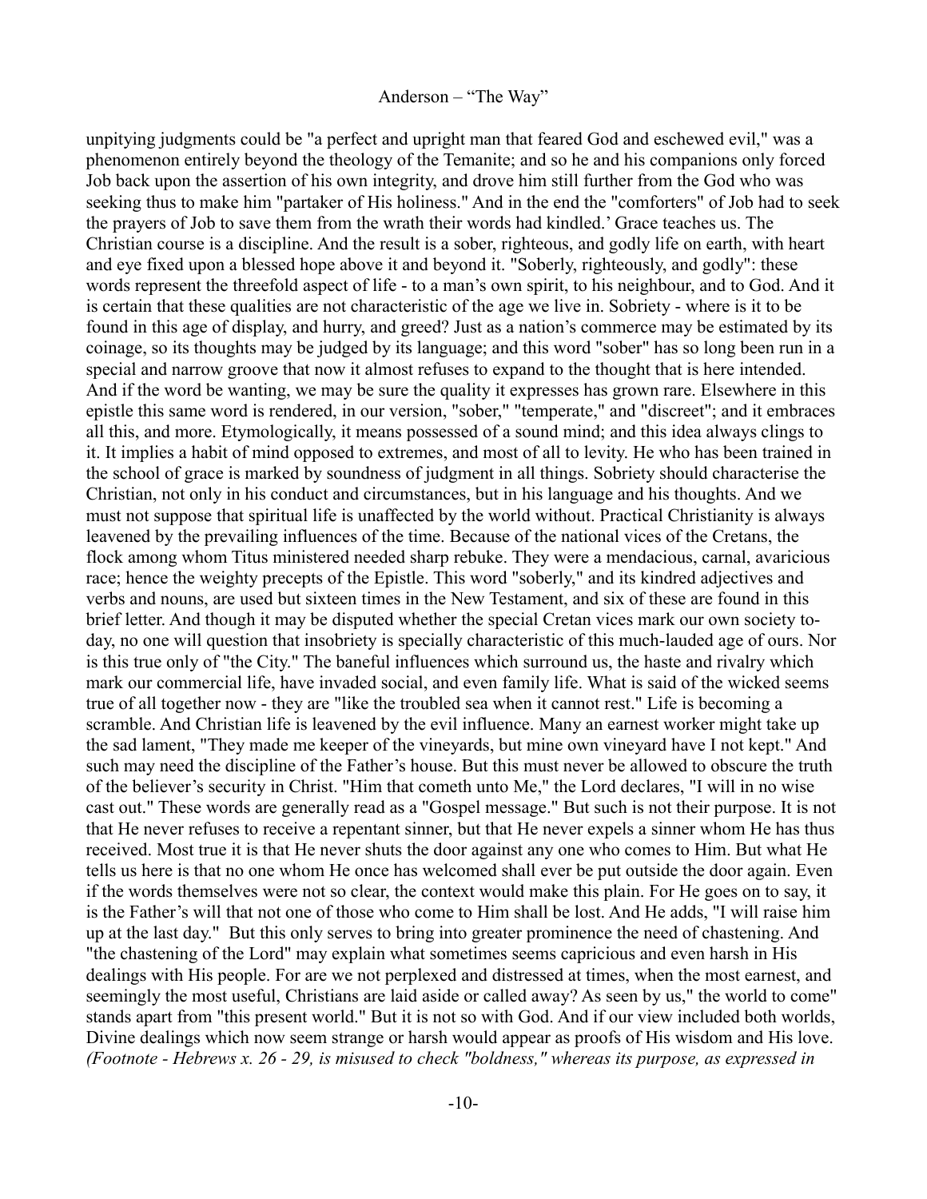unpitying judgments could be "a perfect and upright man that feared God and eschewed evil," was a phenomenon entirely beyond the theology of the Temanite; and so he and his companions only forced Job back upon the assertion of his own integrity, and drove him still further from the God who was seeking thus to make him "partaker of His holiness." And in the end the "comforters" of Job had to seek the prayers of Job to save them from the wrath their words had kindled.' Grace teaches us. The Christian course is a discipline. And the result is a sober, righteous, and godly life on earth, with heart and eye fixed upon a blessed hope above it and beyond it. "Soberly, righteously, and godly": these words represent the threefold aspect of life - to a man's own spirit, to his neighbour, and to God. And it is certain that these qualities are not characteristic of the age we live in. Sobriety - where is it to be found in this age of display, and hurry, and greed? Just as a nation's commerce may be estimated by its coinage, so its thoughts may be judged by its language; and this word "sober" has so long been run in a special and narrow groove that now it almost refuses to expand to the thought that is here intended. And if the word be wanting, we may be sure the quality it expresses has grown rare. Elsewhere in this epistle this same word is rendered, in our version, "sober," "temperate," and "discreet"; and it embraces all this, and more. Etymologically, it means possessed of a sound mind; and this idea always clings to it. It implies a habit of mind opposed to extremes, and most of all to levity. He who has been trained in the school of grace is marked by soundness of judgment in all things. Sobriety should characterise the Christian, not only in his conduct and circumstances, but in his language and his thoughts. And we must not suppose that spiritual life is unaffected by the world without. Practical Christianity is always leavened by the prevailing influences of the time. Because of the national vices of the Cretans, the flock among whom Titus ministered needed sharp rebuke. They were a mendacious, carnal, avaricious race; hence the weighty precepts of the Epistle. This word "soberly," and its kindred adjectives and verbs and nouns, are used but sixteen times in the New Testament, and six of these are found in this brief letter. And though it may be disputed whether the special Cretan vices mark our own society to-day, no one will question that insobriety is specially characteristic of this much-lauded age of ours. Nor is this true only of "the City." The baneful influences which surround us, the haste and rivalry which mark our commercial life, have invaded social, and even family life. What is said of the wicked seems true of all together now - they are "like the troubled sea when it cannot rest." Life is becoming a scramble. And Christian life is leavened by the evil influence. Many an earnest worker might take up the sad lament, "They made me keeper of the vineyards, but mine own vineyard have I not kept." And such may need the discipline of the Father's house. But this must never be allowed to obscure the truth of the believer's security in Christ. "Him that cometh unto Me," the Lord declares, "I will in no wise cast out." These words are generally read as a "Gospel message." But such is not their purpose. It is not that He never refuses to receive a repentant sinner, but that He never expels a sinner whom He has thus received. Most true it is that He never shuts the door against any one who comes to Him. But what He tells us here is that no one whom He once has welcomed shall ever be put outside the door again. Even if the words themselves were not so clear, the context would make this plain. For He goes on to say, it is the Father's will that not one of those who come to Him shall be lost. And He adds, "I will raise him up at the last day." But this only serves to bring into greater prominence the need of chastening. And "the chastening of the Lord" may explain what sometimes seems capricious and even harsh in His dealings with His people. For are we not perplexed and distressed at times, when the most earnest, and seemingly the most useful, Christians are laid aside or called away? As seen by us," the world to come" stands apart from "this present world." But it is not so with God. And if our view included both worlds, Divine dealings which now seem strange or harsh would appear as proofs of His wisdom and His love. *(Footnote - Hebrews x. 26 - 29, is misused to check "boldness," whereas its purpose, as expressed in*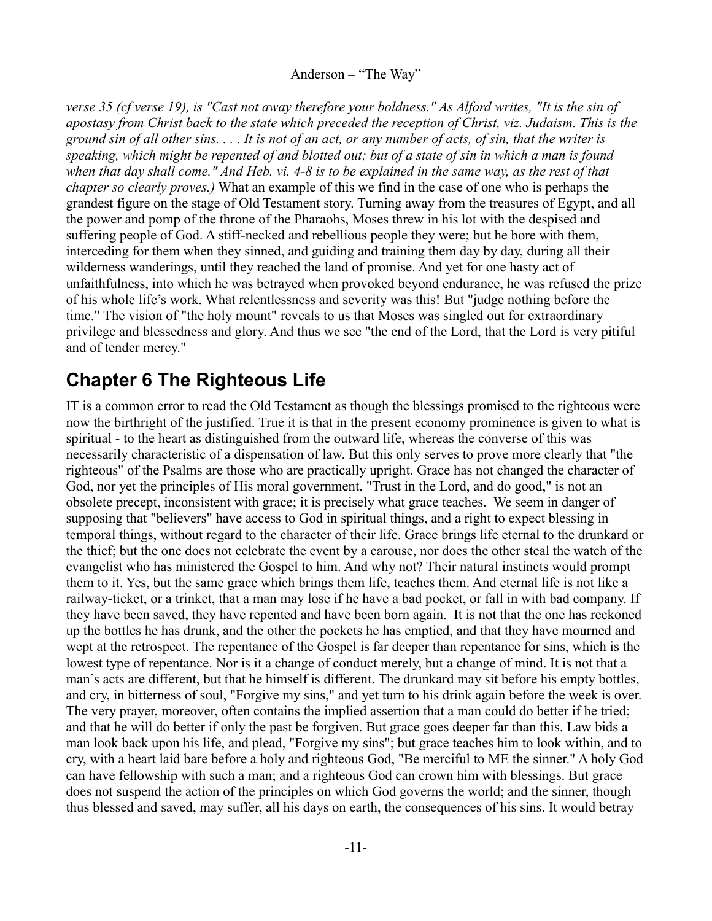*verse 35 (cf verse 19), is "Cast not away therefore your boldness." As Alford writes, "It is the sin of apostasy from Christ back to the state which preceded the reception of Christ, viz. Judaism. This is the ground sin of all other sins. . . . It is not of an act, or any number of acts, of sin, that the writer is speaking, which might be repented of and blotted out; but of a state of sin in which a man is found when that day shall come." And Heb. vi. 4-8 is to be explained in the same way, as the rest of that chapter so clearly proves.)* What an example of this we find in the case of one who is perhaps the grandest figure on the stage of Old Testament story. Turning away from the treasures of Egypt, and all the power and pomp of the throne of the Pharaohs, Moses threw in his lot with the despised and suffering people of God. A stiff-necked and rebellious people they were; but he bore with them, interceding for them when they sinned, and guiding and training them day by day, during all their wilderness wanderings, until they reached the land of promise. And yet for one hasty act of unfaithfulness, into which he was betrayed when provoked beyond endurance, he was refused the prize of his whole life's work. What relentlessness and severity was this! But "judge nothing before the time." The vision of "the holy mount" reveals to us that Moses was singled out for extraordinary privilege and blessedness and glory. And thus we see "the end of the Lord, that the Lord is very pitiful and of tender mercy."

## Chapter 6 The Righteous Life

IT is a common error to read the Old Testament as though the blessings promised to the righteous were now the birthright of the justified. True it is that in the present economy prominence is given to what is spiritual - to the heart as distinguished from the outward life, whereas the converse of this was necessarily characteristic of a dispensation of law. But this only serves to prove more clearly that "the righteous" of the Psalms are those who are practically upright. Grace has not changed the character of God, nor yet the principles of His moral government. "Trust in the Lord, and do good," is not an obsolete precept, inconsistent with grace; it is precisely what grace teaches. We seem in danger of supposing that "believers" have access to God in spiritual things, and a right to expect blessing in temporal things, without regard to the character of their life. Grace brings life eternal to the drunkard or the thief; but the one does not celebrate the event by a carouse, nor does the other steal the watch of the evangelist who has ministered the Gospel to him. And why not? Their natural instincts would prompt them to it. Yes, but the same grace which brings them life, teaches them. And eternal life is not like a railway-ticket, or a trinket, that a man may lose if he have a bad pocket, or fall in with bad company. If they have been saved, they have repented and have been born again. It is not that the one has reckoned up the bottles he has drunk, and the other the pockets he has emptied, and that they have mourned and wept at the retrospect. The repentance of the Gospel is far deeper than repentance for sins, which is the lowest type of repentance. Nor is it a change of conduct merely, but a change of mind. It is not that a man's acts are different, but that he himself is different. The drunkard may sit before his empty bottles, and cry, in bitterness of soul, "Forgive my sins," and yet turn to his drink again before the week is over. The very prayer, moreover, often contains the implied assertion that a man could do better if he tried; and that he will do better if only the past be forgiven. But grace goes deeper far than this. Law bids a man look back upon his life, and plead, "Forgive my sins"; but grace teaches him to look within, and to cry, with a heart laid bare before a holy and righteous God, "Be merciful to ME the sinner." A holy God can have fellowship with such a man; and a righteous God can crown him with blessings. But grace does not suspend the action of the principles on which God governs the world; and the sinner, though thus blessed and saved, may suffer, all his days on earth, the consequences of his sins. It would betray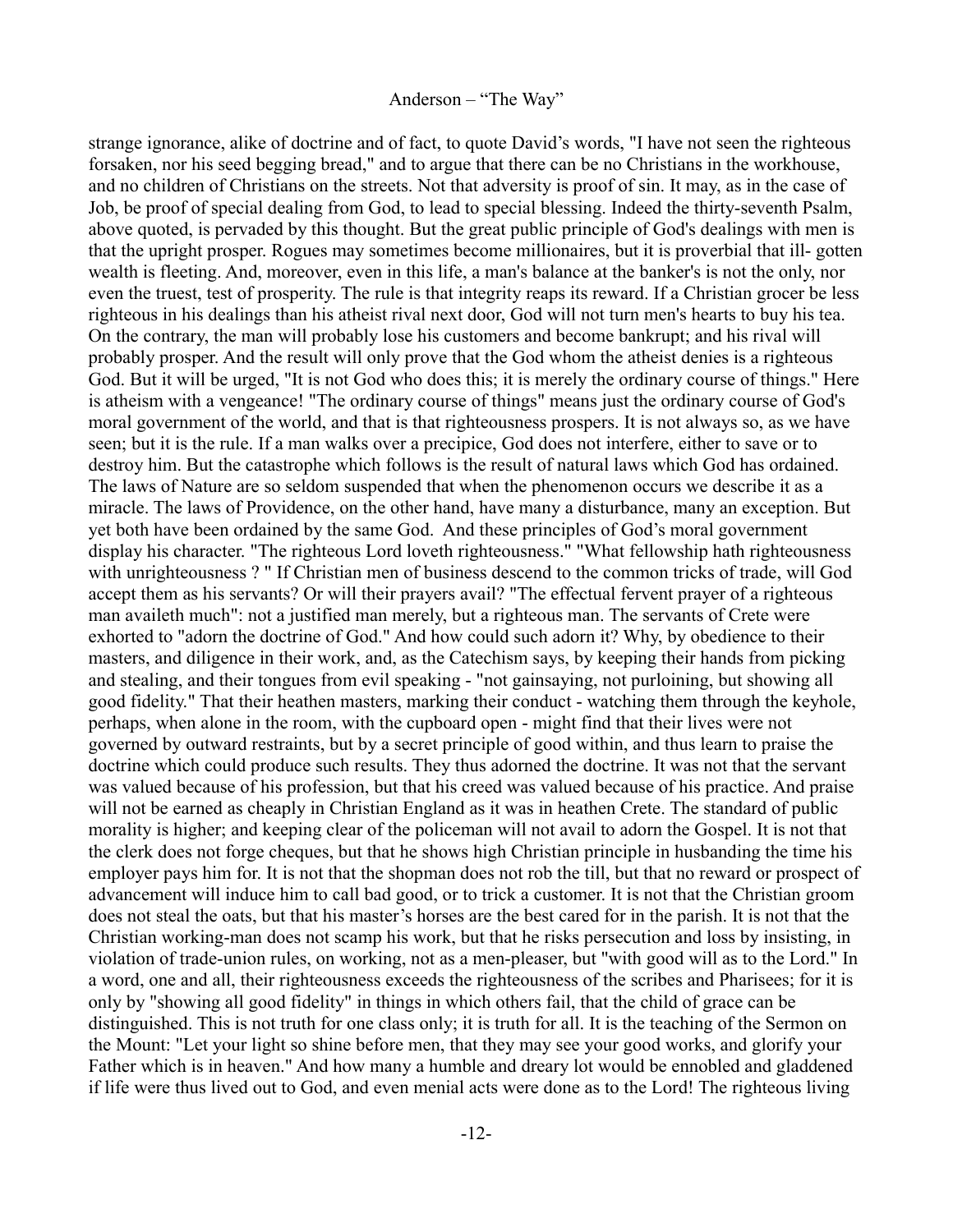strange ignorance, alike of doctrine and of fact, to quote David's words, "I have not seen the righteous forsaken, nor his seed begging bread," and to argue that there can be no Christians in the workhouse, and no children of Christians on the streets. Not that adversity is proof of sin. It may, as in the case of Job, be proof of special dealing from God, to lead to special blessing. Indeed the thirty-seventh Psalm, above quoted, is pervaded by this thought. But the great public principle of God's dealings with men is that the upright prosper. Rogues may sometimes become millionaires, but it is proverbial that ill- gotten wealth is fleeting. And, moreover, even in this life, a man's balance at the banker's is not the only, nor even the truest, test of prosperity. The rule is that integrity reaps its reward. If a Christian grocer be less righteous in his dealings than his atheist rival next door, God will not turn men's hearts to buy his tea. On the contrary, the man will probably lose his customers and become bankrupt; and his rival will probably prosper. And the result will only prove that the God whom the atheist denies is a righteous God. But it will be urged, "It is not God who does this; it is merely the ordinary course of things." Here is atheism with a vengeance! "The ordinary course of things" means just the ordinary course of God's moral government of the world, and that is that righteousness prospers. It is not always so, as we have seen; but it is the rule. If a man walks over a precipice, God does not interfere, either to save or to destroy him. But the catastrophe which follows is the result of natural laws which God has ordained. The laws of Nature are so seldom suspended that when the phenomenon occurs we describe it as a miracle. The laws of Providence, on the other hand, have many a disturbance, many an exception. But yet both have been ordained by the same God. And these principles of God's moral government display his character. "The righteous Lord loveth righteousness." "What fellowship hath righteousness with unrighteousness ? " If Christian men of business descend to the common tricks of trade, will God accept them as his servants? Or will their prayers avail? "The effectual fervent prayer of a righteous man availeth much": not a justified man merely, but a righteous man. The servants of Crete were exhorted to "adorn the doctrine of God." And how could such adorn it? Why, by obedience to their masters, and diligence in their work, and, as the Catechism says, by keeping their hands from picking and stealing, and their tongues from evil speaking - "not gainsaying, not purloining, but showing all good fidelity." That their heathen masters, marking their conduct - watching them through the keyhole, perhaps, when alone in the room, with the cupboard open - might find that their lives were not governed by outward restraints, but by a secret principle of good within, and thus learn to praise the doctrine which could produce such results. They thus adorned the doctrine. It was not that the servant was valued because of his profession, but that his creed was valued because of his practice. And praise will not be earned as cheaply in Christian England as it was in heathen Crete. The standard of public morality is higher; and keeping clear of the policeman will not avail to adorn the Gospel. It is not that the clerk does not forge cheques, but that he shows high Christian principle in husbanding the time his employer pays him for. It is not that the shopman does not rob the till, but that no reward or prospect of advancement will induce him to call bad good, or to trick a customer. It is not that the Christian groom does not steal the oats, but that his master's horses are the best cared for in the parish. It is not that the Christian working-man does not scamp his work, but that he risks persecution and loss by insisting, in violation of trade-union rules, on working, not as a men-pleaser, but "with good will as to the Lord." In a word, one and all, their righteousness exceeds the righteousness of the scribes and Pharisees; for it is only by "showing all good fidelity" in things in which others fail, that the child of grace can be distinguished. This is not truth for one class only; it is truth for all. It is the teaching of the Sermon on the Mount: "Let your light so shine before men, that they may see your good works, and glorify your Father which is in heaven." And how many a humble and dreary lot would be ennobled and gladdened if life were thus lived out to God, and even menial acts were done as to the Lord! The righteous living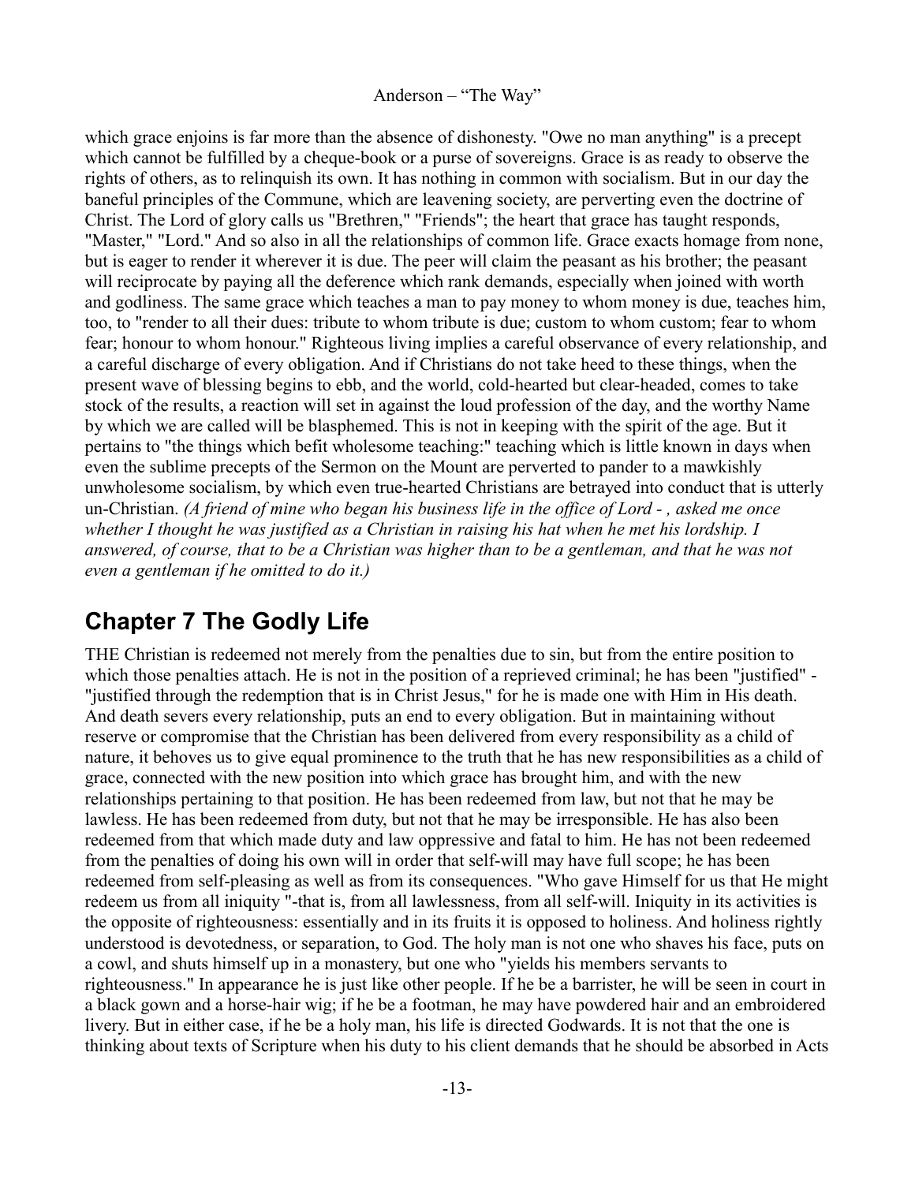which grace enjoins is far more than the absence of dishonesty. "Owe no man anything" is a precept which cannot be fulfilled by a cheque-book or a purse of sovereigns. Grace is as ready to observe the rights of others, as to relinquish its own. It has nothing in common with socialism. But in our day the baneful principles of the Commune, which are leavening society, are perverting even the doctrine of Christ. The Lord of glory calls us "Brethren," "Friends"; the heart that grace has taught responds, "Master," "Lord." And so also in all the relationships of common life. Grace exacts homage from none, but is eager to render it wherever it is due. The peer will claim the peasant as his brother; the peasant will reciprocate by paying all the deference which rank demands, especially when joined with worth and godliness. The same grace which teaches a man to pay money to whom money is due, teaches him, too, to "render to all their dues: tribute to whom tribute is due; custom to whom custom; fear to whom fear; honour to whom honour." Righteous living implies a careful observance of every relationship, and a careful discharge of every obligation. And if Christians do not take heed to these things, when the present wave of blessing begins to ebb, and the world, cold-hearted but clear-headed, comes to take stock of the results, a reaction will set in against the loud profession of the day, and the worthy Name by which we are called will be blasphemed. This is not in keeping with the spirit of the age. But it pertains to "the things which befit wholesome teaching:" teaching which is little known in days when even the sublime precepts of the Sermon on the Mount are perverted to pander to a mawkishly unwholesome socialism, by which even true-hearted Christians are betrayed into conduct that is utterly un-Christian. *(A friend of mine who began his business life in the office of Lord - , asked me once whether I thought he was justified as a Christian in raising his hat when he met his lordship. I answered, of course, that to be a Christian was higher than to be a gentleman, and that he was not even a gentleman if he omitted to do it.)*

## Chapter 7 The Godly Life

THE Christian is redeemed not merely from the penalties due to sin, but from the entire position to which those penalties attach. He is not in the position of a reprieved criminal; he has been "justified" - "justified through the redemption that is in Christ Jesus," for he is made one with Him in His death. And death severs every relationship, puts an end to every obligation. But in maintaining without reserve or compromise that the Christian has been delivered from every responsibility as a child of nature, it behoves us to give equal prominence to the truth that he has new responsibilities as a child of grace, connected with the new position into which grace has brought him, and with the new relationships pertaining to that position. He has been redeemed from law, but not that he may be lawless. He has been redeemed from duty, but not that he may be irresponsible. He has also been redeemed from that which made duty and law oppressive and fatal to him. He has not been redeemed from the penalties of doing his own will in order that self-will may have full scope; he has been redeemed from self-pleasing as well as from its consequences. "Who gave Himself for us that He might redeem us from all iniquity "-that is, from all lawlessness, from all self-will. Iniquity in its activities is the opposite of righteousness: essentially and in its fruits it is opposed to holiness. And holiness rightly understood is devotedness, or separation, to God. The holy man is not one who shaves his face, puts on a cowl, and shuts himself up in a monastery, but one who "yields his members servants to righteousness." In appearance he is just like other people. If he be a barrister, he will be seen in court in a black gown and a horse-hair wig; if he be a footman, he may have powdered hair and an embroidered livery. But in either case, if he be a holy man, his life is directed Godwards. It is not that the one is thinking about texts of Scripture when his duty to his client demands that he should be absorbed in Acts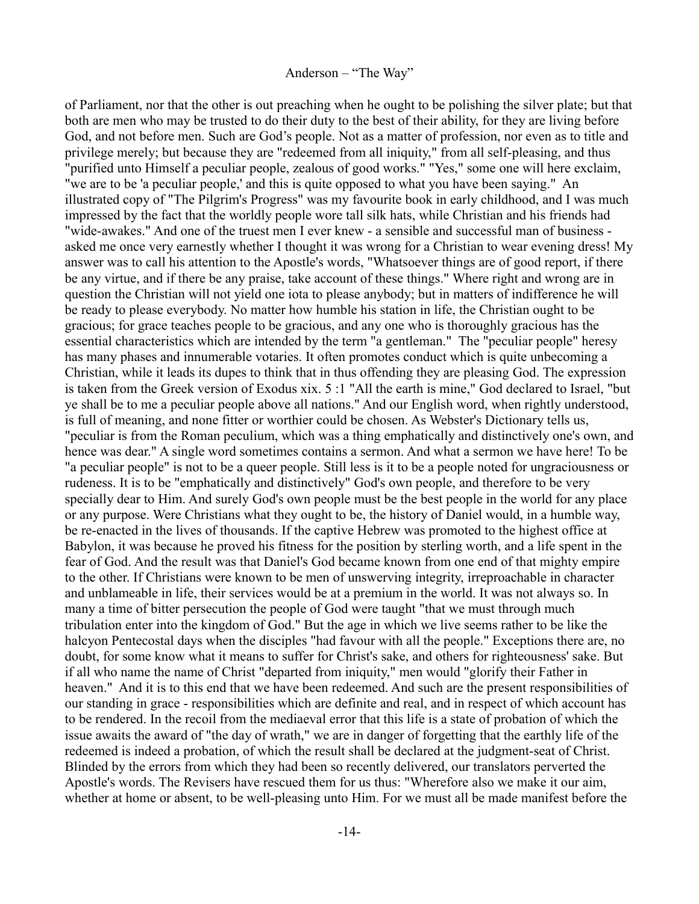of Parliament, nor that the other is out preaching when he ought to be polishing the silver plate; but that both are men who may be trusted to do their duty to the best of their ability, for they are living before God, and not before men. Such are God's people. Not as a matter of profession, nor even as to title and privilege merely; but because they are "redeemed from all iniquity," from all self-pleasing, and thus "purified unto Himself a peculiar people, zealous of good works." "Yes," some one will here exclaim, "we are to be 'a peculiar people,' and this is quite opposed to what you have been saying." An illustrated copy of "The Pilgrim's Progress" was my favourite book in early childhood, and I was much impressed by the fact that the worldly people wore tall silk hats, while Christian and his friends had "wide-awakes." And one of the truest men I ever knew - a sensible and successful man of business - asked me once very earnestly whether I thought it was wrong for a Christian to wear evening dress! My answer was to call his attention to the Apostle's words, "Whatsoever things are of good report, if there be any virtue, and if there be any praise, take account of these things." Where right and wrong are in question the Christian will not yield one iota to please anybody; but in matters of indifference he will be ready to please everybody. No matter how humble his station in life, the Christian ought to be gracious; for grace teaches people to be gracious, and any one who is thoroughly gracious has the essential characteristics which are intended by the term "a gentleman." The "peculiar people" heresy has many phases and innumerable votaries. It often promotes conduct which is quite unbecoming a Christian, while it leads its dupes to think that in thus offending they are pleasing God. The expression is taken from the Greek version of Exodus xix. 5 :1 "All the earth is mine," God declared to Israel, "but ye shall be to me a peculiar people above all nations." And our English word, when rightly understood, is full of meaning, and none fitter or worthier could be chosen. As Webster's Dictionary tells us, "peculiar is from the Roman peculium, which was a thing emphatically and distinctively one's own, and hence was dear." A single word sometimes contains a sermon. And what a sermon we have here! To be "a peculiar people" is not to be a queer people. Still less is it to be a people noted for ungraciousness or rudeness. It is to be "emphatically and distinctively" God's own people, and therefore to be very specially dear to Him. And surely God's own people must be the best people in the world for any place or any purpose. Were Christians what they ought to be, the history of Daniel would, in a humble way, be re-enacted in the lives of thousands. If the captive Hebrew was promoted to the highest office at Babylon, it was because he proved his fitness for the position by sterling worth, and a life spent in the fear of God. And the result was that Daniel's God became known from one end of that mighty empire to the other. If Christians were known to be men of unswerving integrity, irreproachable in character and unblameable in life, their services would be at a premium in the world. It was not always so. In many a time of bitter persecution the people of God were taught "that we must through much tribulation enter into the kingdom of God." But the age in which we live seems rather to be like the halcyon Pentecostal days when the disciples "had favour with all the people." Exceptions there are, no doubt, for some know what it means to suffer for Christ's sake, and others for righteousness' sake. But if all who name the name of Christ "departed from iniquity," men would "glorify their Father in heaven." And it is to this end that we have been redeemed. And such are the present responsibilities of our standing in grace - responsibilities which are definite and real, and in respect of which account has to be rendered. In the recoil from the mediaeval error that this life is a state of probation of which the issue awaits the award of "the day of wrath," we are in danger of forgetting that the earthly life of the redeemed is indeed a probation, of which the result shall be declared at the judgment-seat of Christ. Blinded by the errors from which they had been so recently delivered, our translators perverted the Apostle's words. The Revisers have rescued them for us thus: "Wherefore also we make it our aim, whether at home or absent, to be well-pleasing unto Him. For we must all be made manifest before the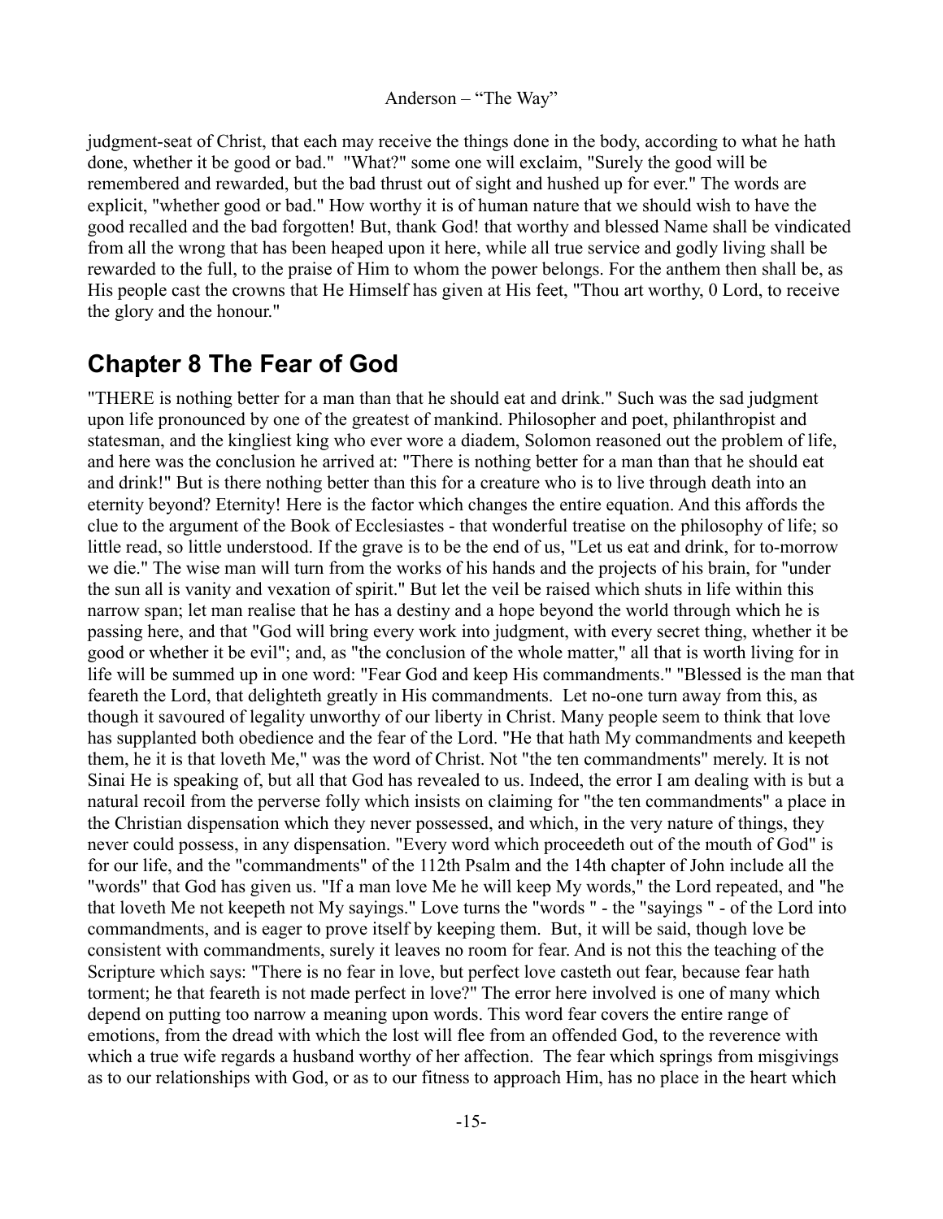judgment-seat of Christ, that each may receive the things done in the body, according to what he hath done, whether it be good or bad." "What?" some one will exclaim, "Surely the good will be remembered and rewarded, but the bad thrust out of sight and hushed up for ever." The words are explicit, "whether good or bad." How worthy it is of human nature that we should wish to have the good recalled and the bad forgotten! But, thank God! that worthy and blessed Name shall be vindicated from all the wrong that has been heaped upon it here, while all true service and godly living shall be rewarded to the full, to the praise of Him to whom the power belongs. For the anthem then shall be, as His people cast the crowns that He Himself has given at His feet, "Thou art worthy, 0 Lord, to receive the glory and the honour."

## Chapter 8 The Fear of God

"THERE is nothing better for a man than that he should eat and drink." Such was the sad judgment upon life pronounced by one of the greatest of mankind. Philosopher and poet, philanthropist and statesman, and the kingliest king who ever wore a diadem, Solomon reasoned out the problem of life, and here was the conclusion he arrived at: "There is nothing better for a man than that he should eat and drink!" But is there nothing better than this for a creature who is to live through death into an eternity beyond? Eternity! Here is the factor which changes the entire equation. And this affords the clue to the argument of the Book of Ecclesiastes - that wonderful treatise on the philosophy of life; so little read, so little understood. If the grave is to be the end of us, "Let us eat and drink, for to-morrow we die." The wise man will turn from the works of his hands and the projects of his brain, for "under the sun all is vanity and vexation of spirit." But let the veil be raised which shuts in life within this narrow span; let man realise that he has a destiny and a hope beyond the world through which he is passing here, and that "God will bring every work into judgment, with every secret thing, whether it be good or whether it be evil"; and, as "the conclusion of the whole matter," all that is worth living for in life will be summed up in one word: "Fear God and keep His commandments." "Blessed is the man that feareth the Lord, that delighteth greatly in His commandments. Let no-one turn away from this, as though it savoured of legality unworthy of our liberty in Christ. Many people seem to think that love has supplanted both obedience and the fear of the Lord. "He that hath My commandments and keepeth them, he it is that loveth Me," was the word of Christ. Not "the ten commandments" merely. It is not Sinai He is speaking of, but all that God has revealed to us. Indeed, the error I am dealing with is but a natural recoil from the perverse folly which insists on claiming for "the ten commandments" a place in the Christian dispensation which they never possessed, and which, in the very nature of things, they never could possess, in any dispensation. "Every word which proceedeth out of the mouth of God" is for our life, and the "commandments" of the 112th Psalm and the 14th chapter of John include all the "words" that God has given us. "If a man love Me he will keep My words," the Lord repeated, and "he that loveth Me not keepeth not My sayings." Love turns the "words " - the "sayings " - of the Lord into commandments, and is eager to prove itself by keeping them. But, it will be said, though love be consistent with commandments, surely it leaves no room for fear. And is not this the teaching of the Scripture which says: "There is no fear in love, but perfect love casteth out fear, because fear hath torment; he that feareth is not made perfect in love?" The error here involved is one of many which depend on putting too narrow a meaning upon words. This word fear covers the entire range of emotions, from the dread with which the lost will flee from an offended God, to the reverence with which a true wife regards a husband worthy of her affection. The fear which springs from misgivings as to our relationships with God, or as to our fitness to approach Him, has no place in the heart which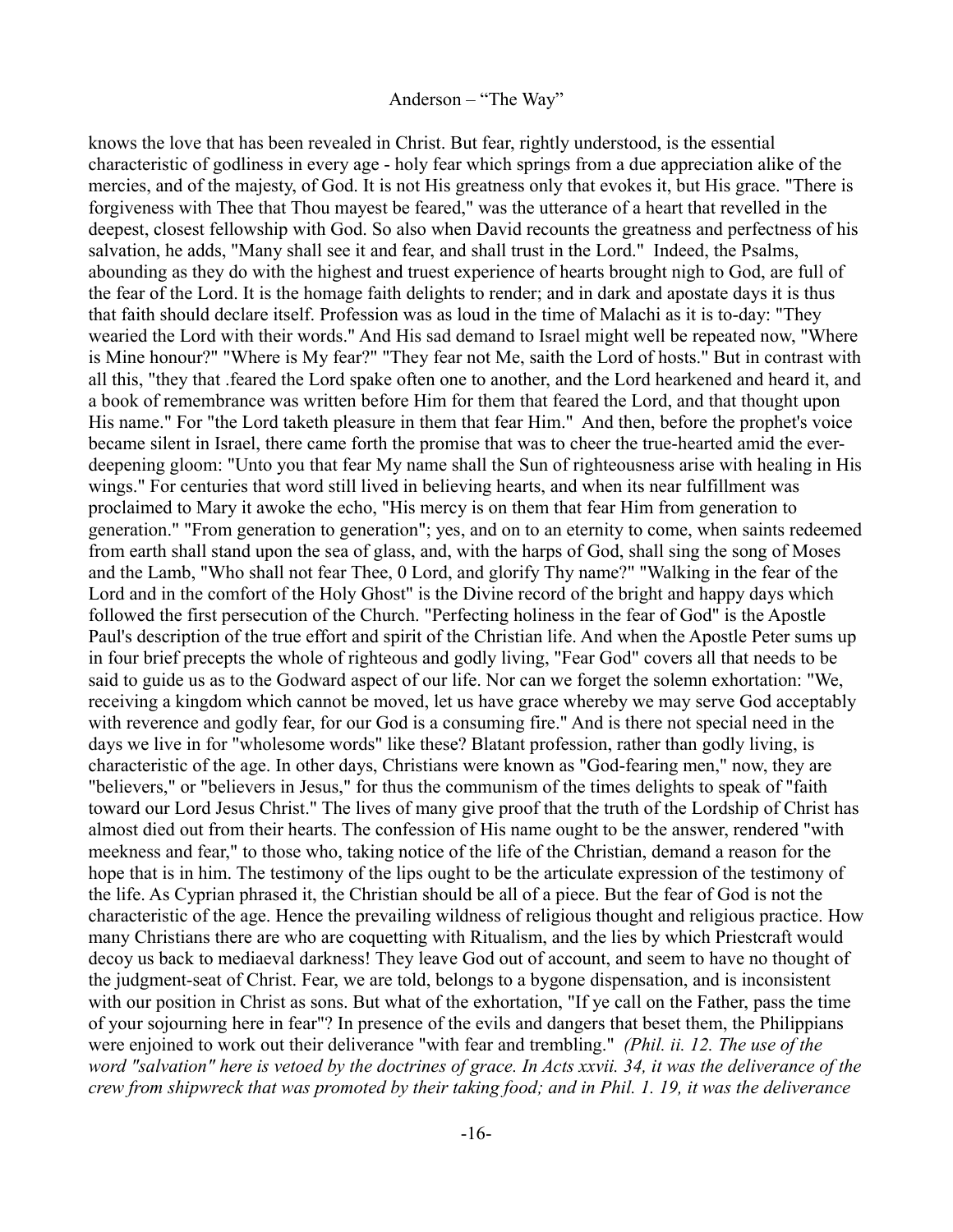knows the love that has been revealed in Christ. But fear, rightly understood, is the essential characteristic of godliness in every age - holy fear which springs from a due appreciation alike of the mercies, and of the majesty, of God. It is not His greatness only that evokes it, but His grace. "There is forgiveness with Thee that Thou mayest be feared," was the utterance of a heart that revelled in the deepest, closest fellowship with God. So also when David recounts the greatness and perfectness of his salvation, he adds, "Many shall see it and fear, and shall trust in the Lord." Indeed, the Psalms, abounding as they do with the highest and truest experience of hearts brought nigh to God, are full of the fear of the Lord. It is the homage faith delights to render; and in dark and apostate days it is thus that faith should declare itself. Profession was as loud in the time of Malachi as it is to-day: "They wearied the Lord with their words." And His sad demand to Israel might well be repeated now, "Where is Mine honour?" "Where is My fear?" "They fear not Me, saith the Lord of hosts." But in contrast with all this, "they that .feared the Lord spake often one to another, and the Lord hearkened and heard it, and a book of remembrance was written before Him for them that feared the Lord, and that thought upon His name." For "the Lord taketh pleasure in them that fear Him." And then, before the prophet's voice became silent in Israel, there came forth the promise that was to cheer the true-hearted amid the ever-deepening gloom: "Unto you that fear My name shall the Sun of righteousness arise with healing in His wings." For centuries that word still lived in believing hearts, and when its near fulfillment was proclaimed to Mary it awoke the echo, "His mercy is on them that fear Him from generation to generation." "From generation to generation"; yes, and on to an eternity to come, when saints redeemed from earth shall stand upon the sea of glass, and, with the harps of God, shall sing the song of Moses and the Lamb, "Who shall not fear Thee, 0 Lord, and glorify Thy name?" "Walking in the fear of the Lord and in the comfort of the Holy Ghost" is the Divine record of the bright and happy days which followed the first persecution of the Church. "Perfecting holiness in the fear of God" is the Apostle Paul's description of the true effort and spirit of the Christian life. And when the Apostle Peter sums up in four brief precepts the whole of righteous and godly living, "Fear God" covers all that needs to be said to guide us as to the Godward aspect of our life. Nor can we forget the solemn exhortation: "We, receiving a kingdom which cannot be moved, let us have grace whereby we may serve God acceptably with reverence and godly fear, for our God is a consuming fire." And is there not special need in the days we live in for "wholesome words" like these? Blatant profession, rather than godly living, is characteristic of the age. In other days, Christians were known as "God-fearing men," now, they are "believers," or "believers in Jesus," for thus the communism of the times delights to speak of "faith toward our Lord Jesus Christ." The lives of many give proof that the truth of the Lordship of Christ has almost died out from their hearts. The confession of His name ought to be the answer, rendered "with meekness and fear," to those who, taking notice of the life of the Christian, demand a reason for the hope that is in him. The testimony of the lips ought to be the articulate expression of the testimony of the life. As Cyprian phrased it, the Christian should be all of a piece. But the fear of God is not the characteristic of the age. Hence the prevailing wildness of religious thought and religious practice. How many Christians there are who are coquetting with Ritualism, and the lies by which Priestcraft would decoy us back to mediaeval darkness! They leave God out of account, and seem to have no thought of the judgment-seat of Christ. Fear, we are told, belongs to a bygone dispensation, and is inconsistent with our position in Christ as sons. But what of the exhortation, "If ye call on the Father, pass the time of your sojourning here in fear"? In presence of the evils and dangers that beset them, the Philippians were enjoined to work out their deliverance "with fear and trembling." *(Phil. ii. 12. The use of the word "salvation" here is vetoed by the doctrines of grace. In Acts xxvii. 34, it was the deliverance of the crew from shipwreck that was promoted by their taking food; and in Phil. 1. 19, it was the deliverance*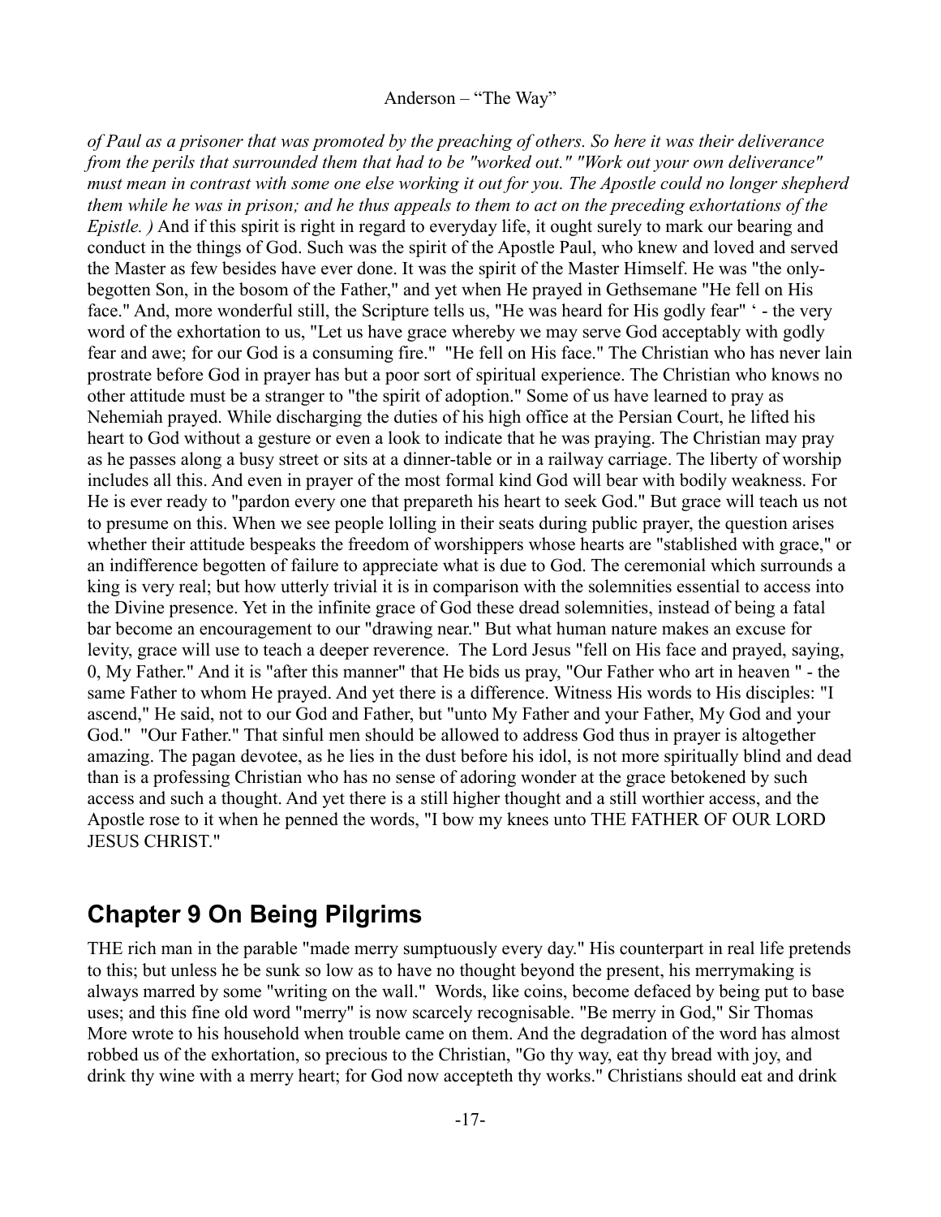*of Paul as a prisoner that was promoted by the preaching of others. So here it was their deliverance from the perils that surrounded them that had to be "worked out." "Work out your own deliverance" must mean in contrast with some one else working it out for you. The Apostle could no longer shepherd them while he was in prison; and he thus appeals to them to act on the preceding exhortations of the Epistle. )* And if this spirit is right in regard to everyday life, it ought surely to mark our bearing and conduct in the things of God. Such was the spirit of the Apostle Paul, who knew and loved and served the Master as few besides have ever done. It was the spirit of the Master Himself. He was "the only-begotten Son, in the bosom of the Father," and yet when He prayed in Gethsemane "He fell on His face." And, more wonderful still, the Scripture tells us, "He was heard for His godly fear" ' - the very word of the exhortation to us, "Let us have grace whereby we may serve God acceptably with godly fear and awe; for our God is a consuming fire." "He fell on His face." The Christian who has never lain prostrate before God in prayer has but a poor sort of spiritual experience. The Christian who knows no other attitude must be a stranger to "the spirit of adoption." Some of us have learned to pray as Nehemiah prayed. While discharging the duties of his high office at the Persian Court, he lifted his heart to God without a gesture or even a look to indicate that he was praying. The Christian may pray as he passes along a busy street or sits at a dinner-table or in a railway carriage. The liberty of worship includes all this. And even in prayer of the most formal kind God will bear with bodily weakness. For He is ever ready to "pardon every one that prepareth his heart to seek God." But grace will teach us not to presume on this. When we see people lolling in their seats during public prayer, the question arises whether their attitude bespeaks the freedom of worshippers whose hearts are "stablished with grace," or an indifference begotten of failure to appreciate what is due to God. The ceremonial which surrounds a king is very real; but how utterly trivial it is in comparison with the solemnities essential to access into the Divine presence. Yet in the infinite grace of God these dread solemnities, instead of being a fatal bar become an encouragement to our "drawing near." But what human nature makes an excuse for levity, grace will use to teach a deeper reverence. The Lord Jesus "fell on His face and prayed, saying, 0, My Father." And it is "after this manner" that He bids us pray, "Our Father who art in heaven " - the same Father to whom He prayed. And yet there is a difference. Witness His words to His disciples: "I ascend," He said, not to our God and Father, but "unto My Father and your Father, My God and your God." "Our Father." That sinful men should be allowed to address God thus in prayer is altogether amazing. The pagan devotee, as he lies in the dust before his idol, is not more spiritually blind and dead than is a professing Christian who has no sense of adoring wonder at the grace betokened by such access and such a thought. And yet there is a still higher thought and a still worthier access, and the Apostle rose to it when he penned the words, "I bow my knees unto THE FATHER OF OUR LORD JESUS CHRIST."

## Chapter 9 On Being Pilgrims

THE rich man in the parable "made merry sumptuously every day." His counterpart in real life pretends to this; but unless he be sunk so low as to have no thought beyond the present, his merrymaking is always marred by some "writing on the wall." Words, like coins, become defaced by being put to base uses; and this fine old word "merry" is now scarcely recognisable. "Be merry in God," Sir Thomas More wrote to his household when trouble came on them. And the degradation of the word has almost robbed us of the exhortation, so precious to the Christian, "Go thy way, eat thy bread with joy, and drink thy wine with a merry heart; for God now accepteth thy works." Christians should eat and drink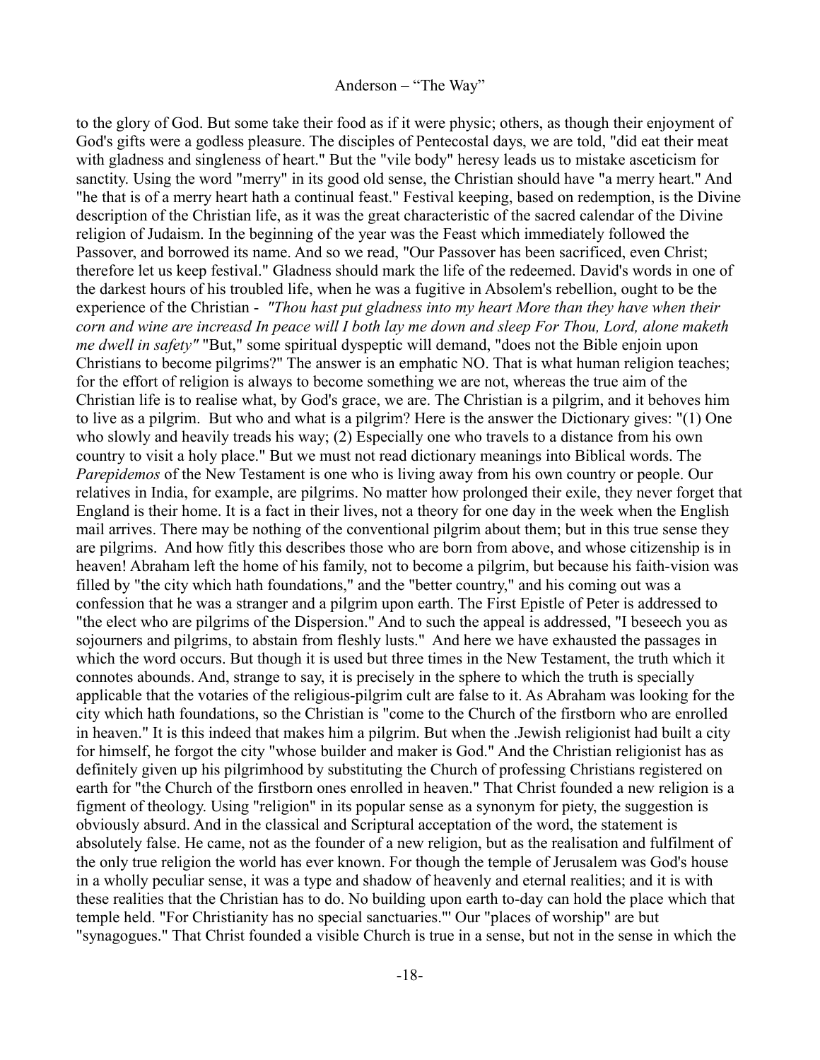to the glory of God. But some take their food as if it were physic; others, as though their enjoyment of God's gifts were a godless pleasure. The disciples of Pentecostal days, we are told, "did eat their meat with gladness and singleness of heart." But the "vile body" heresy leads us to mistake asceticism for sanctity. Using the word "merry" in its good old sense, the Christian should have "a merry heart." And "he that is of a merry heart hath a continual feast." Festival keeping, based on redemption, is the Divine description of the Christian life, as it was the great characteristic of the sacred calendar of the Divine religion of Judaism. In the beginning of the year was the Feast which immediately followed the Passover, and borrowed its name. And so we read, "Our Passover has been sacrificed, even Christ; therefore let us keep festival." Gladness should mark the life of the redeemed. David's words in one of the darkest hours of his troubled life, when he was a fugitive in Absolem's rebellion, ought to be the experience of the Christian - *"Thou hast put gladness into my heart More than they have when their corn and wine are increasd In peace will I both lay me down and sleep For Thou, Lord, alone maketh me dwell in safety"* "But," some spiritual dyspeptic will demand, "does not the Bible enjoin upon Christians to become pilgrims?" The answer is an emphatic NO. That is what human religion teaches; for the effort of religion is always to become something we are not, whereas the true aim of the Christian life is to realise what, by God's grace, we are. The Christian is a pilgrim, and it behoves him to live as a pilgrim. But who and what is a pilgrim? Here is the answer the Dictionary gives: "(1) One who slowly and heavily treads his way; (2) Especially one who travels to a distance from his own country to visit a holy place." But we must not read dictionary meanings into Biblical words. The *Parepidemos* of the New Testament is one who is living away from his own country or people. Our relatives in India, for example, are pilgrims. No matter how prolonged their exile, they never forget that England is their home. It is a fact in their lives, not a theory for one day in the week when the English mail arrives. There may be nothing of the conventional pilgrim about them; but in this true sense they are pilgrims. And how fitly this describes those who are born from above, and whose citizenship is in heaven! Abraham left the home of his family, not to become a pilgrim, but because his faith-vision was filled by "the city which hath foundations," and the "better country," and his coming out was a confession that he was a stranger and a pilgrim upon earth. The First Epistle of Peter is addressed to "the elect who are pilgrims of the Dispersion." And to such the appeal is addressed, "I beseech you as sojourners and pilgrims, to abstain from fleshly lusts." And here we have exhausted the passages in which the word occurs. But though it is used but three times in the New Testament, the truth which it connotes abounds. And, strange to say, it is precisely in the sphere to which the truth is specially applicable that the votaries of the religious-pilgrim cult are false to it. As Abraham was looking for the city which hath foundations, so the Christian is "come to the Church of the firstborn who are enrolled in heaven." It is this indeed that makes him a pilgrim. But when the .Jewish religionist had built a city for himself, he forgot the city "whose builder and maker is God." And the Christian religionist has as definitely given up his pilgrimhood by substituting the Church of professing Christians registered on earth for "the Church of the firstborn ones enrolled in heaven." That Christ founded a new religion is a figment of theology. Using "religion" in its popular sense as a synonym for piety, the suggestion is obviously absurd. And in the classical and Scriptural acceptation of the word, the statement is absolutely false. He came, not as the founder of a new religion, but as the realisation and fulfilment of the only true religion the world has ever known. For though the temple of Jerusalem was God's house in a wholly peculiar sense, it was a type and shadow of heavenly and eternal realities; and it is with these realities that the Christian has to do. No building upon earth to-day can hold the place which that temple held. "For Christianity has no special sanctuaries."' Our "places of worship" are but "synagogues." That Christ founded a visible Church is true in a sense, but not in the sense in which the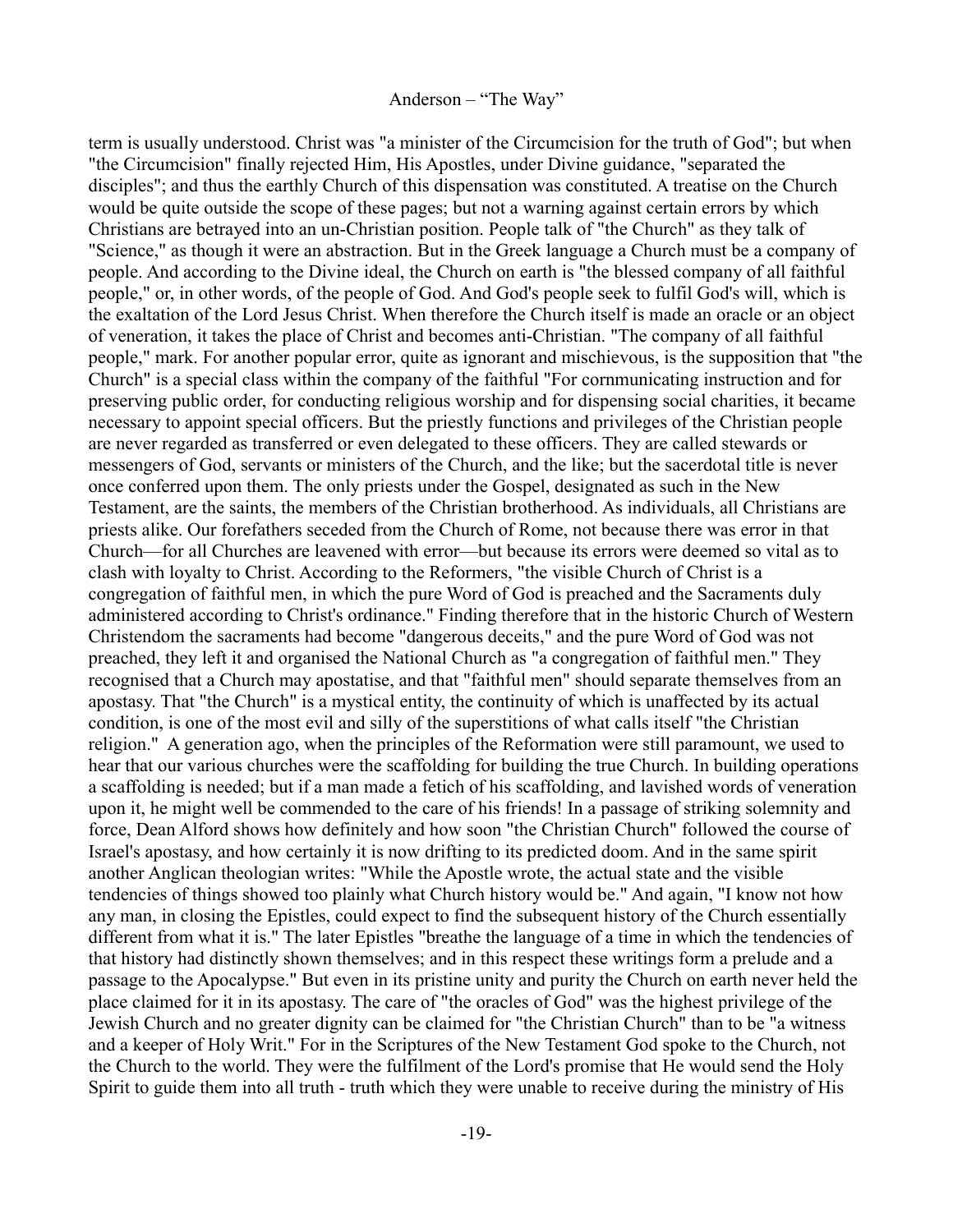term is usually understood. Christ was "a minister of the Circumcision for the truth of God"; but when "the Circumcision" finally rejected Him, His Apostles, under Divine guidance, "separated the disciples"; and thus the earthly Church of this dispensation was constituted. A treatise on the Church would be quite outside the scope of these pages; but not a warning against certain errors by which Christians are betrayed into an un-Christian position. People talk of "the Church" as they talk of "Science," as though it were an abstraction. But in the Greek language a Church must be a company of people. And according to the Divine ideal, the Church on earth is "the blessed company of all faithful people," or, in other words, of the people of God. And God's people seek to fulfil God's will, which is the exaltation of the Lord Jesus Christ. When therefore the Church itself is made an oracle or an object of veneration, it takes the place of Christ and becomes anti-Christian. "The company of all faithful people," mark. For another popular error, quite as ignorant and mischievous, is the supposition that "the Church" is a special class within the company of the faithful "For cornmunicating instruction and for preserving public order, for conducting religious worship and for dispensing social charities, it became necessary to appoint special officers. But the priestly functions and privileges of the Christian people are never regarded as transferred or even delegated to these officers. They are called stewards or messengers of God, servants or ministers of the Church, and the like; but the sacerdotal title is never once conferred upon them. The only priests under the Gospel, designated as such in the New Testament, are the saints, the members of the Christian brotherhood. As individuals, all Christians are priests alike. Our forefathers seceded from the Church of Rome, not because there was error in that Church—for all Churches are leavened with error—but because its errors were deemed so vital as to clash with loyalty to Christ. According to the Reformers, "the visible Church of Christ is a congregation of faithful men, in which the pure Word of God is preached and the Sacraments duly administered according to Christ's ordinance." Finding therefore that in the historic Church of Western Christendom the sacraments had become "dangerous deceits," and the pure Word of God was not preached, they left it and organised the National Church as "a congregation of faithful men." They recognised that a Church may apostatise, and that "faithful men" should separate themselves from an apostasy. That "the Church" is a mystical entity, the continuity of which is unaffected by its actual condition, is one of the most evil and silly of the superstitions of what calls itself "the Christian religion." A generation ago, when the principles of the Reformation were still paramount, we used to hear that our various churches were the scaffolding for building the true Church. In building operations a scaffolding is needed; but if a man made a fetich of his scaffolding, and lavished words of veneration upon it, he might well be commended to the care of his friends! In a passage of striking solemnity and force, Dean Alford shows how definitely and how soon "the Christian Church" followed the course of Israel's apostasy, and how certainly it is now drifting to its predicted doom. And in the same spirit another Anglican theologian writes: "While the Apostle wrote, the actual state and the visible tendencies of things showed too plainly what Church history would be." And again, "I know not how any man, in closing the Epistles, could expect to find the subsequent history of the Church essentially different from what it is." The later Epistles "breathe the language of a time in which the tendencies of that history had distinctly shown themselves; and in this respect these writings form a prelude and a passage to the Apocalypse." But even in its pristine unity and purity the Church on earth never held the place claimed for it in its apostasy. The care of "the oracles of God" was the highest privilege of the Jewish Church and no greater dignity can be claimed for "the Christian Church" than to be "a witness and a keeper of Holy Writ." For in the Scriptures of the New Testament God spoke to the Church, not the Church to the world. They were the fulfilment of the Lord's promise that He would send the Holy Spirit to guide them into all truth - truth which they were unable to receive during the ministry of His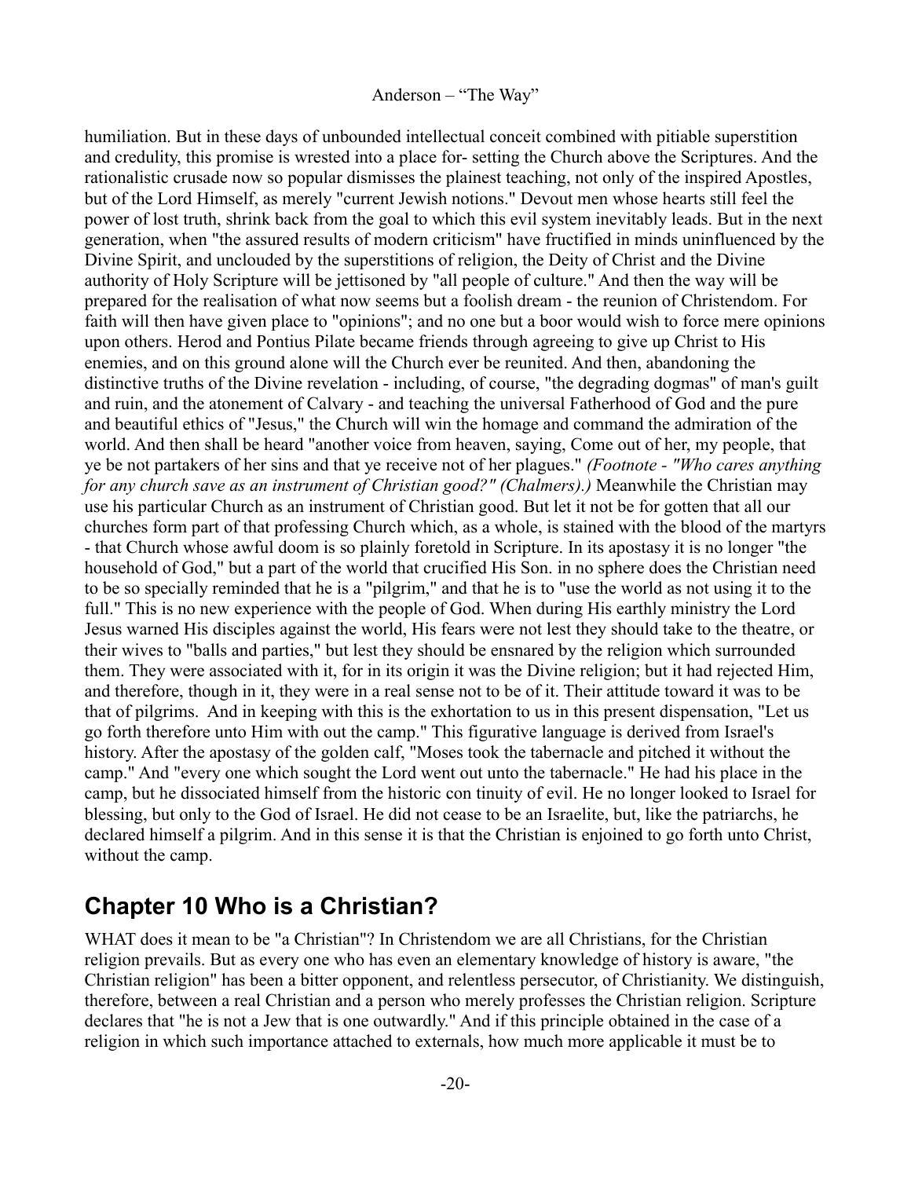humiliation. But in these days of unbounded intellectual conceit combined with pitiable superstition and credulity, this promise is wrested into a place for- setting the Church above the Scriptures. And the rationalistic crusade now so popular dismisses the plainest teaching, not only of the inspired Apostles, but of the Lord Himself, as merely "current Jewish notions." Devout men whose hearts still feel the power of lost truth, shrink back from the goal to which this evil system inevitably leads. But in the next generation, when "the assured results of modern criticism" have fructified in minds uninfluenced by the Divine Spirit, and unclouded by the superstitions of religion, the Deity of Christ and the Divine authority of Holy Scripture will be jettisoned by "all people of culture." And then the way will be prepared for the realisation of what now seems but a foolish dream - the reunion of Christendom. For faith will then have given place to "opinions"; and no one but a boor would wish to force mere opinions upon others. Herod and Pontius Pilate became friends through agreeing to give up Christ to His enemies, and on this ground alone will the Church ever be reunited. And then, abandoning the distinctive truths of the Divine revelation - including, of course, "the degrading dogmas" of man's guilt and ruin, and the atonement of Calvary - and teaching the universal Fatherhood of God and the pure and beautiful ethics of "Jesus," the Church will win the homage and command the admiration of the world. And then shall be heard "another voice from heaven, saying, Come out of her, my people, that ye be not partakers of her sins and that ye receive not of her plagues." *(Footnote - "Who cares anything for any church save as an instrument of Christian good?" (Chalmers).)* Meanwhile the Christian may use his particular Church as an instrument of Christian good. But let it not be for gotten that all our churches form part of that professing Church which, as a whole, is stained with the blood of the martyrs - that Church whose awful doom is so plainly foretold in Scripture. In its apostasy it is no longer "the household of God," but a part of the world that crucified His Son. in no sphere does the Christian need to be so specially reminded that he is a "pilgrim," and that he is to "use the world as not using it to the full." This is no new experience with the people of God. When during His earthly ministry the Lord Jesus warned His disciples against the world, His fears were not lest they should take to the theatre, or their wives to "balls and parties," but lest they should be ensnared by the religion which surrounded them. They were associated with it, for in its origin it was the Divine religion; but it had rejected Him, and therefore, though in it, they were in a real sense not to be of it. Their attitude toward it was to be that of pilgrims. And in keeping with this is the exhortation to us in this present dispensation, "Let us go forth therefore unto Him with out the camp." This figurative language is derived from Israel's history. After the apostasy of the golden calf, "Moses took the tabernacle and pitched it without the camp." And "every one which sought the Lord went out unto the tabernacle." He had his place in the camp, but he dissociated himself from the historic con tinuity of evil. He no longer looked to Israel for blessing, but only to the God of Israel. He did not cease to be an Israelite, but, like the patriarchs, he declared himself a pilgrim. And in this sense it is that the Christian is enjoined to go forth unto Christ, without the camp.

## Chapter 10 Who is a Christian?

WHAT does it mean to be "a Christian"? In Christendom we are all Christians, for the Christian religion prevails. But as every one who has even an elementary knowledge of history is aware, "the Christian religion" has been a bitter opponent, and relentless persecutor, of Christianity. We distinguish, therefore, between a real Christian and a person who merely professes the Christian religion. Scripture declares that "he is not a Jew that is one outwardly." And if this principle obtained in the case of a religion in which such importance attached to externals, how much more applicable it must be to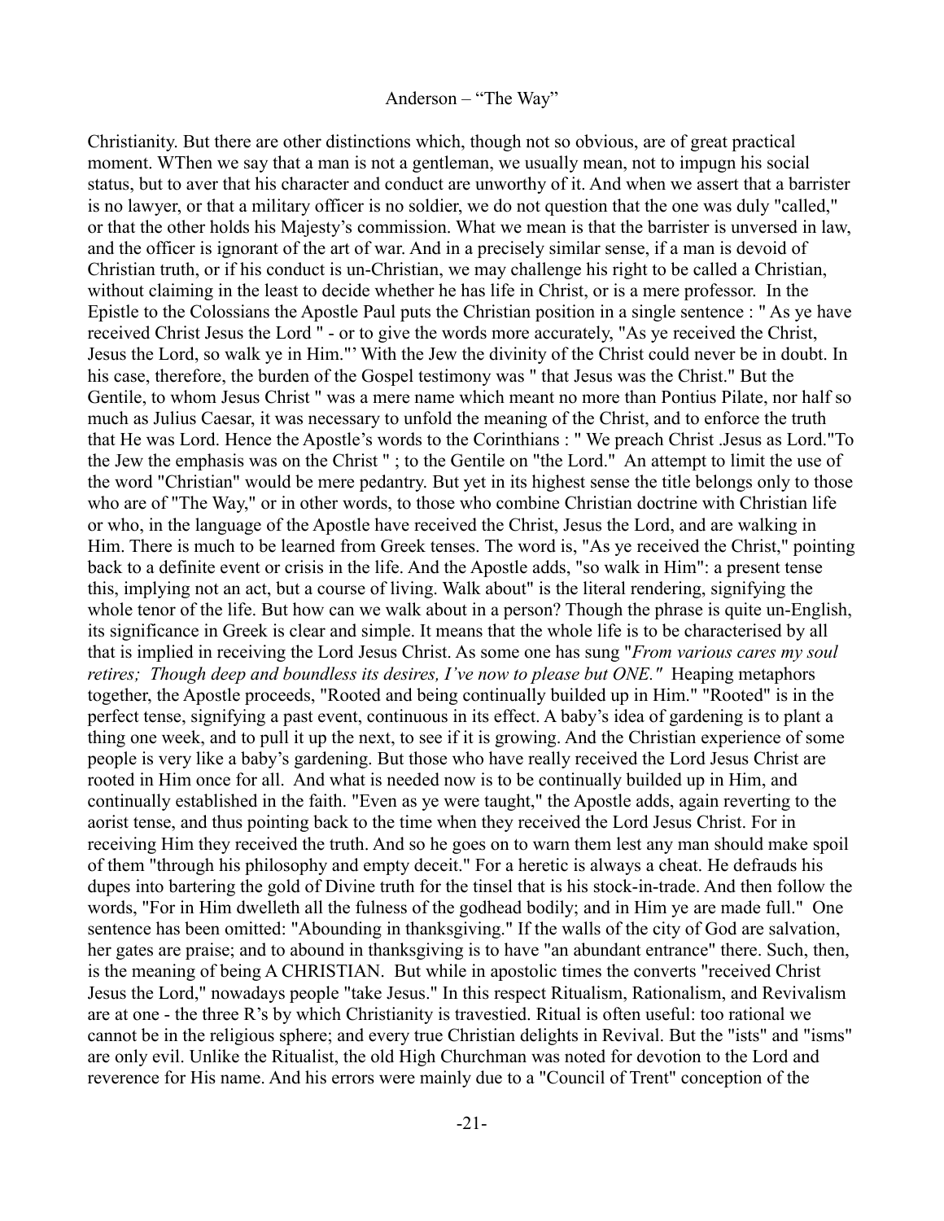Christianity. But there are other distinctions which, though not so obvious, are of great practical moment. WThen we say that a man is not a gentleman, we usually mean, not to impugn his social status, but to aver that his character and conduct are unworthy of it. And when we assert that a barrister is no lawyer, or that a military officer is no soldier, we do not question that the one was duly "called," or that the other holds his Majesty's commission. What we mean is that the barrister is unversed in law, and the officer is ignorant of the art of war. And in a precisely similar sense, if a man is devoid of Christian truth, or if his conduct is un-Christian, we may challenge his right to be called a Christian, without claiming in the least to decide whether he has life in Christ, or is a mere professor. In the Epistle to the Colossians the Apostle Paul puts the Christian position in a single sentence : " As ye have received Christ Jesus the Lord " - or to give the words more accurately, "As ye received the Christ, Jesus the Lord, so walk ye in Him."' With the Jew the divinity of the Christ could never be in doubt. In his case, therefore, the burden of the Gospel testimony was " that Jesus was the Christ." But the Gentile, to whom Jesus Christ " was a mere name which meant no more than Pontius Pilate, nor half so much as Julius Caesar, it was necessary to unfold the meaning of the Christ, and to enforce the truth that He was Lord. Hence the Apostle's words to the Corinthians : " We preach Christ .Jesus as Lord."To the Jew the emphasis was on the Christ " ; to the Gentile on "the Lord." An attempt to limit the use of the word "Christian" would be mere pedantry. But yet in its highest sense the title belongs only to those who are of "The Way," or in other words, to those who combine Christian doctrine with Christian life or who, in the language of the Apostle have received the Christ, Jesus the Lord, and are walking in Him. There is much to be learned from Greek tenses. The word is, "As ye received the Christ," pointing back to a definite event or crisis in the life. And the Apostle adds, "so walk in Him": a present tense this, implying not an act, but a course of living. Walk about" is the literal rendering, signifying the whole tenor of the life. But how can we walk about in a person? Though the phrase is quite un-English, its significance in Greek is clear and simple. It means that the whole life is to be characterised by all that is implied in receiving the Lord Jesus Christ. As some one has sung "*From various cares my soul retires; Though deep and boundless its desires, I've now to please but ONE."* Heaping metaphors together, the Apostle proceeds, "Rooted and being continually builded up in Him." "Rooted" is in the perfect tense, signifying a past event, continuous in its effect. A baby's idea of gardening is to plant a thing one week, and to pull it up the next, to see if it is growing. And the Christian experience of some people is very like a baby's gardening. But those who have really received the Lord Jesus Christ are rooted in Him once for all. And what is needed now is to be continually builded up in Him, and continually established in the faith. "Even as ye were taught," the Apostle adds, again reverting to the aorist tense, and thus pointing back to the time when they received the Lord Jesus Christ. For in receiving Him they received the truth. And so he goes on to warn them lest any man should make spoil of them "through his philosophy and empty deceit." For a heretic is always a cheat. He defrauds his dupes into bartering the gold of Divine truth for the tinsel that is his stock-in-trade. And then follow the words, "For in Him dwelleth all the fulness of the godhead bodily; and in Him ye are made full." One sentence has been omitted: "Abounding in thanksgiving." If the walls of the city of God are salvation, her gates are praise; and to abound in thanksgiving is to have "an abundant entrance" there. Such, then, is the meaning of being A CHRISTIAN. But while in apostolic times the converts "received Christ Jesus the Lord," nowadays people "take Jesus." In this respect Ritualism, Rationalism, and Revivalism are at one - the three R's by which Christianity is travestied. Ritual is often useful: too rational we cannot be in the religious sphere; and every true Christian delights in Revival. But the "ists" and "isms" are only evil. Unlike the Ritualist, the old High Churchman was noted for devotion to the Lord and reverence for His name. And his errors were mainly due to a "Council of Trent" conception of the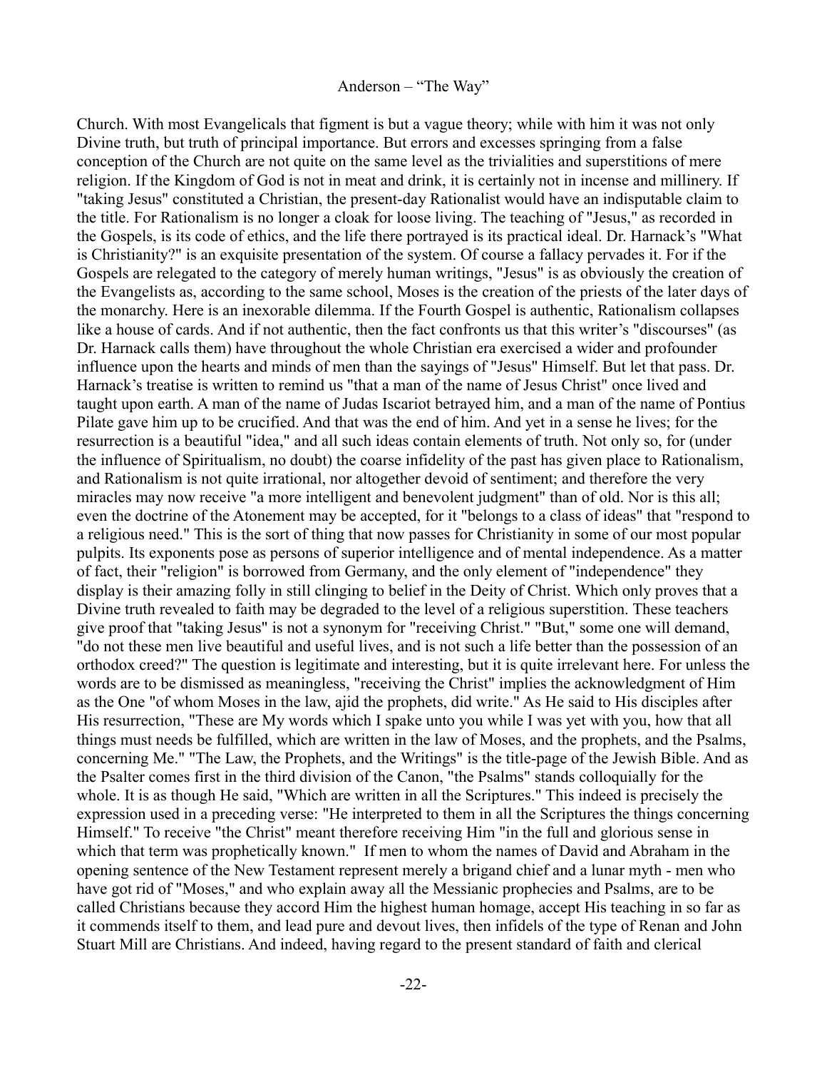Church. With most Evangelicals that figment is but a vague theory; while with him it was not only Divine truth, but truth of principal importance. But errors and excesses springing from a false conception of the Church are not quite on the same level as the trivialities and superstitions of mere religion. If the Kingdom of God is not in meat and drink, it is certainly not in incense and millinery. If "taking Jesus" constituted a Christian, the present-day Rationalist would have an indisputable claim to the title. For Rationalism is no longer a cloak for loose living. The teaching of "Jesus," as recorded in the Gospels, is its code of ethics, and the life there portrayed is its practical ideal. Dr. Harnack's "What is Christianity?" is an exquisite presentation of the system. Of course a fallacy pervades it. For if the Gospels are relegated to the category of merely human writings, "Jesus" is as obviously the creation of the Evangelists as, according to the same school, Moses is the creation of the priests of the later days of the monarchy. Here is an inexorable dilemma. If the Fourth Gospel is authentic, Rationalism collapses like a house of cards. And if not authentic, then the fact confronts us that this writer's "discourses" (as Dr. Harnack calls them) have throughout the whole Christian era exercised a wider and profounder influence upon the hearts and minds of men than the sayings of "Jesus" Himself. But let that pass. Dr. Harnack's treatise is written to remind us "that a man of the name of Jesus Christ" once lived and taught upon earth. A man of the name of Judas Iscariot betrayed him, and a man of the name of Pontius Pilate gave him up to be crucified. And that was the end of him. And yet in a sense he lives; for the resurrection is a beautiful "idea," and all such ideas contain elements of truth. Not only so, for (under the influence of Spiritualism, no doubt) the coarse infidelity of the past has given place to Rationalism, and Rationalism is not quite irrational, nor altogether devoid of sentiment; and therefore the very miracles may now receive "a more intelligent and benevolent judgment" than of old. Nor is this all; even the doctrine of the Atonement may be accepted, for it "belongs to a class of ideas" that "respond to a religious need." This is the sort of thing that now passes for Christianity in some of our most popular pulpits. Its exponents pose as persons of superior intelligence and of mental independence. As a matter of fact, their "religion" is borrowed from Germany, and the only element of "independence" they display is their amazing folly in still clinging to belief in the Deity of Christ. Which only proves that a Divine truth revealed to faith may be degraded to the level of a religious superstition. These teachers give proof that "taking Jesus" is not a synonym for "receiving Christ." "But," some one will demand, "do not these men live beautiful and useful lives, and is not such a life better than the possession of an orthodox creed?" The question is legitimate and interesting, but it is quite irrelevant here. For unless the words are to be dismissed as meaningless, "receiving the Christ" implies the acknowledgment of Him as the One "of whom Moses in the law, ajid the prophets, did write." As He said to His disciples after His resurrection, "These are My words which I spake unto you while I was yet with you, how that all things must needs be fulfilled, which are written in the law of Moses, and the prophets, and the Psalms, concerning Me." "The Law, the Prophets, and the Writings" is the title-page of the Jewish Bible. And as the Psalter comes first in the third division of the Canon, "the Psalms" stands colloquially for the whole. It is as though He said, "Which are written in all the Scriptures." This indeed is precisely the expression used in a preceding verse: "He interpreted to them in all the Scriptures the things concerning Himself." To receive "the Christ" meant therefore receiving Him "in the full and glorious sense in which that term was prophetically known." If men to whom the names of David and Abraham in the opening sentence of the New Testament represent merely a brigand chief and a lunar myth - men who have got rid of "Moses," and who explain away all the Messianic prophecies and Psalms, are to be called Christians because they accord Him the highest human homage, accept His teaching in so far as it commends itself to them, and lead pure and devout lives, then infidels of the type of Renan and John Stuart Mill are Christians. And indeed, having regard to the present standard of faith and clerical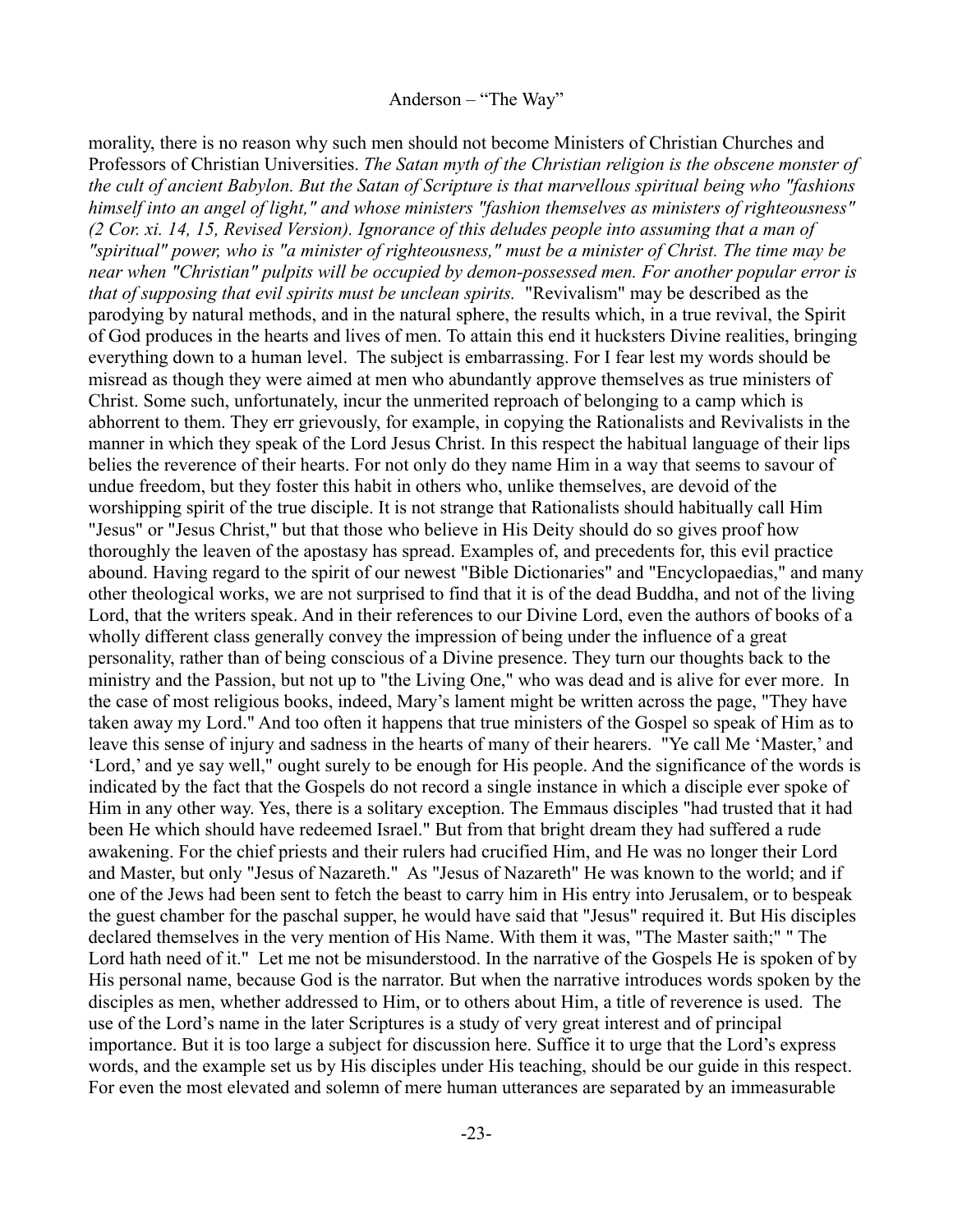morality, there is no reason why such men should not become Ministers of Christian Churches and Professors of Christian Universities. *The Satan myth of the Christian religion is the obscene monster of the cult of ancient Babylon. But the Satan of Scripture is that marvellous spiritual being who "fashions himself into an angel of light," and whose ministers "fashion themselves as ministers of righteousness" (2 Cor. xi. 14, 15, Revised Version). Ignorance of this deludes people into assuming that a man of "spiritual" power, who is "a minister of righteousness," must be a minister of Christ. The time may be near when "Christian" pulpits will be occupied by demon-possessed men. For another popular error is that of supposing that evil spirits must be unclean spirits.* "Revivalism" may be described as the parodying by natural methods, and in the natural sphere, the results which, in a true revival, the Spirit of God produces in the hearts and lives of men. To attain this end it hucksters Divine realities, bringing everything down to a human level. The subject is embarrassing. For I fear lest my words should be misread as though they were aimed at men who abundantly approve themselves as true ministers of Christ. Some such, unfortunately, incur the unmerited reproach of belonging to a camp which is abhorrent to them. They err grievously, for example, in copying the Rationalists and Revivalists in the manner in which they speak of the Lord Jesus Christ. In this respect the habitual language of their lips belies the reverence of their hearts. For not only do they name Him in a way that seems to savour of undue freedom, but they foster this habit in others who, unlike themselves, are devoid of the worshipping spirit of the true disciple. It is not strange that Rationalists should habitually call Him "Jesus" or "Jesus Christ," but that those who believe in His Deity should do so gives proof how thoroughly the leaven of the apostasy has spread. Examples of, and precedents for, this evil practice abound. Having regard to the spirit of our newest "Bible Dictionaries" and "Encyclopaedias," and many other theological works, we are not surprised to find that it is of the dead Buddha, and not of the living Lord, that the writers speak. And in their references to our Divine Lord, even the authors of books of a wholly different class generally convey the impression of being under the influence of a great personality, rather than of being conscious of a Divine presence. They turn our thoughts back to the ministry and the Passion, but not up to "the Living One," who was dead and is alive for ever more. In the case of most religious books, indeed, Mary's lament might be written across the page, "They have taken away my Lord." And too often it happens that true ministers of the Gospel so speak of Him as to leave this sense of injury and sadness in the hearts of many of their hearers. "Ye call Me 'Master,' and 'Lord,' and ye say well," ought surely to be enough for His people. And the significance of the words is indicated by the fact that the Gospels do not record a single instance in which a disciple ever spoke of Him in any other way. Yes, there is a solitary exception. The Emmaus disciples "had trusted that it had been He which should have redeemed Israel." But from that bright dream they had suffered a rude awakening. For the chief priests and their rulers had crucified Him, and He was no longer their Lord and Master, but only "Jesus of Nazareth." As "Jesus of Nazareth" He was known to the world; and if one of the Jews had been sent to fetch the beast to carry him in His entry into Jerusalem, or to bespeak the guest chamber for the paschal supper, he would have said that "Jesus" required it. But His disciples declared themselves in the very mention of His Name. With them it was, "The Master saith;" " The Lord hath need of it." Let me not be misunderstood. In the narrative of the Gospels He is spoken of by His personal name, because God is the narrator. But when the narrative introduces words spoken by the disciples as men, whether addressed to Him, or to others about Him, a title of reverence is used. The use of the Lord's name in the later Scriptures is a study of very great interest and of principal importance. But it is too large a subject for discussion here. Suffice it to urge that the Lord's express words, and the example set us by His disciples under His teaching, should be our guide in this respect. For even the most elevated and solemn of mere human utterances are separated by an immeasurable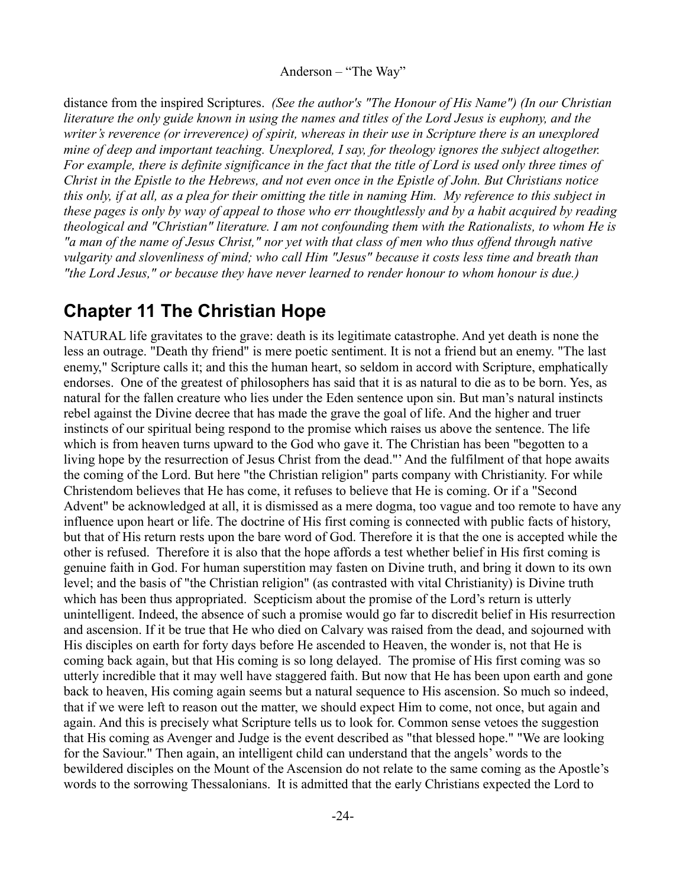distance from the inspired Scriptures. *(See the author's "The Honour of His Name") (In our Christian literature the only guide known in using the names and titles of the Lord Jesus is euphony, and the writer's reverence (or irreverence) of spirit, whereas in their use in Scripture there is an unexplored mine of deep and important teaching. Unexplored, I say, for theology ignores the subject altogether. For example, there is definite significance in the fact that the title of Lord is used only three times of Christ in the Epistle to the Hebrews, and not even once in the Epistle of John. But Christians notice this only, if at all, as a plea for their omitting the title in naming Him. My reference to this subject in these pages is only by way of appeal to those who err thoughtlessly and by a habit acquired by reading theological and "Christian" literature. I am not confounding them with the Rationalists, to whom He is "a man of the name of Jesus Christ," nor yet with that class of men who thus offend through native vulgarity and slovenliness of mind; who call Him "Jesus" because it costs less time and breath than "the Lord Jesus," or because they have never learned to render honour to whom honour is due.)*

## Chapter 11 The Christian Hope

NATURAL life gravitates to the grave: death is its legitimate catastrophe. And yet death is none the less an outrage. "Death thy friend" is mere poetic sentiment. It is not a friend but an enemy. "The last enemy," Scripture calls it; and this the human heart, so seldom in accord with Scripture, emphatically endorses. One of the greatest of philosophers has said that it is as natural to die as to be born. Yes, as natural for the fallen creature who lies under the Eden sentence upon sin. But man's natural instincts rebel against the Divine decree that has made the grave the goal of life. And the higher and truer instincts of our spiritual being respond to the promise which raises us above the sentence. The life which is from heaven turns upward to the God who gave it. The Christian has been "begotten to a living hope by the resurrection of Jesus Christ from the dead."' And the fulfilment of that hope awaits the coming of the Lord. But here "the Christian religion" parts company with Christianity. For while Christendom believes that He has come, it refuses to believe that He is coming. Or if a "Second Advent" be acknowledged at all, it is dismissed as a mere dogma, too vague and too remote to have any influence upon heart or life. The doctrine of His first coming is connected with public facts of history, but that of His return rests upon the bare word of God. Therefore it is that the one is accepted while the other is refused. Therefore it is also that the hope affords a test whether belief in His first coming is genuine faith in God. For human superstition may fasten on Divine truth, and bring it down to its own level; and the basis of "the Christian religion" (as contrasted with vital Christianity) is Divine truth which has been thus appropriated. Scepticism about the promise of the Lord's return is utterly unintelligent. Indeed, the absence of such a promise would go far to discredit belief in His resurrection and ascension. If it be true that He who died on Calvary was raised from the dead, and sojourned with His disciples on earth for forty days before He ascended to Heaven, the wonder is, not that He is coming back again, but that His coming is so long delayed. The promise of His first coming was so utterly incredible that it may well have staggered faith. But now that He has been upon earth and gone back to heaven, His coming again seems but a natural sequence to His ascension. So much so indeed, that if we were left to reason out the matter, we should expect Him to come, not once, but again and again. And this is precisely what Scripture tells us to look for. Common sense vetoes the suggestion that His coming as Avenger and Judge is the event described as "that blessed hope." "We are looking for the Saviour." Then again, an intelligent child can understand that the angels' words to the bewildered disciples on the Mount of the Ascension do not relate to the same coming as the Apostle's words to the sorrowing Thessalonians. It is admitted that the early Christians expected the Lord to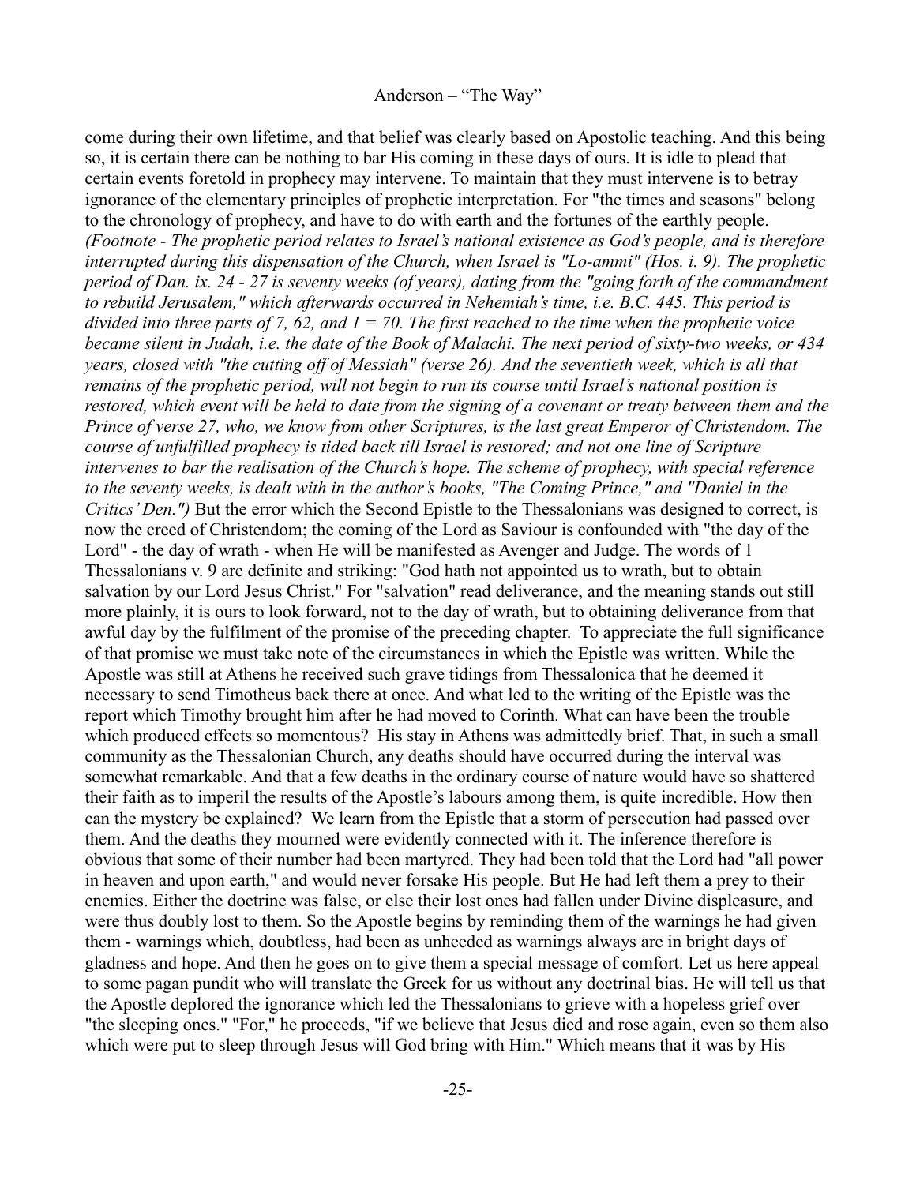come during their own lifetime, and that belief was clearly based on Apostolic teaching. And this being so, it is certain there can be nothing to bar His coming in these days of ours. It is idle to plead that certain events foretold in prophecy may intervene. To maintain that they must intervene is to betray ignorance of the elementary principles of prophetic interpretation. For "the times and seasons" belong to the chronology of prophecy, and have to do with earth and the fortunes of the earthly people. *(Footnote - The prophetic period relates to Israel's national existence as God's people, and is therefore interrupted during this dispensation of the Church, when Israel is "Lo-ammi" (Hos. i. 9). The prophetic period of Dan. ix. 24 - 27 is seventy weeks (of years), dating from the "going forth of the commandment to rebuild Jerusalem," which afterwards occurred in Nehemiah's time, i.e. B.C. 445. This period is divided into three parts of 7, 62, and 1 = 70. The first reached to the time when the prophetic voice became silent in Judah, i.e. the date of the Book of Malachi. The next period of sixty-two weeks, or 434 years, closed with "the cutting off of Messiah" (verse 26). And the seventieth week, which is all that remains of the prophetic period, will not begin to run its course until Israel's national position is restored, which event will be held to date from the signing of a covenant or treaty between them and the Prince of verse 27, who, we know from other Scriptures, is the last great Emperor of Christendom. The course of unfulfilled prophecy is tided back till Israel is restored; and not one line of Scripture intervenes to bar the realisation of the Church's hope. The scheme of prophecy, with special reference to the seventy weeks, is dealt with in the author's books, "The Coming Prince," and "Daniel in the Critics' Den.")* But the error which the Second Epistle to the Thessalonians was designed to correct, is now the creed of Christendom; the coming of the Lord as Saviour is confounded with "the day of the Lord" - the day of wrath - when He will be manifested as Avenger and Judge. The words of 1 Thessalonians v. 9 are definite and striking: "God hath not appointed us to wrath, but to obtain salvation by our Lord Jesus Christ." For "salvation" read deliverance, and the meaning stands out still more plainly, it is ours to look forward, not to the day of wrath, but to obtaining deliverance from that awful day by the fulfilment of the promise of the preceding chapter. To appreciate the full significance of that promise we must take note of the circumstances in which the Epistle was written. While the Apostle was still at Athens he received such grave tidings from Thessalonica that he deemed it necessary to send Timotheus back there at once. And what led to the writing of the Epistle was the report which Timothy brought him after he had moved to Corinth. What can have been the trouble which produced effects so momentous? His stay in Athens was admittedly brief. That, in such a small community as the Thessalonian Church, any deaths should have occurred during the interval was somewhat remarkable. And that a few deaths in the ordinary course of nature would have so shattered their faith as to imperil the results of the Apostle's labours among them, is quite incredible. How then can the mystery be explained? We learn from the Epistle that a storm of persecution had passed over them. And the deaths they mourned were evidently connected with it. The inference therefore is obvious that some of their number had been martyred. They had been told that the Lord had "all power in heaven and upon earth," and would never forsake His people. But He had left them a prey to their enemies. Either the doctrine was false, or else their lost ones had fallen under Divine displeasure, and were thus doubly lost to them. So the Apostle begins by reminding them of the warnings he had given them - warnings which, doubtless, had been as unheeded as warnings always are in bright days of gladness and hope. And then he goes on to give them a special message of comfort. Let us here appeal to some pagan pundit who will translate the Greek for us without any doctrinal bias. He will tell us that the Apostle deplored the ignorance which led the Thessalonians to grieve with a hopeless grief over "the sleeping ones." "For," he proceeds, "if we believe that Jesus died and rose again, even so them also which were put to sleep through Jesus will God bring with Him." Which means that it was by His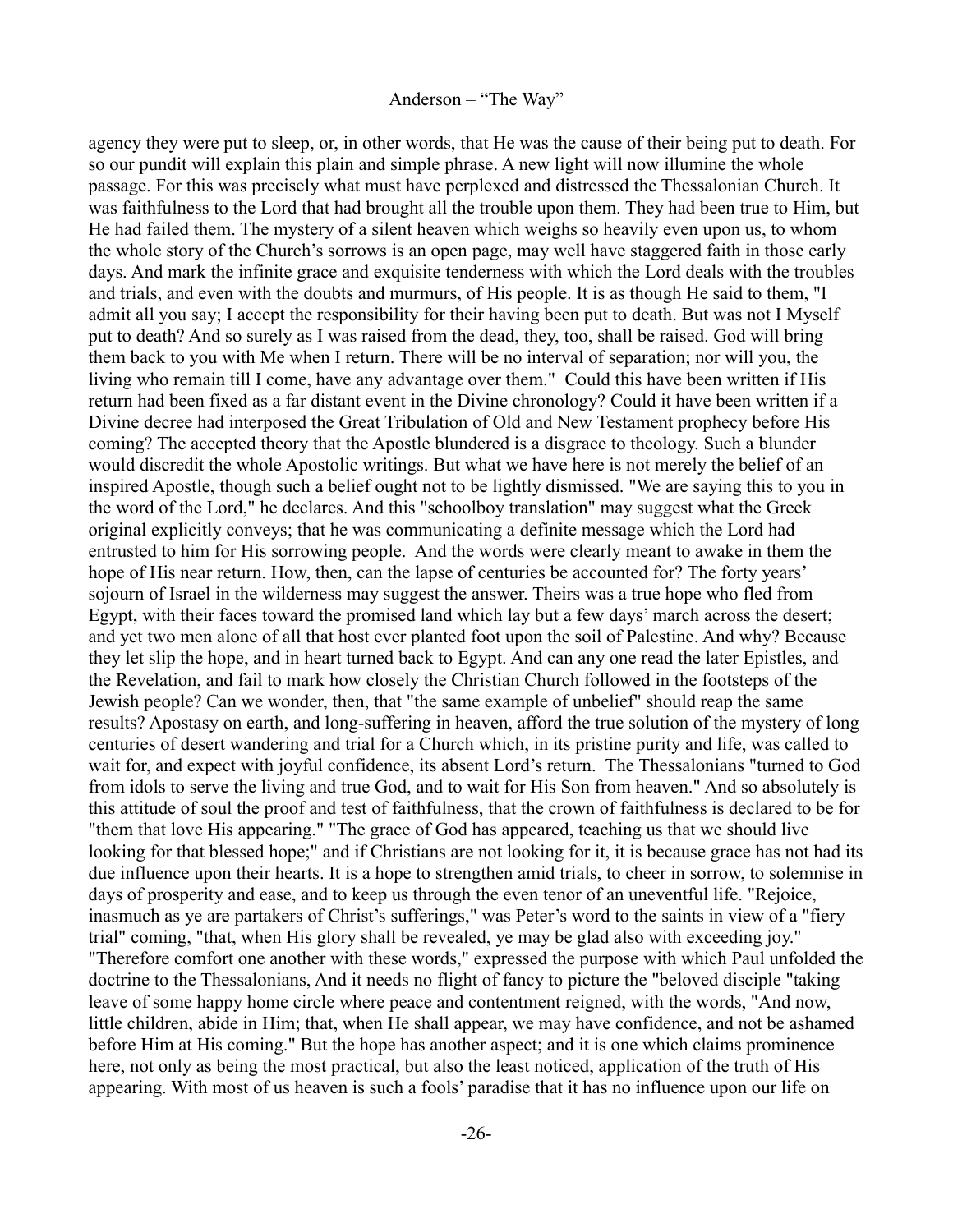agency they were put to sleep, or, in other words, that He was the cause of their being put to death. For so our pundit will explain this plain and simple phrase. A new light will now illumine the whole passage. For this was precisely what must have perplexed and distressed the Thessalonian Church. It was faithfulness to the Lord that had brought all the trouble upon them. They had been true to Him, but He had failed them. The mystery of a silent heaven which weighs so heavily even upon us, to whom the whole story of the Church's sorrows is an open page, may well have staggered faith in those early days. And mark the infinite grace and exquisite tenderness with which the Lord deals with the troubles and trials, and even with the doubts and murmurs, of His people. It is as though He said to them, "I admit all you say; I accept the responsibility for their having been put to death. But was not I Myself put to death? And so surely as I was raised from the dead, they, too, shall be raised. God will bring them back to you with Me when I return. There will be no interval of separation; nor will you, the living who remain till I come, have any advantage over them." Could this have been written if His return had been fixed as a far distant event in the Divine chronology? Could it have been written if a Divine decree had interposed the Great Tribulation of Old and New Testament prophecy before His coming? The accepted theory that the Apostle blundered is a disgrace to theology. Such a blunder would discredit the whole Apostolic writings. But what we have here is not merely the belief of an inspired Apostle, though such a belief ought not to be lightly dismissed. "We are saying this to you in the word of the Lord," he declares. And this "schoolboy translation" may suggest what the Greek original explicitly conveys; that he was communicating a definite message which the Lord had entrusted to him for His sorrowing people. And the words were clearly meant to awake in them the hope of His near return. How, then, can the lapse of centuries be accounted for? The forty years' sojourn of Israel in the wilderness may suggest the answer. Theirs was a true hope who fled from Egypt, with their faces toward the promised land which lay but a few days' march across the desert; and yet two men alone of all that host ever planted foot upon the soil of Palestine. And why? Because they let slip the hope, and in heart turned back to Egypt. And can any one read the later Epistles, and the Revelation, and fail to mark how closely the Christian Church followed in the footsteps of the Jewish people? Can we wonder, then, that "the same example of unbelief" should reap the same results? Apostasy on earth, and long-suffering in heaven, afford the true solution of the mystery of long centuries of desert wandering and trial for a Church which, in its pristine purity and life, was called to wait for, and expect with joyful confidence, its absent Lord's return. The Thessalonians "turned to God from idols to serve the living and true God, and to wait for His Son from heaven." And so absolutely is this attitude of soul the proof and test of faithfulness, that the crown of faithfulness is declared to be for "them that love His appearing." "The grace of God has appeared, teaching us that we should live looking for that blessed hope;" and if Christians are not looking for it, it is because grace has not had its due influence upon their hearts. It is a hope to strengthen amid trials, to cheer in sorrow, to solemnise in days of prosperity and ease, and to keep us through the even tenor of an uneventful life. "Rejoice, inasmuch as ye are partakers of Christ's sufferings," was Peter's word to the saints in view of a "fiery trial" coming, "that, when His glory shall be revealed, ye may be glad also with exceeding joy." "Therefore comfort one another with these words," expressed the purpose with which Paul unfolded the doctrine to the Thessalonians, And it needs no flight of fancy to picture the "beloved disciple "taking leave of some happy home circle where peace and contentment reigned, with the words, "And now, little children, abide in Him; that, when He shall appear, we may have confidence, and not be ashamed before Him at His coming." But the hope has another aspect; and it is one which claims prominence here, not only as being the most practical, but also the least noticed, application of the truth of His appearing. With most of us heaven is such a fools' paradise that it has no influence upon our life on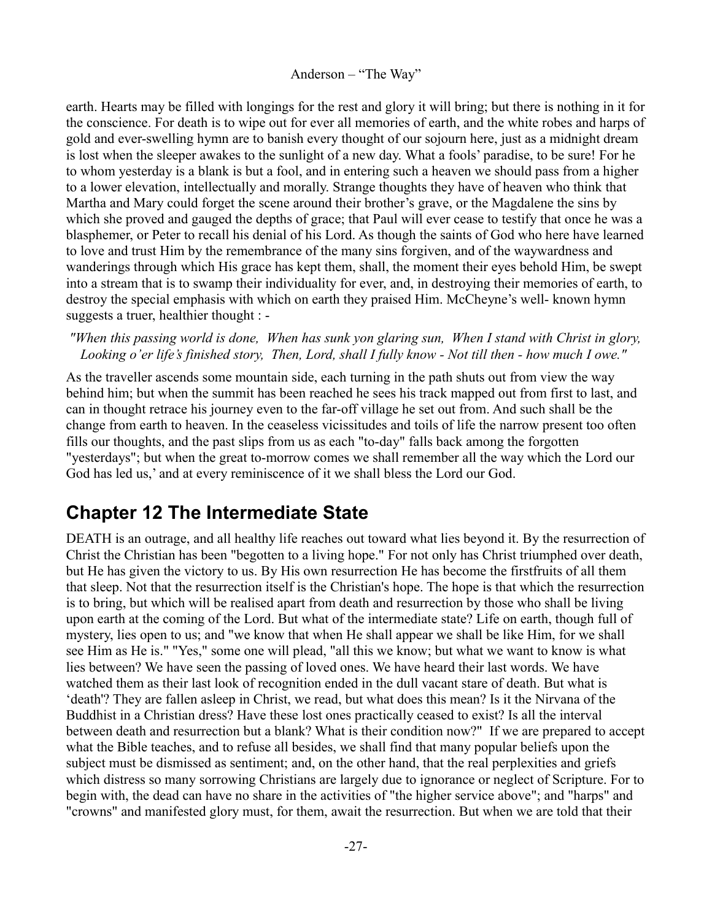earth. Hearts may be filled with longings for the rest and glory it will bring; but there is nothing in it for the conscience. For death is to wipe out for ever all memories of earth, and the white robes and harps of gold and ever-swelling hymn are to banish every thought of our sojourn here, just as a midnight dream is lost when the sleeper awakes to the sunlight of a new day. What a fools' paradise, to be sure! For he to whom yesterday is a blank is but a fool, and in entering such a heaven we should pass from a higher to a lower elevation, intellectually and morally. Strange thoughts they have of heaven who think that Martha and Mary could forget the scene around their brother's grave, or the Magdalene the sins by which she proved and gauged the depths of grace; that Paul will ever cease to testify that once he was a blasphemer, or Peter to recall his denial of his Lord. As though the saints of God who here have learned to love and trust Him by the remembrance of the many sins forgiven, and of the waywardness and wanderings through which His grace has kept them, shall, the moment their eyes behold Him, be swept into a stream that is to swamp their individuality for ever, and, in destroying their memories of earth, to destroy the special emphasis with which on earth they praised Him. McCheyne's well- known hymn suggests a truer, healthier thought : -

*"When this passing world is done, When has sunk yon glaring sun, When I stand with Christ in glory, Looking o'er life's finished story, Then, Lord, shall I fully know - Not till then - how much I owe."*

As the traveller ascends some mountain side, each turning in the path shuts out from view the way behind him; but when the summit has been reached he sees his track mapped out from first to last, and can in thought retrace his journey even to the far-off village he set out from. And such shall be the change from earth to heaven. In the ceaseless vicissitudes and toils of life the narrow present too often fills our thoughts, and the past slips from us as each "to-day" falls back among the forgotten "yesterdays"; but when the great to-morrow comes we shall remember all the way which the Lord our God has led us,' and at every reminiscence of it we shall bless the Lord our God.

## Chapter 12 The Intermediate State

DEATH is an outrage, and all healthy life reaches out toward what lies beyond it. By the resurrection of Christ the Christian has been "begotten to a living hope." For not only has Christ triumphed over death, but He has given the victory to us. By His own resurrection He has become the firstfruits of all them that sleep. Not that the resurrection itself is the Christian's hope. The hope is that which the resurrection is to bring, but which will be realised apart from death and resurrection by those who shall be living upon earth at the coming of the Lord. But what of the intermediate state? Life on earth, though full of mystery, lies open to us; and "we know that when He shall appear we shall be like Him, for we shall see Him as He is." "Yes," some one will plead, "all this we know; but what we want to know is what lies between? We have seen the passing of loved ones. We have heard their last words. We have watched them as their last look of recognition ended in the dull vacant stare of death. But what is 'death'? They are fallen asleep in Christ, we read, but what does this mean? Is it the Nirvana of the Buddhist in a Christian dress? Have these lost ones practically ceased to exist? Is all the interval between death and resurrection but a blank? What is their condition now?" If we are prepared to accept what the Bible teaches, and to refuse all besides, we shall find that many popular beliefs upon the subject must be dismissed as sentiment; and, on the other hand, that the real perplexities and griefs which distress so many sorrowing Christians are largely due to ignorance or neglect of Scripture. For to begin with, the dead can have no share in the activities of "the higher service above"; and "harps" and "crowns" and manifested glory must, for them, await the resurrection. But when we are told that their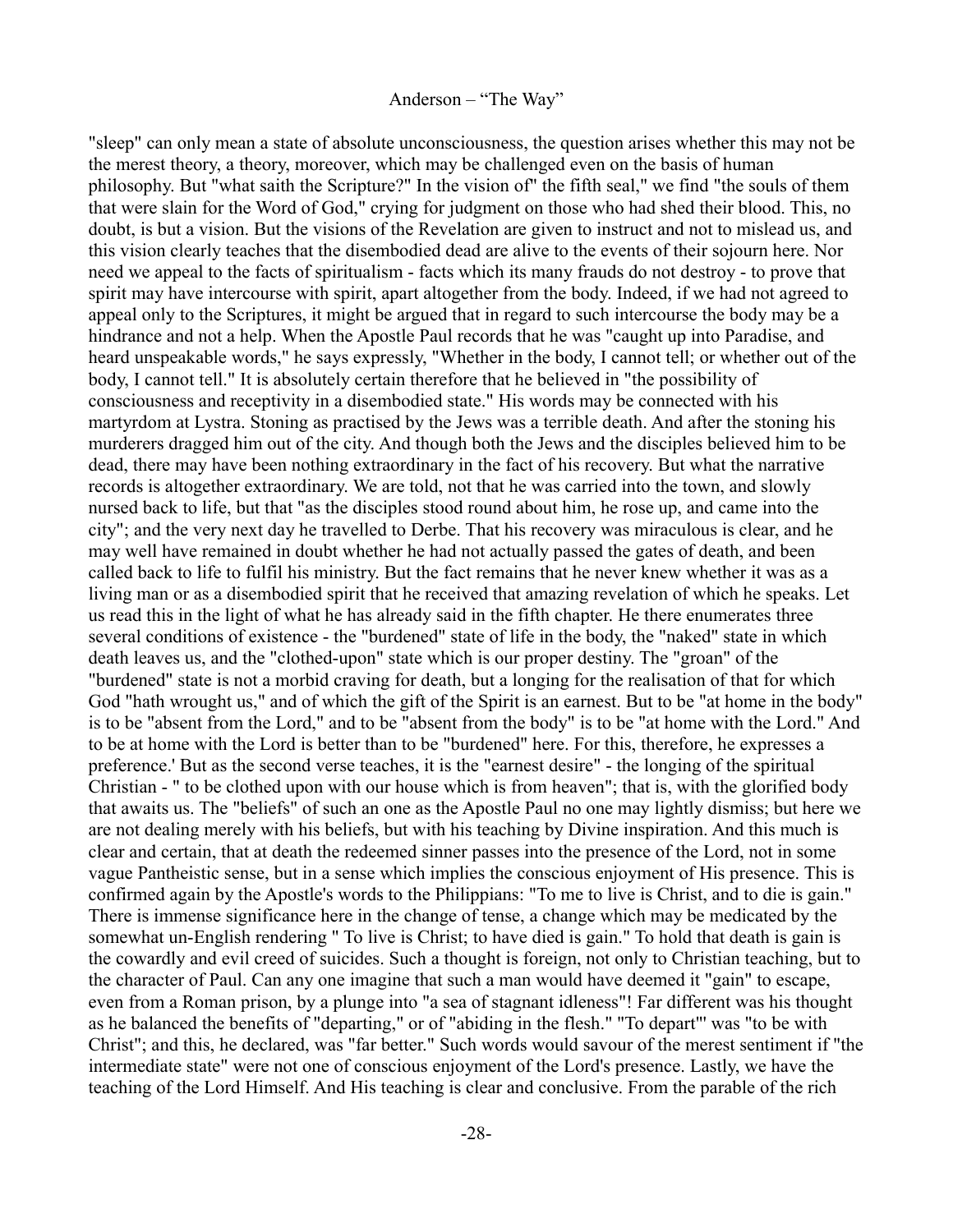"sleep" can only mean a state of absolute unconsciousness, the question arises whether this may not be the merest theory, a theory, moreover, which may be challenged even on the basis of human philosophy. But "what saith the Scripture?" In the vision of" the fifth seal," we find "the souls of them that were slain for the Word of God," crying for judgment on those who had shed their blood. This, no doubt, is but a vision. But the visions of the Revelation are given to instruct and not to mislead us, and this vision clearly teaches that the disembodied dead are alive to the events of their sojourn here. Nor need we appeal to the facts of spiritualism - facts which its many frauds do not destroy - to prove that spirit may have intercourse with spirit, apart altogether from the body. Indeed, if we had not agreed to appeal only to the Scriptures, it might be argued that in regard to such intercourse the body may be a hindrance and not a help. When the Apostle Paul records that he was "caught up into Paradise, and heard unspeakable words," he says expressly, "Whether in the body, I cannot tell; or whether out of the body, I cannot tell." It is absolutely certain therefore that he believed in "the possibility of consciousness and receptivity in a disembodied state." His words may be connected with his martyrdom at Lystra. Stoning as practised by the Jews was a terrible death. And after the stoning his murderers dragged him out of the city. And though both the Jews and the disciples believed him to be dead, there may have been nothing extraordinary in the fact of his recovery. But what the narrative records is altogether extraordinary. We are told, not that he was carried into the town, and slowly nursed back to life, but that "as the disciples stood round about him, he rose up, and came into the city"; and the very next day he travelled to Derbe. That his recovery was miraculous is clear, and he may well have remained in doubt whether he had not actually passed the gates of death, and been called back to life to fulfil his ministry. But the fact remains that he never knew whether it was as a living man or as a disembodied spirit that he received that amazing revelation of which he speaks. Let us read this in the light of what he has already said in the fifth chapter. He there enumerates three several conditions of existence - the "burdened" state of life in the body, the "naked" state in which death leaves us, and the "clothed-upon" state which is our proper destiny. The "groan" of the "burdened" state is not a morbid craving for death, but a longing for the realisation of that for which God "hath wrought us," and of which the gift of the Spirit is an earnest. But to be "at home in the body" is to be "absent from the Lord," and to be "absent from the body" is to be "at home with the Lord." And to be at home with the Lord is better than to be "burdened" here. For this, therefore, he expresses a preference.' But as the second verse teaches, it is the "earnest desire" - the longing of the spiritual Christian - " to be clothed upon with our house which is from heaven"; that is, with the glorified body that awaits us. The "beliefs" of such an one as the Apostle Paul no one may lightly dismiss; but here we are not dealing merely with his beliefs, but with his teaching by Divine inspiration. And this much is clear and certain, that at death the redeemed sinner passes into the presence of the Lord, not in some vague Pantheistic sense, but in a sense which implies the conscious enjoyment of His presence. This is confirmed again by the Apostle's words to the Philippians: "To me to live is Christ, and to die is gain." There is immense significance here in the change of tense, a change which may be medicated by the somewhat un-English rendering " To live is Christ; to have died is gain." To hold that death is gain is the cowardly and evil creed of suicides. Such a thought is foreign, not only to Christian teaching, but to the character of Paul. Can any one imagine that such a man would have deemed it "gain" to escape, even from a Roman prison, by a plunge into "a sea of stagnant idleness"! Far different was his thought as he balanced the benefits of "departing," or of "abiding in the flesh." "To depart'" was "to be with Christ"; and this, he declared, was "far better." Such words would savour of the merest sentiment if "the intermediate state" were not one of conscious enjoyment of the Lord's presence. Lastly, we have the teaching of the Lord Himself. And His teaching is clear and conclusive. From the parable of the rich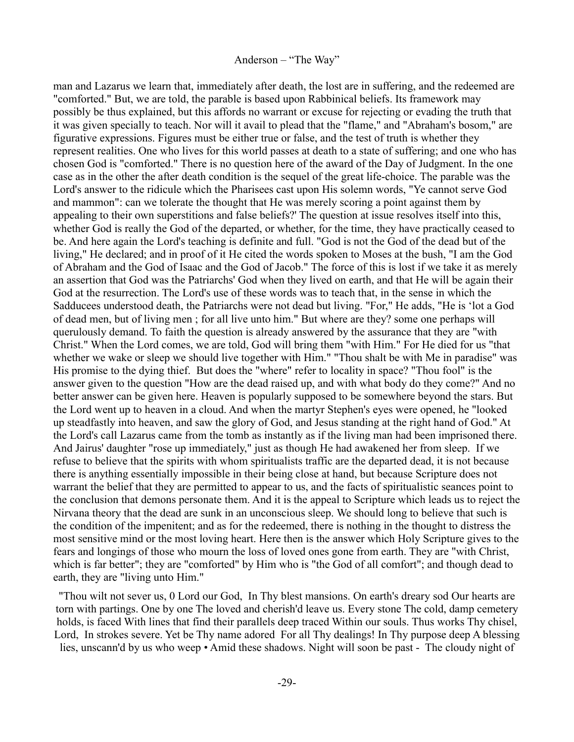man and Lazarus we learn that, immediately after death, the lost are in suffering, and the redeemed are "comforted." But, we are told, the parable is based upon Rabbinical beliefs. Its framework may possibly be thus explained, but this affords no warrant or excuse for rejecting or evading the truth that it was given specially to teach. Nor will it avail to plead that the "flame," and "Abraham's bosom," are figurative expressions. Figures must be either true or false, and the test of truth is whether they represent realities. One who lives for this world passes at death to a state of suffering; and one who has chosen God is "comforted." There is no question here of the award of the Day of Judgment. In the one case as in the other the after death condition is the sequel of the great life-choice. The parable was the Lord's answer to the ridicule which the Pharisees cast upon His solemn words, "Ye cannot serve God and mammon": can we tolerate the thought that He was merely scoring a point against them by appealing to their own superstitions and false beliefs?' The question at issue resolves itself into this, whether God is really the God of the departed, or whether, for the time, they have practically ceased to be. And here again the Lord's teaching is definite and full. "God is not the God of the dead but of the living," He declared; and in proof of it He cited the words spoken to Moses at the bush, "I am the God of Abraham and the God of Isaac and the God of Jacob." The force of this is lost if we take it as merely an assertion that God was the Patriarchs' God when they lived on earth, and that He will be again their God at the resurrection. The Lord's use of these words was to teach that, in the sense in which the Sadducees understood death, the Patriarchs were not dead but living. "For," He adds, "He is ‘lot a God of dead men, but of living men ; for all live unto him." But where are they? some one perhaps will querulously demand. To faith the question is already answered by the assurance that they are "with Christ." When the Lord comes, we are told, God will bring them "with Him." For He died for us "that whether we wake or sleep we should live together with Him." "Thou shalt be with Me in paradise" was His promise to the dying thief. But does the "where" refer to locality in space? "Thou fool" is the answer given to the question "How are the dead raised up, and with what body do they come?" And no better answer can be given here. Heaven is popularly supposed to be somewhere beyond the stars. But the Lord went up to heaven in a cloud. And when the martyr Stephen's eyes were opened, he "looked up steadfastly into heaven, and saw the glory of God, and Jesus standing at the right hand of God." At the Lord's call Lazarus came from the tomb as instantly as if the living man had been imprisoned there. And Jairus' daughter "rose up immediately," just as though He had awakened her from sleep. If we refuse to believe that the spirits with whom spiritualists traffic are the departed dead, it is not because there is anything essentially impossible in their being close at hand, but because Scripture does not warrant the belief that they are permitted to appear to us, and the facts of spiritualistic seances point to the conclusion that demons personate them. And it is the appeal to Scripture which leads us to reject the Nirvana theory that the dead are sunk in an unconscious sleep. We should long to believe that such is the condition of the impenitent; and as for the redeemed, there is nothing in the thought to distress the most sensitive mind or the most loving heart. Here then is the answer which Holy Scripture gives to the fears and longings of those who mourn the loss of loved ones gone from earth. They are "with Christ, which is far better"; they are "comforted" by Him who is "the God of all comfort"; and though dead to earth, they are "living unto Him."

"Thou wilt not sever us, 0 Lord our God, In Thy blest mansions. On earth's dreary sod Our hearts are torn with partings. One by one The loved and cherish'd leave us. Every stone The cold, damp cemetery holds, is faced With lines that find their parallels deep traced Within our souls. Thus works Thy chisel, Lord, In strokes severe. Yet be Thy name adored For all Thy dealings! In Thy purpose deep A blessing lies, unscann'd by us who weep • Amid these shadows. Night will soon be past - The cloudy night of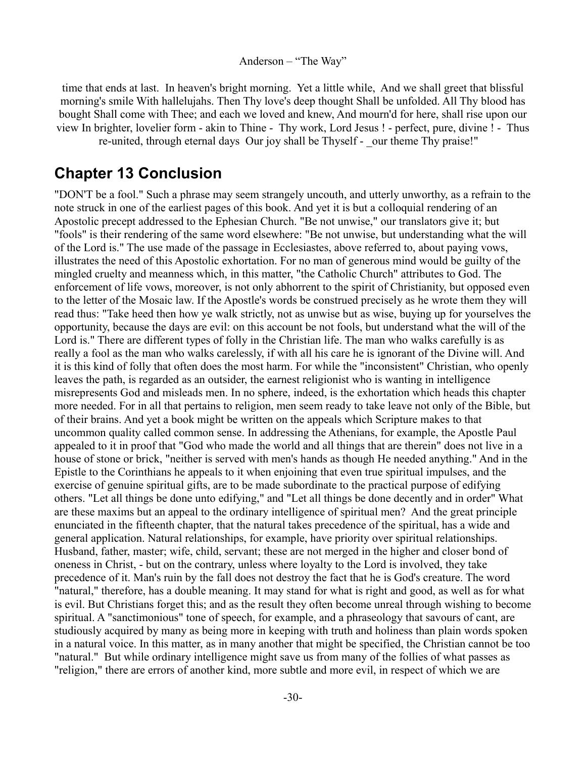time that ends at last. In heaven's bright morning. Yet a little while, And we shall greet that blissful morning's smile With hallelujahs. Then Thy love's deep thought Shall be unfolded. All Thy blood has bought Shall come with Thee; and each we loved and knew, And mourn'd for here, shall rise upon our view In brighter, lovelier form - akin to Thine - Thy work, Lord Jesus ! - perfect, pure, divine ! - Thus re-united, through eternal days Our joy shall be Thyself - _our theme Thy praise!"

## Chapter 13 Conclusion

"DON'T be a fool." Such a phrase may seem strangely uncouth, and utterly unworthy, as a refrain to the note struck in one of the earliest pages of this book. And yet it is but a colloquial rendering of an Apostolic precept addressed to the Ephesian Church. "Be not unwise," our translators give it; but "fools" is their rendering of the same word elsewhere: "Be not unwise, but understanding what the will of the Lord is." The use made of the passage in Ecclesiastes, above referred to, about paying vows, illustrates the need of this Apostolic exhortation. For no man of generous mind would be guilty of the mingled cruelty and meanness which, in this matter, "the Catholic Church" attributes to God. The enforcement of life vows, moreover, is not only abhorrent to the spirit of Christianity, but opposed even to the letter of the Mosaic law. If the Apostle's words be construed precisely as he wrote them they will read thus: "Take heed then how ye walk strictly, not as unwise but as wise, buying up for yourselves the opportunity, because the days are evil: on this account be not fools, but understand what the will of the Lord is." There are different types of folly in the Christian life. The man who walks carefully is as really a fool as the man who walks carelessly, if with all his care he is ignorant of the Divine will. And it is this kind of folly that often does the most harm. For while the "inconsistent" Christian, who openly leaves the path, is regarded as an outsider, the earnest religionist who is wanting in intelligence misrepresents God and misleads men. In no sphere, indeed, is the exhortation which heads this chapter more needed. For in all that pertains to religion, men seem ready to take leave not only of the Bible, but of their brains. And yet a book might be written on the appeals which Scripture makes to that uncommon quality called common sense. In addressing the Athenians, for example, the Apostle Paul appealed to it in proof that "God who made the world and all things that are therein" does not live in a house of stone or brick, "neither is served with men's hands as though He needed anything." And in the Epistle to the Corinthians he appeals to it when enjoining that even true spiritual impulses, and the exercise of genuine spiritual gifts, are to be made subordinate to the practical purpose of edifying others. "Let all things be done unto edifying," and "Let all things be done decently and in order" What are these maxims but an appeal to the ordinary intelligence of spiritual men? And the great principle enunciated in the fifteenth chapter, that the natural takes precedence of the spiritual, has a wide and general application. Natural relationships, for example, have priority over spiritual relationships. Husband, father, master; wife, child, servant; these are not merged in the higher and closer bond of oneness in Christ, - but on the contrary, unless where loyalty to the Lord is involved, they take precedence of it. Man's ruin by the fall does not destroy the fact that he is God's creature. The word "natural," therefore, has a double meaning. It may stand for what is right and good, as well as for what is evil. But Christians forget this; and as the result they often become unreal through wishing to become spiritual. A "sanctimonious" tone of speech, for example, and a phraseology that savours of cant, are studiously acquired by many as being more in keeping with truth and holiness than plain words spoken in a natural voice. In this matter, as in many another that might be specified, the Christian cannot be too "natural." But while ordinary intelligence might save us from many of the follies of what passes as "religion," there are errors of another kind, more subtle and more evil, in respect of which we are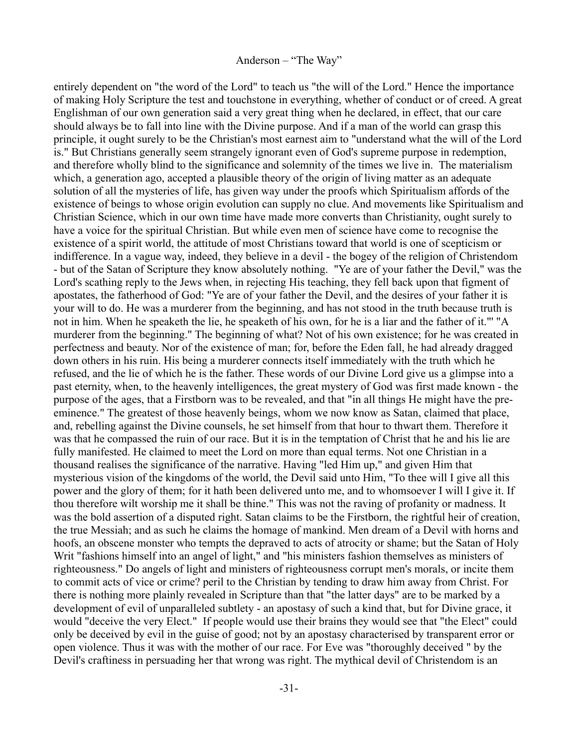entirely dependent on "the word of the Lord" to teach us "the will of the Lord." Hence the importance of making Holy Scripture the test and touchstone in everything, whether of conduct or of creed. A great Englishman of our own generation said a very great thing when he declared, in effect, that our care should always be to fall into line with the Divine purpose. And if a man of the world can grasp this principle, it ought surely to be the Christian's most earnest aim to "understand what the will of the Lord is." But Christians generally seem strangely ignorant even of God's supreme purpose in redemption, and therefore wholly blind to the significance and solemnity of the times we live in. The materialism which, a generation ago, accepted a plausible theory of the origin of living matter as an adequate solution of all the mysteries of life, has given way under the proofs which Spiritualism affords of the existence of beings to whose origin evolution can supply no clue. And movements like Spiritualism and Christian Science, which in our own time have made more converts than Christianity, ought surely to have a voice for the spiritual Christian. But while even men of science have come to recognise the existence of a spirit world, the attitude of most Christians toward that world is one of scepticism or indifference. In a vague way, indeed, they believe in a devil - the bogey of the religion of Christendom - but of the Satan of Scripture they know absolutely nothing. "Ye are of your father the Devil," was the Lord's scathing reply to the Jews when, in rejecting His teaching, they fell back upon that figment of apostates, the fatherhood of God: "Ye are of your father the Devil, and the desires of your father it is your will to do. He was a murderer from the beginning, and has not stood in the truth because truth is not in him. When he speaketh the lie, he speaketh of his own, for he is a liar and the father of it.'" "A murderer from the beginning." The beginning of what? Not of his own existence; for he was created in perfectness and beauty. Nor of the existence of man; for, before the Eden fall, he had already dragged down others in his ruin. His being a murderer connects itself immediately with the truth which he refused, and the lie of which he is the father. These words of our Divine Lord give us a glimpse into a past eternity, when, to the heavenly intelligences, the great mystery of God was first made known - the purpose of the ages, that a Firstborn was to be revealed, and that "in all things He might have the pre-eminence." The greatest of those heavenly beings, whom we now know as Satan, claimed that place, and, rebelling against the Divine counsels, he set himself from that hour to thwart them. Therefore it was that he compassed the ruin of our race. But it is in the temptation of Christ that he and his lie are fully manifested. He claimed to meet the Lord on more than equal terms. Not one Christian in a thousand realises the significance of the narrative. Having "led Him up," and given Him that mysterious vision of the kingdoms of the world, the Devil said unto Him, "To thee will I give all this power and the glory of them; for it hath been delivered unto me, and to whomsoever I will I give it. If thou therefore wilt worship me it shall be thine." This was not the raving of profanity or madness. It was the bold assertion of a disputed right. Satan claims to be the Firstborn, the rightful heir of creation, the true Messiah; and as such he claims the homage of mankind. Men dream of a Devil with horns and hoofs, an obscene monster who tempts the depraved to acts of atrocity or shame; but the Satan of Holy Writ "fashions himself into an angel of light," and "his ministers fashion themselves as ministers of righteousness." Do angels of light and ministers of righteousness corrupt men's morals, or incite them to commit acts of vice or crime? peril to the Christian by tending to draw him away from Christ. For there is nothing more plainly revealed in Scripture than that "the latter days" are to be marked by a development of evil of unparalleled subtlety - an apostasy of such a kind that, but for Divine grace, it would "deceive the very Elect." If people would use their brains they would see that "the Elect" could only be deceived by evil in the guise of good; not by an apostasy characterised by transparent error or open violence. Thus it was with the mother of our race. For Eve was "thoroughly deceived " by the Devil's craftiness in persuading her that wrong was right. The mythical devil of Christendom is an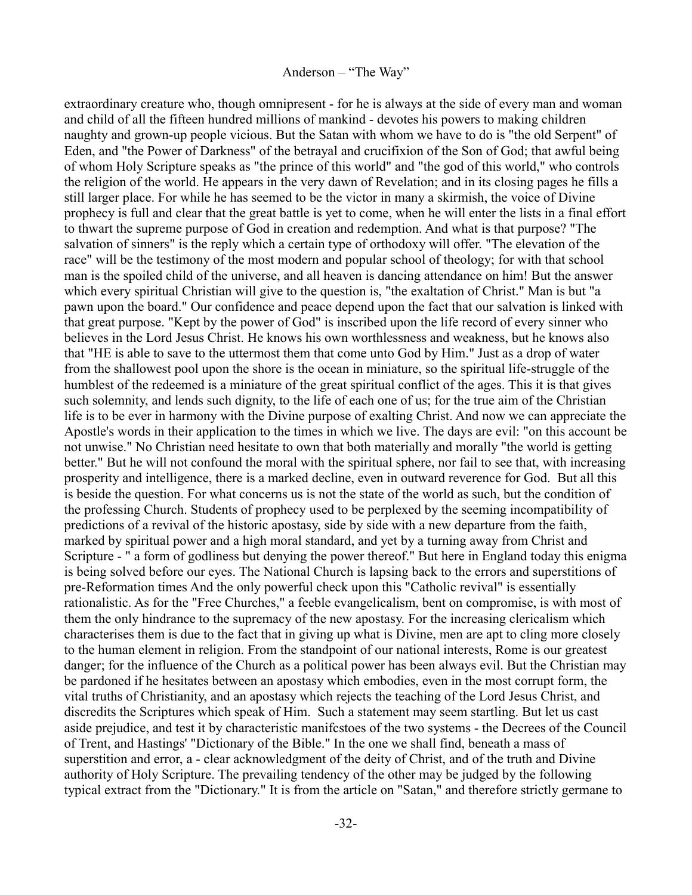extraordinary creature who, though omnipresent - for he is always at the side of every man and woman and child of all the fifteen hundred millions of mankind - devotes his powers to making children naughty and grown-up people vicious. But the Satan with whom we have to do is "the old Serpent" of Eden, and "the Power of Darkness" of the betrayal and crucifixion of the Son of God; that awful being of whom Holy Scripture speaks as "the prince of this world" and "the god of this world," who controls the religion of the world. He appears in the very dawn of Revelation; and in its closing pages he fills a still larger place. For while he has seemed to be the victor in many a skirmish, the voice of Divine prophecy is full and clear that the great battle is yet to come, when he will enter the lists in a final effort to thwart the supreme purpose of God in creation and redemption. And what is that purpose? "The salvation of sinners" is the reply which a certain type of orthodoxy will offer. "The elevation of the race" will be the testimony of the most modern and popular school of theology; for with that school man is the spoiled child of the universe, and all heaven is dancing attendance on him! But the answer which every spiritual Christian will give to the question is, "the exaltation of Christ." Man is but "a pawn upon the board." Our confidence and peace depend upon the fact that our salvation is linked with that great purpose. "Kept by the power of God" is inscribed upon the life record of every sinner who believes in the Lord Jesus Christ. He knows his own worthlessness and weakness, but he knows also that "HE is able to save to the uttermost them that come unto God by Him." Just as a drop of water from the shallowest pool upon the shore is the ocean in miniature, so the spiritual life-struggle of the humblest of the redeemed is a miniature of the great spiritual conflict of the ages. This it is that gives such solemnity, and lends such dignity, to the life of each one of us; for the true aim of the Christian life is to be ever in harmony with the Divine purpose of exalting Christ. And now we can appreciate the Apostle's words in their application to the times in which we live. The days are evil: "on this account be not unwise." No Christian need hesitate to own that both materially and morally "the world is getting better." But he will not confound the moral with the spiritual sphere, nor fail to see that, with increasing prosperity and intelligence, there is a marked decline, even in outward reverence for God. But all this is beside the question. For what concerns us is not the state of the world as such, but the condition of the professing Church. Students of prophecy used to be perplexed by the seeming incompatibility of predictions of a revival of the historic apostasy, side by side with a new departure from the faith, marked by spiritual power and a high moral standard, and yet by a turning away from Christ and Scripture - " a form of godliness but denying the power thereof." But here in England today this enigma is being solved before our eyes. The National Church is lapsing back to the errors and superstitions of pre-Reformation times And the only powerful check upon this "Catholic revival" is essentially rationalistic. As for the "Free Churches," a feeble evangelicalism, bent on compromise, is with most of them the only hindrance to the supremacy of the new apostasy. For the increasing clericalism which characterises them is due to the fact that in giving up what is Divine, men are apt to cling more closely to the human element in religion. From the standpoint of our national interests, Rome is our greatest danger; for the influence of the Church as a political power has been always evil. But the Christian may be pardoned if he hesitates between an apostasy which embodies, even in the most corrupt form, the vital truths of Christianity, and an apostasy which rejects the teaching of the Lord Jesus Christ, and discredits the Scriptures which speak of Him. Such a statement may seem startling. But let us cast aside prejudice, and test it by characteristic manifcstoes of the two systems - the Decrees of the Council of Trent, and Hastings' "Dictionary of the Bible." In the one we shall find, beneath a mass of superstition and error, a - clear acknowledgment of the deity of Christ, and of the truth and Divine authority of Holy Scripture. The prevailing tendency of the other may be judged by the following typical extract from the "Dictionary." It is from the article on "Satan," and therefore strictly germane to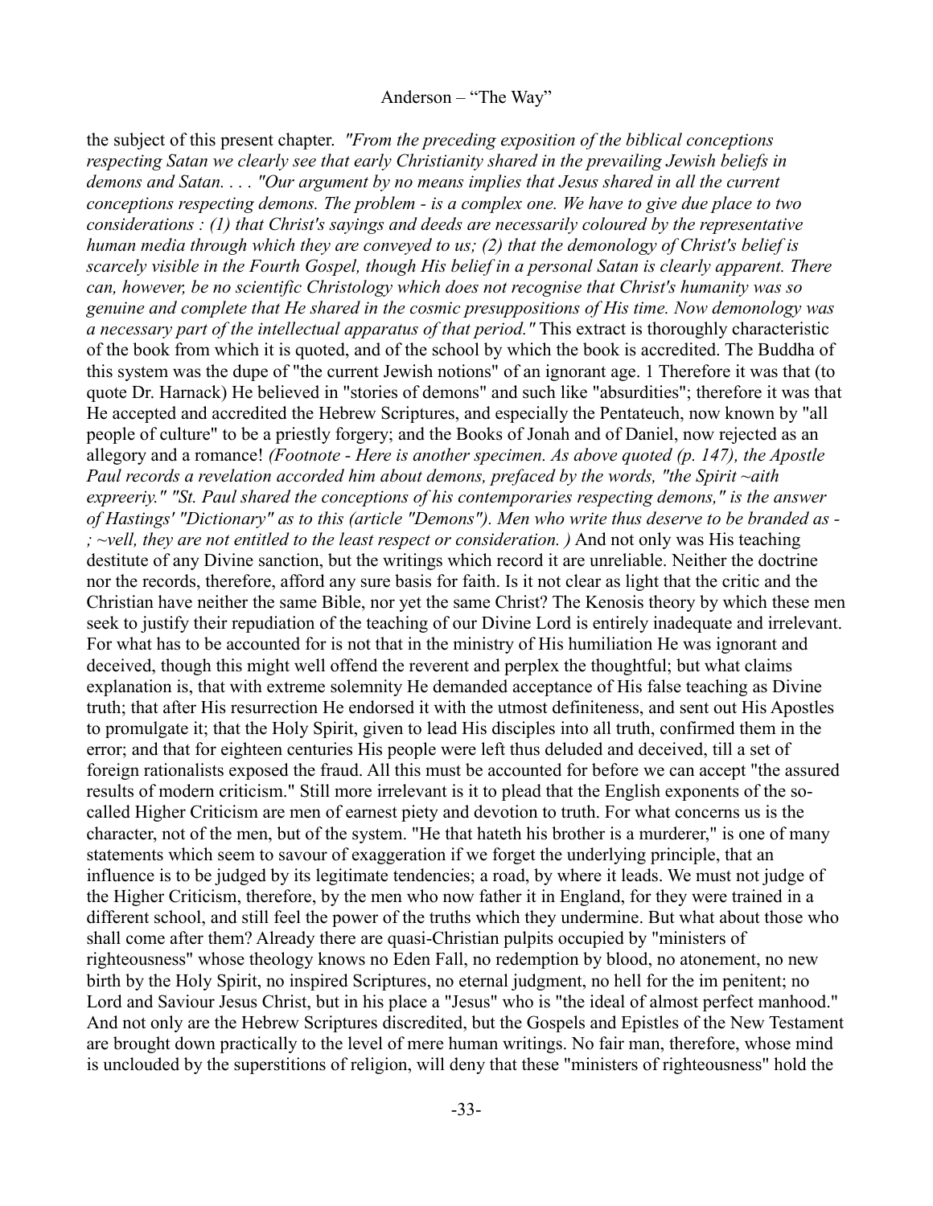the subject of this present chapter. *"From the preceding exposition of the biblical conceptions respecting Satan we clearly see that early Christianity shared in the prevailing Jewish beliefs in demons and Satan. . . . "Our argument by no means implies that Jesus shared in all the current conceptions respecting demons. The problem - is a complex one. We have to give due place to two considerations : (1) that Christ's sayings and deeds are necessarily coloured by the representative human media through which they are conveyed to us; (2) that the demonology of Christ's belief is scarcely visible in the Fourth Gospel, though His belief in a personal Satan is clearly apparent. There can, however, be no scientific Christology which does not recognise that Christ's humanity was so genuine and complete that He shared in the cosmic presuppositions of His time. Now demonology was a necessary part of the intellectual apparatus of that period."* This extract is thoroughly characteristic of the book from which it is quoted, and of the school by which the book is accredited. The Buddha of this system was the dupe of "the current Jewish notions" of an ignorant age. 1 Therefore it was that (to quote Dr. Harnack) He believed in "stories of demons" and such like "absurdities"; therefore it was that He accepted and accredited the Hebrew Scriptures, and especially the Pentateuch, now known by "all people of culture" to be a priestly forgery; and the Books of Jonah and of Daniel, now rejected as an allegory and a romance! *(Footnote - Here is another specimen. As above quoted (p. 147), the Apostle Paul records a revelation accorded him about demons, prefaced by the words, "the Spirit ~aith expreeriy." "St. Paul shared the conceptions of his contemporaries respecting demons," is the answer of Hastings' "Dictionary" as to this (article "Demons"). Men who write thus deserve to be branded as - ; ~vell, they are not entitled to the least respect or consideration. )* And not only was His teaching destitute of any Divine sanction, but the writings which record it are unreliable. Neither the doctrine nor the records, therefore, afford any sure basis for faith. Is it not clear as light that the critic and the Christian have neither the same Bible, nor yet the same Christ? The Kenosis theory by which these men seek to justify their repudiation of the teaching of our Divine Lord is entirely inadequate and irrelevant. For what has to be accounted for is not that in the ministry of His humiliation He was ignorant and deceived, though this might well offend the reverent and perplex the thoughtful; but what claims explanation is, that with extreme solemnity He demanded acceptance of His false teaching as Divine truth; that after His resurrection He endorsed it with the utmost definiteness, and sent out His Apostles to promulgate it; that the Holy Spirit, given to lead His disciples into all truth, confirmed them in the error; and that for eighteen centuries His people were left thus deluded and deceived, till a set of foreign rationalists exposed the fraud. All this must be accounted for before we can accept "the assured results of modern criticism." Still more irrelevant is it to plead that the English exponents of the so-called Higher Criticism are men of earnest piety and devotion to truth. For what concerns us is the character, not of the men, but of the system. "He that hateth his brother is a murderer," is one of many statements which seem to savour of exaggeration if we forget the underlying principle, that an influence is to be judged by its legitimate tendencies; a road, by where it leads. We must not judge of the Higher Criticism, therefore, by the men who now father it in England, for they were trained in a different school, and still feel the power of the truths which they undermine. But what about those who shall come after them? Already there are quasi-Christian pulpits occupied by "ministers of righteousness" whose theology knows no Eden Fall, no redemption by blood, no atonement, no new birth by the Holy Spirit, no inspired Scriptures, no eternal judgment, no hell for the im penitent; no Lord and Saviour Jesus Christ, but in his place a "Jesus" who is "the ideal of almost perfect manhood." And not only are the Hebrew Scriptures discredited, but the Gospels and Epistles of the New Testament are brought down practically to the level of mere human writings. No fair man, therefore, whose mind is unclouded by the superstitions of religion, will deny that these "ministers of righteousness" hold the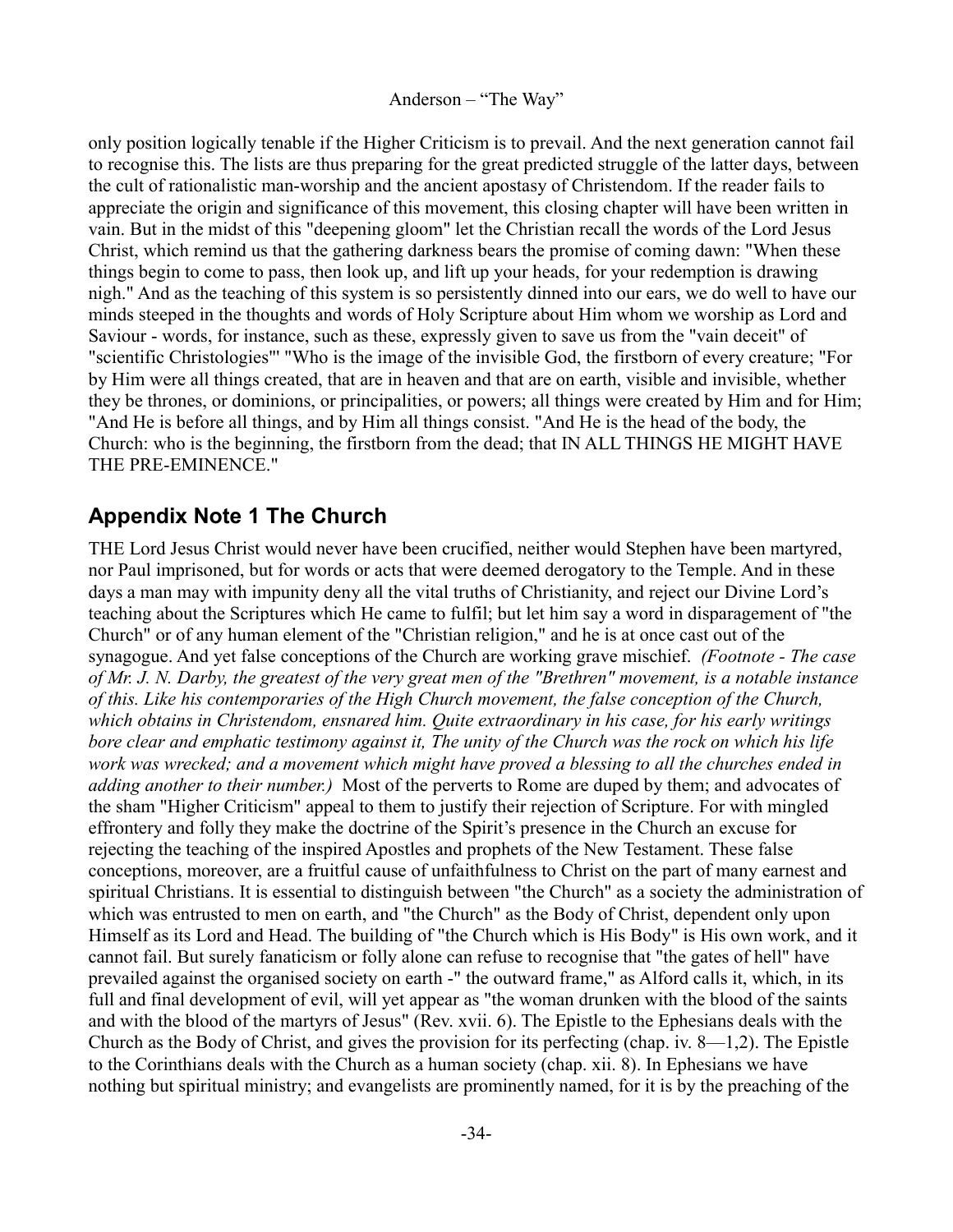only position logically tenable if the Higher Criticism is to prevail. And the next generation cannot fail to recognise this. The lists are thus preparing for the great predicted struggle of the latter days, between the cult of rationalistic man-worship and the ancient apostasy of Christendom. If the reader fails to appreciate the origin and significance of this movement, this closing chapter will have been written in vain. But in the midst of this "deepening gloom" let the Christian recall the words of the Lord Jesus Christ, which remind us that the gathering darkness bears the promise of coming dawn: "When these things begin to come to pass, then look up, and lift up your heads, for your redemption is drawing nigh." And as the teaching of this system is so persistently dinned into our ears, we do well to have our minds steeped in the thoughts and words of Holy Scripture about Him whom we worship as Lord and Saviour - words, for instance, such as these, expressly given to save us from the "vain deceit" of "scientific Christologies"' "Who is the image of the invisible God, the firstborn of every creature; "For by Him were all things created, that are in heaven and that are on earth, visible and invisible, whether they be thrones, or dominions, or principalities, or powers; all things were created by Him and for Him; "And He is before all things, and by Him all things consist. "And He is the head of the body, the Church: who is the beginning, the firstborn from the dead; that IN ALL THINGS HE MIGHT HAVE THE PRE-EMINENCE."

## Appendix Note 1 The Church

THE Lord Jesus Christ would never have been crucified, neither would Stephen have been martyred, nor Paul imprisoned, but for words or acts that were deemed derogatory to the Temple. And in these days a man may with impunity deny all the vital truths of Christianity, and reject our Divine Lord's teaching about the Scriptures which He came to fulfil; but let him say a word in disparagement of "the Church" or of any human element of the "Christian religion," and he is at once cast out of the synagogue. And yet false conceptions of the Church are working grave mischief. *(Footnote - The case of Mr. J. N. Darby, the greatest of the very great men of the "Brethren" movement, is a notable instance of this. Like his contemporaries of the High Church movement, the false conception of the Church, which obtains in Christendom, ensnared him. Quite extraordinary in his case, for his early writings bore clear and emphatic testimony against it, The unity of the Church was the rock on which his life work was wrecked; and a movement which might have proved a blessing to all the churches ended in adding another to their number.)* Most of the perverts to Rome are duped by them; and advocates of the sham "Higher Criticism" appeal to them to justify their rejection of Scripture. For with mingled effrontery and folly they make the doctrine of the Spirit's presence in the Church an excuse for rejecting the teaching of the inspired Apostles and prophets of the New Testament. These false conceptions, moreover, are a fruitful cause of unfaithfulness to Christ on the part of many earnest and spiritual Christians. It is essential to distinguish between "the Church" as a society the administration of which was entrusted to men on earth, and "the Church" as the Body of Christ, dependent only upon Himself as its Lord and Head. The building of "the Church which is His Body" is His own work, and it cannot fail. But surely fanaticism or folly alone can refuse to recognise that "the gates of hell" have prevailed against the organised society on earth -" the outward frame," as Alford calls it, which, in its full and final development of evil, will yet appear as "the woman drunken with the blood of the saints and with the blood of the martyrs of Jesus" (Rev. xvii. 6). The Epistle to the Ephesians deals with the Church as the Body of Christ, and gives the provision for its perfecting (chap. iv. 8—1,2). The Epistle to the Corinthians deals with the Church as a human society (chap. xii. 8). In Ephesians we have nothing but spiritual ministry; and evangelists are prominently named, for it is by the preaching of the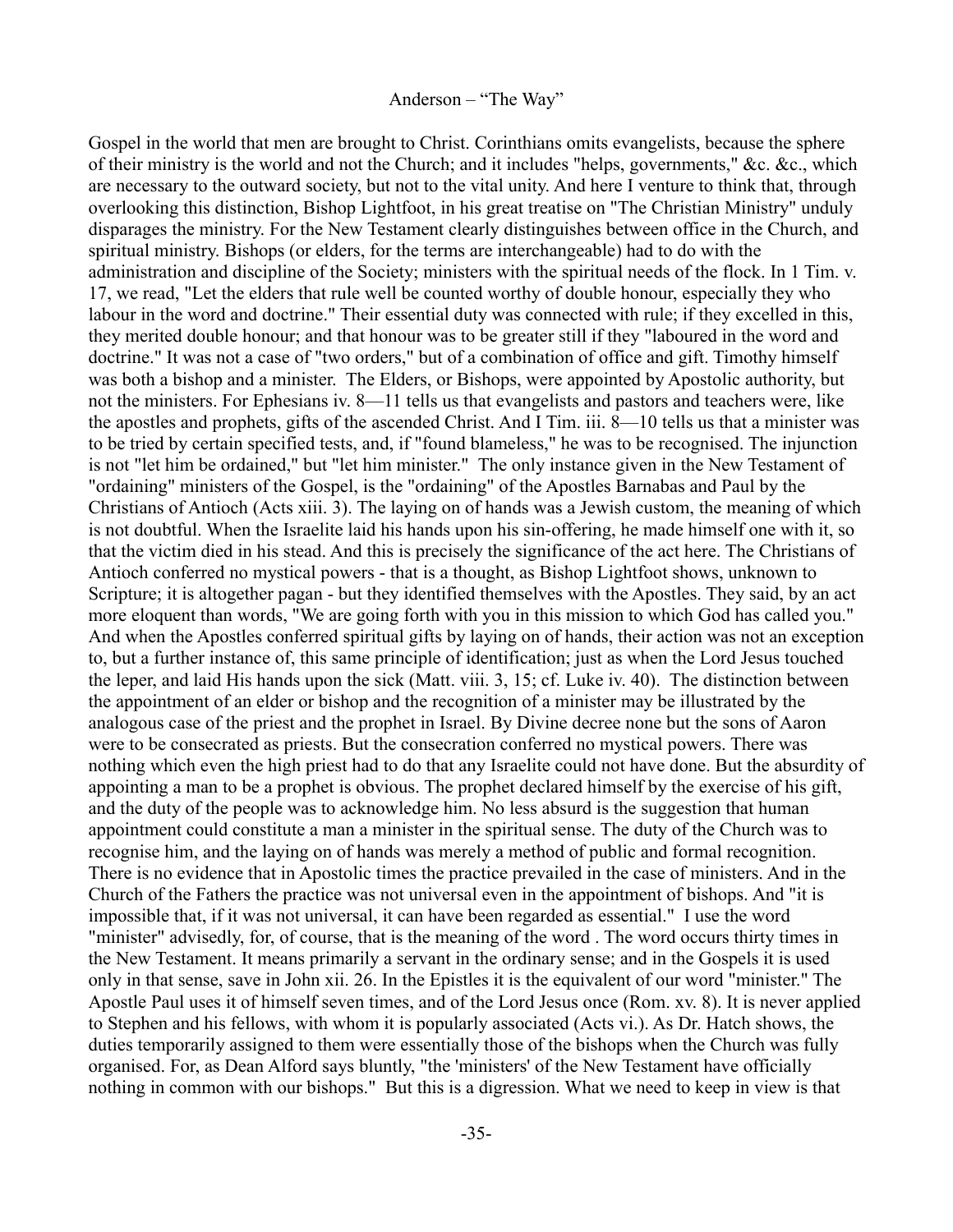Gospel in the world that men are brought to Christ. Corinthians omits evangelists, because the sphere of their ministry is the world and not the Church; and it includes "helps, governments," &c. &c., which are necessary to the outward society, but not to the vital unity. And here I venture to think that, through overlooking this distinction, Bishop Lightfoot, in his great treatise on "The Christian Ministry" unduly disparages the ministry. For the New Testament clearly distinguishes between office in the Church, and spiritual ministry. Bishops (or elders, for the terms are interchangeable) had to do with the administration and discipline of the Society; ministers with the spiritual needs of the flock. In 1 Tim. v. 17, we read, "Let the elders that rule well be counted worthy of double honour, especially they who labour in the word and doctrine." Their essential duty was connected with rule; if they excelled in this, they merited double honour; and that honour was to be greater still if they "laboured in the word and doctrine." It was not a case of "two orders," but of a combination of office and gift. Timothy himself was both a bishop and a minister. The Elders, or Bishops, were appointed by Apostolic authority, but not the ministers. For Ephesians iv. 8—11 tells us that evangelists and pastors and teachers were, like the apostles and prophets, gifts of the ascended Christ. And I Tim. iii. 8—10 tells us that a minister was to be tried by certain specified tests, and, if "found blameless," he was to be recognised. The injunction is not "let him be ordained," but "let him minister." The only instance given in the New Testament of "ordaining" ministers of the Gospel, is the "ordaining" of the Apostles Barnabas and Paul by the Christians of Antioch (Acts xiii. 3). The laying on of hands was a Jewish custom, the meaning of which is not doubtful. When the Israelite laid his hands upon his sin-offering, he made himself one with it, so that the victim died in his stead. And this is precisely the significance of the act here. The Christians of Antioch conferred no mystical powers - that is a thought, as Bishop Lightfoot shows, unknown to Scripture; it is altogether pagan - but they identified themselves with the Apostles. They said, by an act more eloquent than words, "We are going forth with you in this mission to which God has called you." And when the Apostles conferred spiritual gifts by laying on of hands, their action was not an exception to, but a further instance of, this same principle of identification; just as when the Lord Jesus touched the leper, and laid His hands upon the sick (Matt. viii. 3, 15; cf. Luke iv. 40). The distinction between the appointment of an elder or bishop and the recognition of a minister may be illustrated by the analogous case of the priest and the prophet in Israel. By Divine decree none but the sons of Aaron were to be consecrated as priests. But the consecration conferred no mystical powers. There was nothing which even the high priest had to do that any Israelite could not have done. But the absurdity of appointing a man to be a prophet is obvious. The prophet declared himself by the exercise of his gift, and the duty of the people was to acknowledge him. No less absurd is the suggestion that human appointment could constitute a man a minister in the spiritual sense. The duty of the Church was to recognise him, and the laying on of hands was merely a method of public and formal recognition. There is no evidence that in Apostolic times the practice prevailed in the case of ministers. And in the Church of the Fathers the practice was not universal even in the appointment of bishops. And "it is impossible that, if it was not universal, it can have been regarded as essential." I use the word "minister" advisedly, for, of course, that is the meaning of the word . The word occurs thirty times in the New Testament. It means primarily a servant in the ordinary sense; and in the Gospels it is used only in that sense, save in John xii. 26. In the Epistles it is the equivalent of our word "minister." The Apostle Paul uses it of himself seven times, and of the Lord Jesus once (Rom. xv. 8). It is never applied to Stephen and his fellows, with whom it is popularly associated (Acts vi.). As Dr. Hatch shows, the duties temporarily assigned to them were essentially those of the bishops when the Church was fully organised. For, as Dean Alford says bluntly, "the 'ministers' of the New Testament have officially nothing in common with our bishops." But this is a digression. What we need to keep in view is that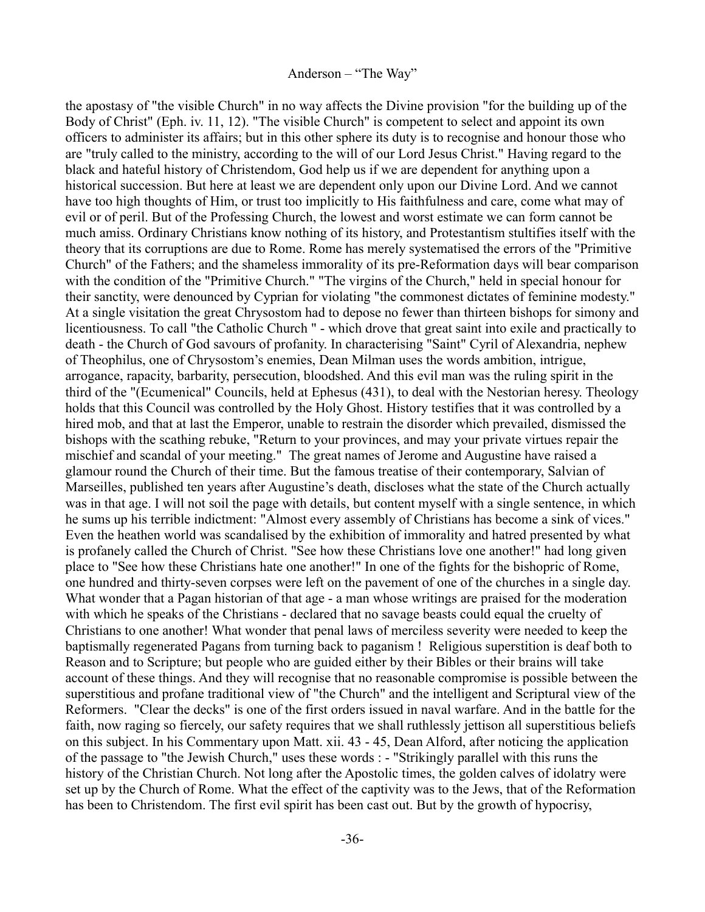the apostasy of "the visible Church" in no way affects the Divine provision "for the building up of the Body of Christ" (Eph. iv. 11, 12). "The visible Church" is competent to select and appoint its own officers to administer its affairs; but in this other sphere its duty is to recognise and honour those who are "truly called to the ministry, according to the will of our Lord Jesus Christ." Having regard to the black and hateful history of Christendom, God help us if we are dependent for anything upon a historical succession. But here at least we are dependent only upon our Divine Lord. And we cannot have too high thoughts of Him, or trust too implicitly to His faithfulness and care, come what may of evil or of peril. But of the Professing Church, the lowest and worst estimate we can form cannot be much amiss. Ordinary Christians know nothing of its history, and Protestantism stultifies itself with the theory that its corruptions are due to Rome. Rome has merely systematised the errors of the "Primitive Church" of the Fathers; and the shameless immorality of its pre-Reformation days will bear comparison with the condition of the "Primitive Church." "The virgins of the Church," held in special honour for their sanctity, were denounced by Cyprian for violating "the commonest dictates of feminine modesty." At a single visitation the great Chrysostom had to depose no fewer than thirteen bishops for simony and licentiousness. To call "the Catholic Church " - which drove that great saint into exile and practically to death - the Church of God savours of profanity. In characterising "Saint" Cyril of Alexandria, nephew of Theophilus, one of Chrysostom's enemies, Dean Milman uses the words ambition, intrigue, arrogance, rapacity, barbarity, persecution, bloodshed. And this evil man was the ruling spirit in the third of the "(Ecumenical" Councils, held at Ephesus (431), to deal with the Nestorian heresy. Theology holds that this Council was controlled by the Holy Ghost. History testifies that it was controlled by a hired mob, and that at last the Emperor, unable to restrain the disorder which prevailed, dismissed the bishops with the scathing rebuke, "Return to your provinces, and may your private virtues repair the mischief and scandal of your meeting." The great names of Jerome and Augustine have raised a glamour round the Church of their time. But the famous treatise of their contemporary, Salvian of Marseilles, published ten years after Augustine's death, discloses what the state of the Church actually was in that age. I will not soil the page with details, but content myself with a single sentence, in which he sums up his terrible indictment: "Almost every assembly of Christians has become a sink of vices." Even the heathen world was scandalised by the exhibition of immorality and hatred presented by what is profanely called the Church of Christ. "See how these Christians love one another!" had long given place to "See how these Christians hate one another!" In one of the fights for the bishopric of Rome, one hundred and thirty-seven corpses were left on the pavement of one of the churches in a single day. What wonder that a Pagan historian of that age - a man whose writings are praised for the moderation with which he speaks of the Christians - declared that no savage beasts could equal the cruelty of Christians to one another! What wonder that penal laws of merciless severity were needed to keep the baptismally regenerated Pagans from turning back to paganism ! Religious superstition is deaf both to Reason and to Scripture; but people who are guided either by their Bibles or their brains will take account of these things. And they will recognise that no reasonable compromise is possible between the superstitious and profane traditional view of "the Church" and the intelligent and Scriptural view of the Reformers. "Clear the decks" is one of the first orders issued in naval warfare. And in the battle for the faith, now raging so fiercely, our safety requires that we shall ruthlessly jettison all superstitious beliefs on this subject. In his Commentary upon Matt. xii. 43 - 45, Dean Alford, after noticing the application of the passage to "the Jewish Church," uses these words : - "Strikingly parallel with this runs the history of the Christian Church. Not long after the Apostolic times, the golden calves of idolatry were set up by the Church of Rome. What the effect of the captivity was to the Jews, that of the Reformation has been to Christendom. The first evil spirit has been cast out. But by the growth of hypocrisy,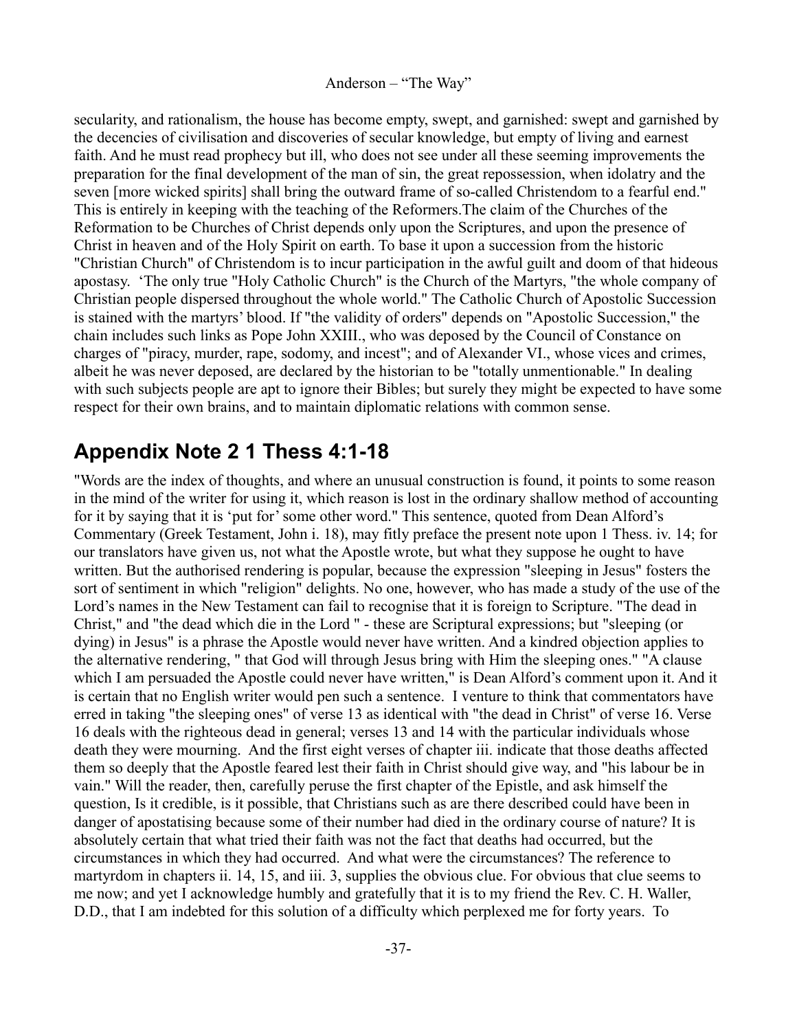secularity, and rationalism, the house has become empty, swept, and garnished: swept and garnished by the decencies of civilisation and discoveries of secular knowledge, but empty of living and earnest faith. And he must read prophecy but ill, who does not see under all these seeming improvements the preparation for the final development of the man of sin, the great repossession, when idolatry and the seven [more wicked spirits] shall bring the outward frame of so-called Christendom to a fearful end." This is entirely in keeping with the teaching of the Reformers.The claim of the Churches of the Reformation to be Churches of Christ depends only upon the Scriptures, and upon the presence of Christ in heaven and of the Holy Spirit on earth. To base it upon a succession from the historic "Christian Church" of Christendom is to incur participation in the awful guilt and doom of that hideous apostasy. 'The only true "Holy Catholic Church" is the Church of the Martyrs, "the whole company of Christian people dispersed throughout the whole world." The Catholic Church of Apostolic Succession is stained with the martyrs' blood. If "the validity of orders" depends on "Apostolic Succession," the chain includes such links as Pope John XXIII., who was deposed by the Council of Constance on charges of "piracy, murder, rape, sodomy, and incest"; and of Alexander VI., whose vices and crimes, albeit he was never deposed, are declared by the historian to be "totally unmentionable." In dealing with such subjects people are apt to ignore their Bibles; but surely they might be expected to have some respect for their own brains, and to maintain diplomatic relations with common sense.

## Appendix Note 2 1 Thess 4:1-18

"Words are the index of thoughts, and where an unusual construction is found, it points to some reason in the mind of the writer for using it, which reason is lost in the ordinary shallow method of accounting for it by saying that it is 'put for' some other word." This sentence, quoted from Dean Alford's Commentary (Greek Testament, John i. 18), may fitly preface the present note upon 1 Thess. iv. 14; for our translators have given us, not what the Apostle wrote, but what they suppose he ought to have written. But the authorised rendering is popular, because the expression "sleeping in Jesus" fosters the sort of sentiment in which "religion" delights. No one, however, who has made a study of the use of the Lord's names in the New Testament can fail to recognise that it is foreign to Scripture. "The dead in Christ," and "the dead which die in the Lord " - these are Scriptural expressions; but "sleeping (or dying) in Jesus" is a phrase the Apostle would never have written. And a kindred objection applies to the alternative rendering, " that God will through Jesus bring with Him the sleeping ones." "A clause which I am persuaded the Apostle could never have written," is Dean Alford's comment upon it. And it is certain that no English writer would pen such a sentence. I venture to think that commentators have erred in taking "the sleeping ones" of verse 13 as identical with "the dead in Christ" of verse 16. Verse 16 deals with the righteous dead in general; verses 13 and 14 with the particular individuals whose death they were mourning. And the first eight verses of chapter iii. indicate that those deaths affected them so deeply that the Apostle feared lest their faith in Christ should give way, and "his labour be in vain." Will the reader, then, carefully peruse the first chapter of the Epistle, and ask himself the question, Is it credible, is it possible, that Christians such as are there described could have been in danger of apostatising because some of their number had died in the ordinary course of nature? It is absolutely certain that what tried their faith was not the fact that deaths had occurred, but the circumstances in which they had occurred. And what were the circumstances? The reference to martyrdom in chapters ii. 14, 15, and iii. 3, supplies the obvious clue. For obvious that clue seems to me now; and yet I acknowledge humbly and gratefully that it is to my friend the Rev. C. H. Waller, D.D., that I am indebted for this solution of a difficulty which perplexed me for forty years. To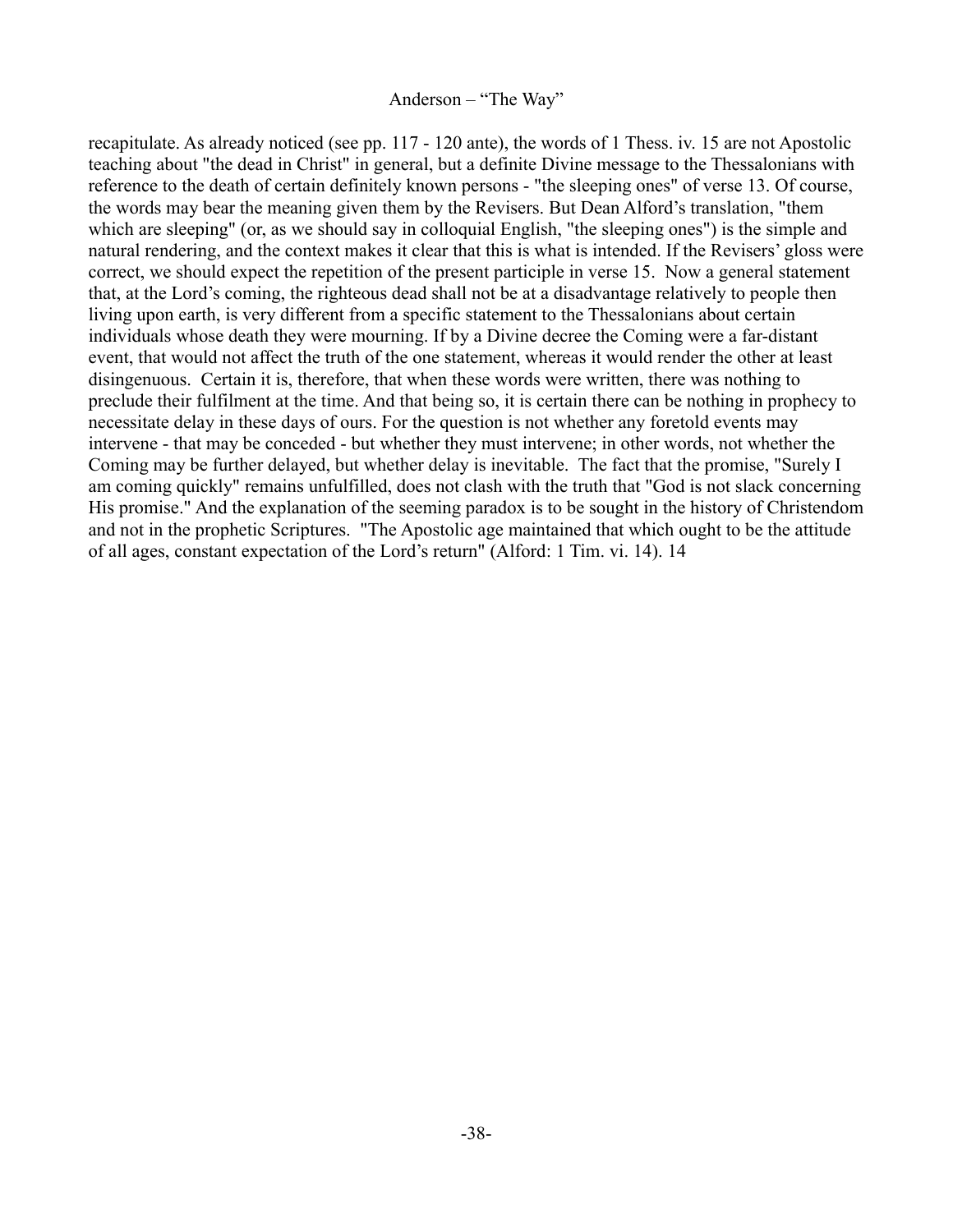recapitulate. As already noticed (see pp. 117 - 120 ante), the words of 1 Thess. iv. 15 are not Apostolic teaching about "the dead in Christ" in general, but a definite Divine message to the Thessalonians with reference to the death of certain definitely known persons - "the sleeping ones" of verse 13. Of course, the words may bear the meaning given them by the Revisers. But Dean Alford's translation, "them which are sleeping" (or, as we should say in colloquial English, "the sleeping ones") is the simple and natural rendering, and the context makes it clear that this is what is intended. If the Revisers' gloss were correct, we should expect the repetition of the present participle in verse 15. Now a general statement that, at the Lord's coming, the righteous dead shall not be at a disadvantage relatively to people then living upon earth, is very different from a specific statement to the Thessalonians about certain individuals whose death they were mourning. If by a Divine decree the Coming were a far-distant event, that would not affect the truth of the one statement, whereas it would render the other at least disingenuous. Certain it is, therefore, that when these words were written, there was nothing to preclude their fulfilment at the time. And that being so, it is certain there can be nothing in prophecy to necessitate delay in these days of ours. For the question is not whether any foretold events may intervene - that may be conceded - but whether they must intervene; in other words, not whether the Coming may be further delayed, but whether delay is inevitable. The fact that the promise, "Surely I am coming quickly" remains unfulfilled, does not clash with the truth that "God is not slack concerning His promise." And the explanation of the seeming paradox is to be sought in the history of Christendom and not in the prophetic Scriptures. "The Apostolic age maintained that which ought to be the attitude of all ages, constant expectation of the Lord's return" (Alford: 1 Tim. vi. 14). 14